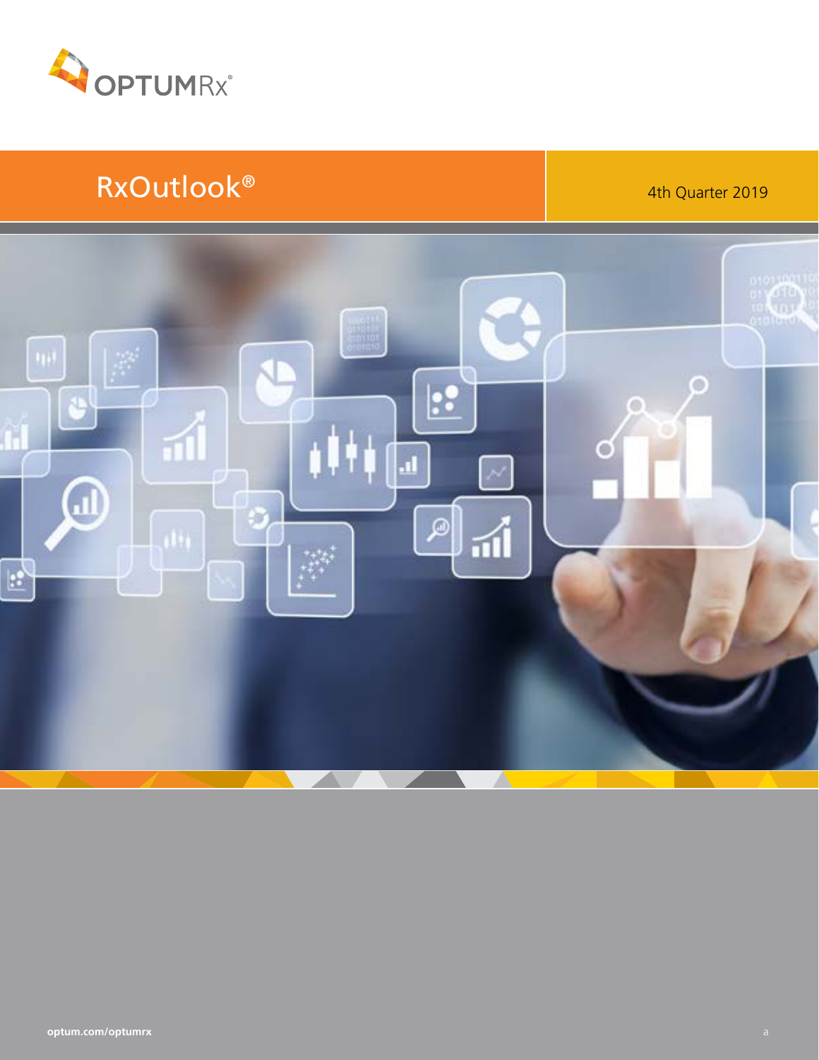OPTUMRx®

# RxOutlook®

4th Quarter 2019

optum.com/optumrx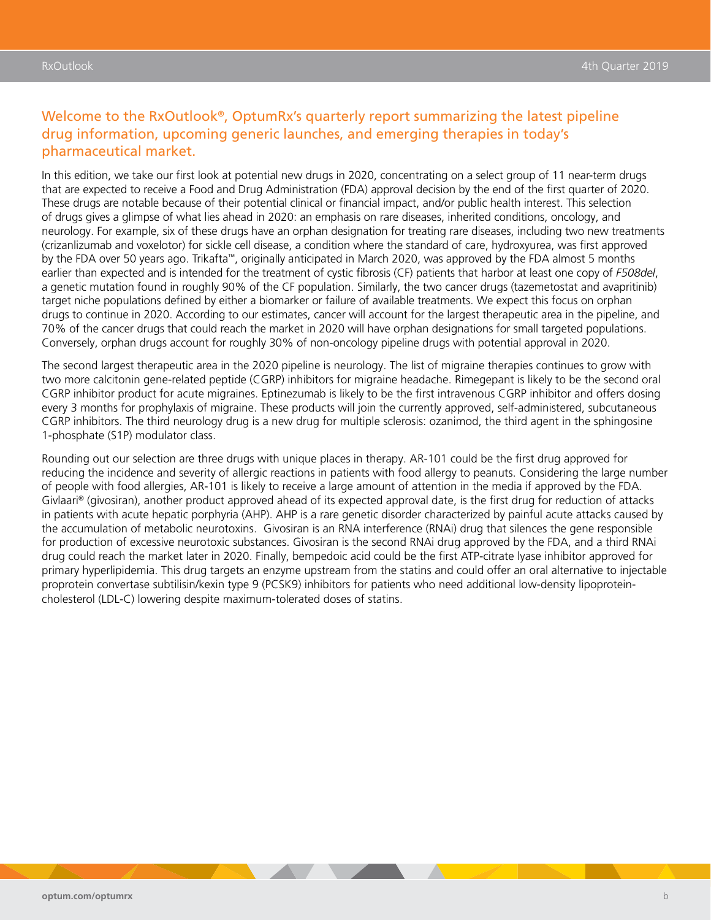## Welcome to the RxOutlook®, OptumRx's quarterly report summarizing the latest pipeline drug information, upcoming generic launches, and emerging therapies in today's pharmaceutical market.

In this edition, we take our first look at potential new drugs in 2020, concentrating on a select group of 11 near-term drugs that are expected to receive a Food and Drug Administration (FDA) approval decision by the end of the first quarter of 2020. These drugs are notable because of their potential clinical or financial impact, and/or public health interest. This selection of drugs gives a glimpse of what lies ahead in 2020: an emphasis on rare diseases, inherited conditions, oncology, and neurology. For example, six of these drugs have an orphan designation for treating rare diseases, including two new treatments (crizanlizumab and voxelotor) for sickle cell disease, a condition where the standard of care, hydroxyurea, was first approved by the FDA over 50 years ago. Trikafta™, originally anticipated in March 2020, was approved by the FDA almost 5 months earlier than expected and is intended for the treatment of cystic fibrosis (CF) patients that harbor at least one copy of *F508del*, a genetic mutation found in roughly 90% of the CF population. Similarly, the two cancer drugs (tazemetostat and avapritinib) target niche populations defined by either a biomarker or failure of available treatments. We expect this focus on orphan drugs to continue in 2020. According to our estimates, cancer will account for the largest therapeutic area in the pipeline, and 70% of the cancer drugs that could reach the market in 2020 will have orphan designations for small targeted populations. Conversely, orphan drugs account for roughly 30% of non-oncology pipeline drugs with potential approval in 2020.

The second largest therapeutic area in the 2020 pipeline is neurology. The list of migraine therapies continues to grow with two more calcitonin gene-related peptide (CGRP) inhibitors for migraine headache. Rimegepant is likely to be the second oral CGRP inhibitor product for acute migraines. Eptinezumab is likely to be the first intravenous CGRP inhibitor and offers dosing every 3 months for prophylaxis of migraine. These products will join the currently approved, self-administered, subcutaneous CGRP inhibitors. The third neurology drug is a new drug for multiple sclerosis: ozanimod, the third agent in the sphingosine 1-phosphate (S1P) modulator class.

Rounding out our selection are three drugs with unique places in therapy. AR-101 could be the first drug approved for reducing the incidence and severity of allergic reactions in patients with food allergy to peanuts. Considering the large number of people with food allergies, AR-101 is likely to receive a large amount of attention in the media if approved by the FDA. Givlaari® (givosiran), another product approved ahead of its expected approval date, is the first drug for reduction of attacks in patients with acute hepatic porphyria (AHP). AHP is a rare genetic disorder characterized by painful acute attacks caused by the accumulation of metabolic neurotoxins. Givosiran is an RNA interference (RNAi) drug that silences the gene responsible for production of excessive neurotoxic substances. Givosiran is the second RNAi drug approved by the FDA, and a third RNAi drug could reach the market later in 2020. Finally, bempedoic acid could be the first ATP-citrate lyase inhibitor approved for primary hyperlipidemia. This drug targets an enzyme upstream from the statins and could offer an oral alternative to injectable proprotein convertase subtilisin/kexin type 9 (PCSK9) inhibitors for patients who need additional low-density lipoprotein-cholesterol (LDL-C) lowering despite maximum-tolerated doses of statins.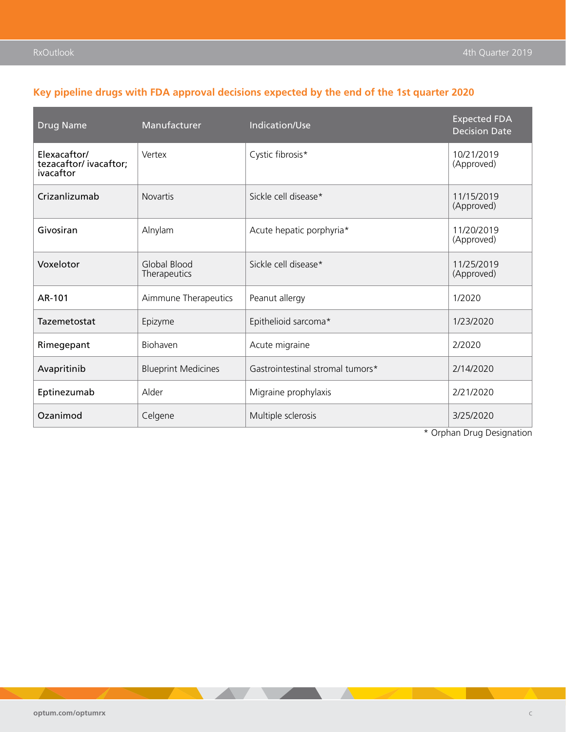## Key pipeline drugs with FDA approval decisions expected by the end of the 1st quarter 2020

| Drug Name | Manufacturer | Indication/Use | Expected FDA Decision Date |
|---|---|---|---|
| Elexacaftor/ tezacaftor/ ivacaftor; ivacaftor | Vertex | Cystic fibrosis* | 10/21/2019 (Approved) |
| Crizanlizumab | Novartis | Sickle cell disease* | 11/15/2019 (Approved) |
| Givosiran | Alnylam | Acute hepatic porphyria* | 11/20/2019 (Approved) |
| Voxelotor | Global Blood Therapeutics | Sickle cell disease* | 11/25/2019 (Approved) |
| AR-101 | Aimmune Therapeutics | Peanut allergy | 1/2020 |
| Tazemetostat | Epizyme | Epithelioid sarcoma* | 1/23/2020 |
| Rimegepant | Biohaven | Acute migraine | 2/2020 |
| Avapritinib | Blueprint Medicines | Gastrointestinal stromal tumors* | 2/14/2020 |
| Eptinezumab | Alder | Migraine prophylaxis | 2/21/2020 |
| Ozanimod | Celgene | Multiple sclerosis | 3/25/2020 |

* Orphan Drug Designation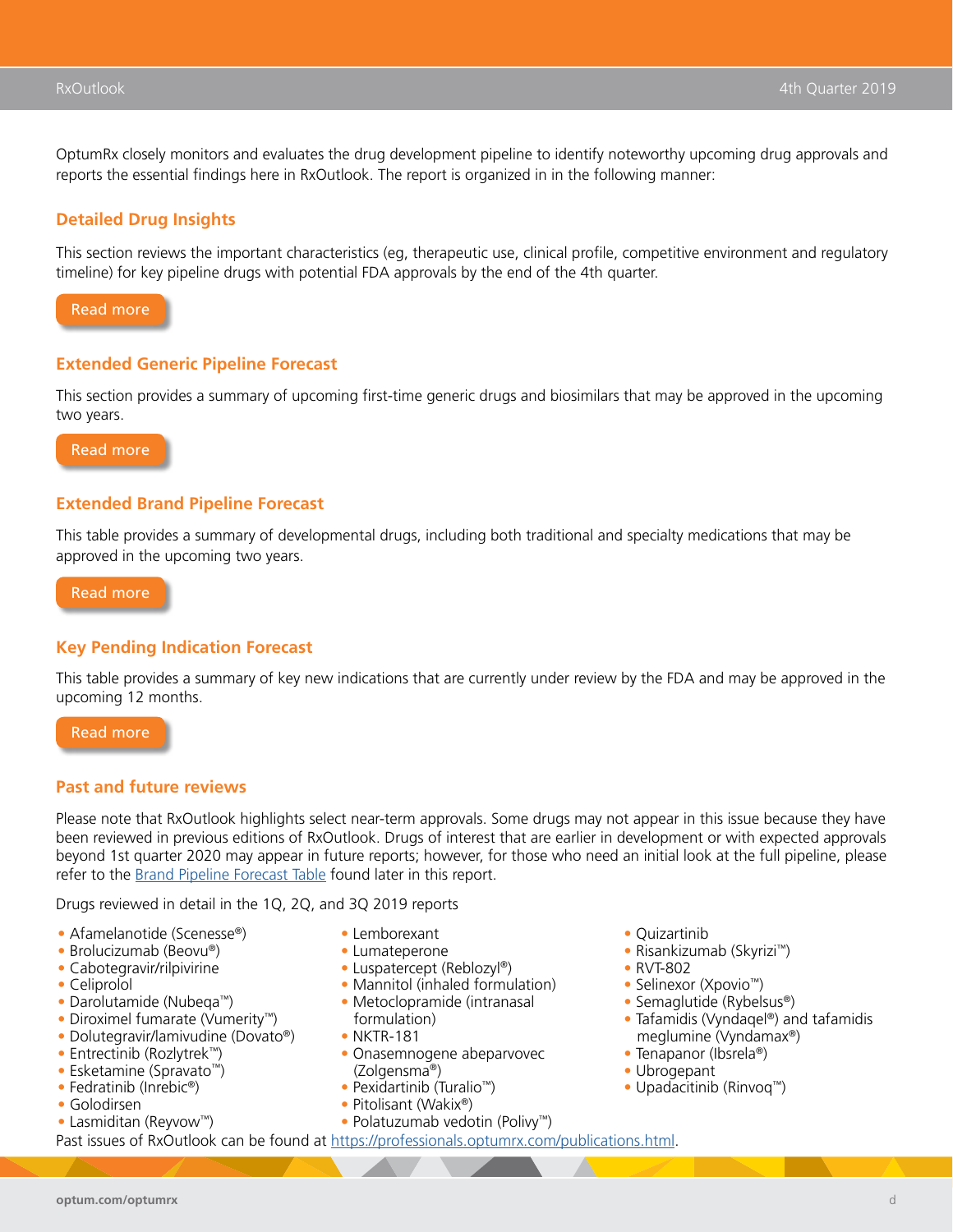OptumRx closely monitors and evaluates the drug development pipeline to identify noteworthy upcoming drug approvals and reports the essential findings here in RxOutlook. The report is organized in in the following manner:

## Detailed Drug Insights

This section reviews the important characteristics (eg, therapeutic use, clinical profile, competitive environment and regulatory timeline) for key pipeline drugs with potential FDA approvals by the end of the 4th quarter.

Read more

## Extended Generic Pipeline Forecast

This section provides a summary of upcoming first-time generic drugs and biosimilars that may be approved in the upcoming two years.

Read more

## Extended Brand Pipeline Forecast

This table provides a summary of developmental drugs, including both traditional and specialty medications that may be approved in the upcoming two years.

Read more

## Key Pending Indication Forecast

This table provides a summary of key new indications that are currently under review by the FDA and may be approved in the upcoming 12 months.

Read more

## Past and future reviews

Please note that RxOutlook highlights select near-term approvals. Some drugs may not appear in this issue because they have been reviewed in previous editions of RxOutlook. Drugs of interest that are earlier in development or with expected approvals beyond 1st quarter 2020 may appear in future reports; however, for those who need an initial look at the full pipeline, please refer to the Brand Pipeline Forecast Table found later in this report.

Drugs reviewed in detail in the 1Q, 2Q, and 3Q 2019 reports

- Afamelanotide (Scenesse®)
- Brolucizumab (Beovu®)
- Cabotegravir/rilpivirine
- Celiprolol
- Darolutamide (Nubeqa™)
- Diroximel fumarate (Vumerity™)
- Dolutegravir/lamivudine (Dovato®)
- Entrectinib (Rozlytrek™)
- Esketamine (Spravato™)
- Fedratinib (Inrebic®)
- Golodirsen
- Lasmiditan (Reyvow™)
- Lemborexant
- Lumateperone
- Luspatercept (Reblozyl®)
- Mannitol (inhaled formulation)
- Metoclopramide (intranasal formulation)
- NKTR-181
- Onasemnogene abeparvovec (Zolgensma®)
- Pexidartinib (Turalio™)
- Pitolisant (Wakix®)
- Polatuzumab vedotin (Polivy™)
- Quizartinib
- Risankizumab (Skyrizi™)
- RVT-802
- Selinexor (Xpovio™)
- Semaglutide (Rybelsus®)
- Tafamidis (Vyndaqel®) and tafamidis meglumine (Vyndamax®)
- Tenapanor (Ibsrela®)
- Ubrogepant
- Upadacitinib (Rinvoq™)

Past issues of RxOutlook can be found at https://professionals.optumrx.com/publications.html.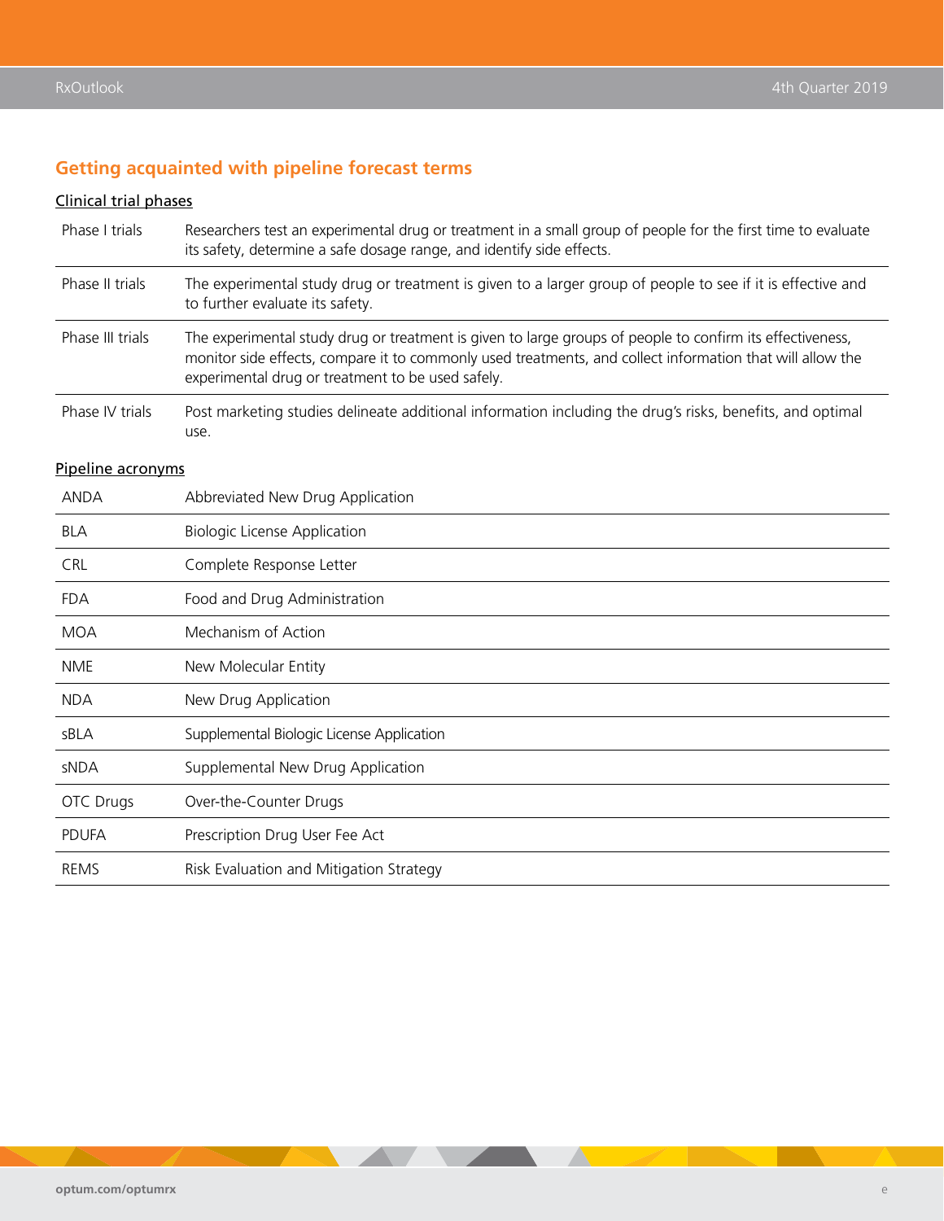## Getting acquainted with pipeline forecast terms

### Clinical trial phases

| | |
|---|---|
| Phase I trials | Researchers test an experimental drug or treatment in a small group of people for the first time to evaluate its safety, determine a safe dosage range, and identify side effects. |
| Phase II trials | The experimental study drug or treatment is given to a larger group of people to see if it is effective and to further evaluate its safety. |
| Phase III trials | The experimental study drug or treatment is given to large groups of people to confirm its effectiveness, monitor side effects, compare it to commonly used treatments, and collect information that will allow the experimental drug or treatment to be used safely. |
| Phase IV trials | Post marketing studies delineate additional information including the drug's risks, benefits, and optimal use. |

### Pipeline acronyms

| | |
|---|---|
| ANDA | Abbreviated New Drug Application |
| BLA | Biologic License Application |
| CRL | Complete Response Letter |
| FDA | Food and Drug Administration |
| MOA | Mechanism of Action |
| NME | New Molecular Entity |
| NDA | New Drug Application |
| sBLA | Supplemental Biologic License Application |
| sNDA | Supplemental New Drug Application |
| OTC Drugs | Over-the-Counter Drugs |
| PDUFA | Prescription Drug User Fee Act |
| REMS | Risk Evaluation and Mitigation Strategy |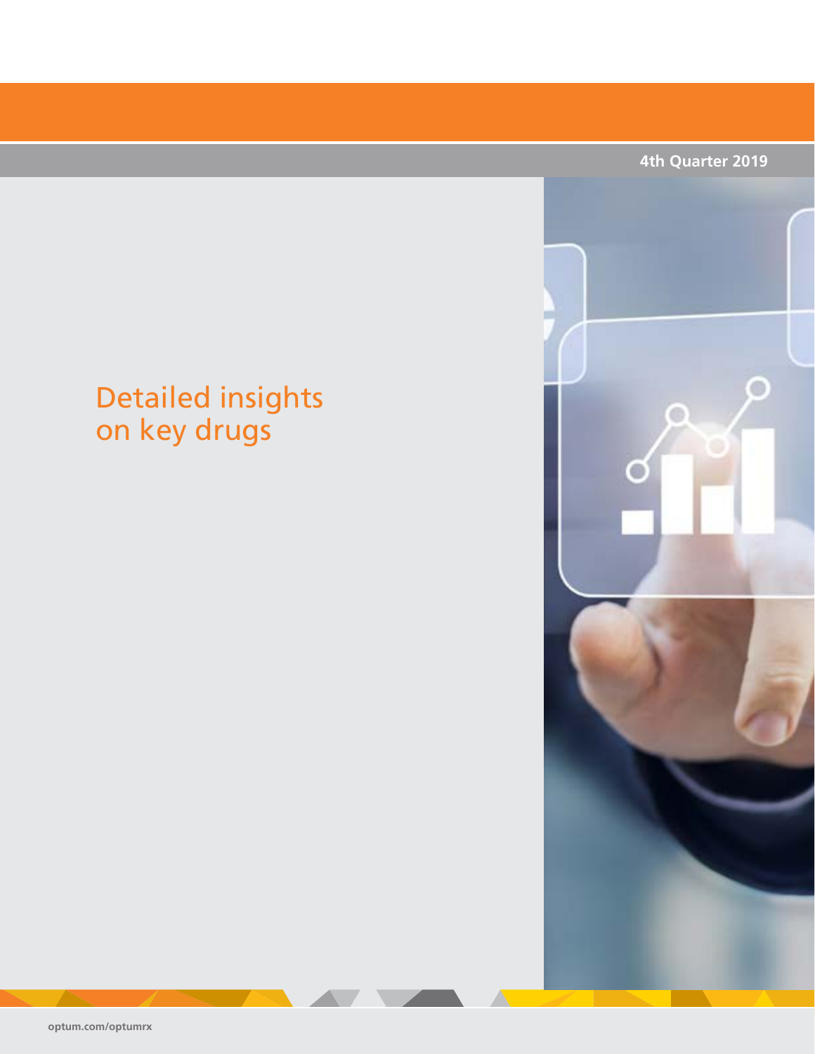4th Quarter 2019

# Detailed insights on key drugs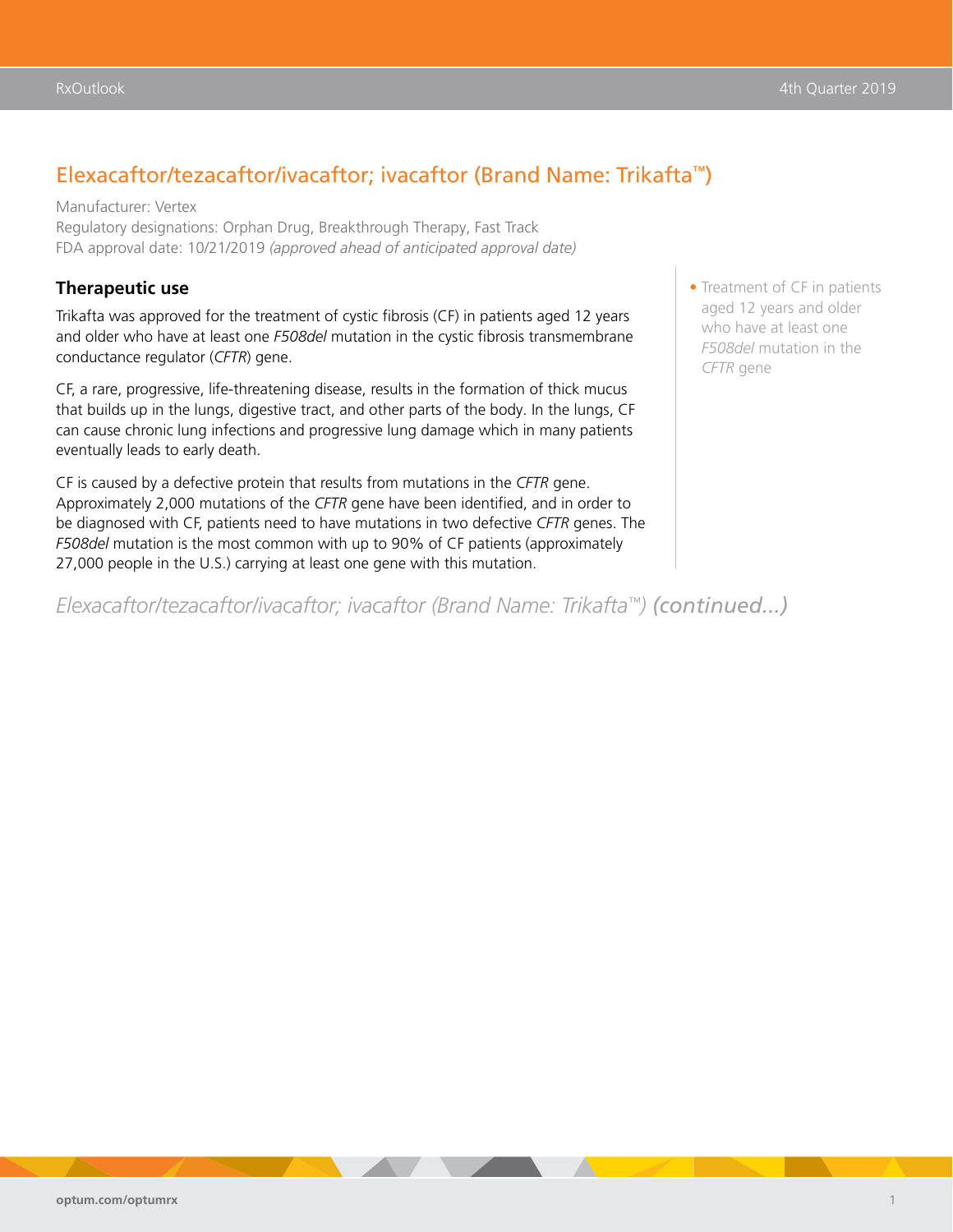## Elexacaftor/tezacaftor/ivacaftor; ivacaftor (Brand Name: Trikafta™)

Manufacturer: Vertex
Regulatory designations: Orphan Drug, Breakthrough Therapy, Fast Track
FDA approval date: 10/21/2019 *(approved ahead of anticipated approval date)*

### Therapeutic use

Trikafta was approved for the treatment of cystic fibrosis (CF) in patients aged 12 years and older who have at least one *F508del* mutation in the cystic fibrosis transmembrane conductance regulator (*CFTR*) gene.

CF, a rare, progressive, life-threatening disease, results in the formation of thick mucus that builds up in the lungs, digestive tract, and other parts of the body. In the lungs, CF can cause chronic lung infections and progressive lung damage which in many patients eventually leads to early death.

CF is caused by a defective protein that results from mutations in the *CFTR* gene. Approximately 2,000 mutations of the *CFTR* gene have been identified, and in order to be diagnosed with CF, patients need to have mutations in two defective *CFTR* genes. The *F508del* mutation is the most common with up to 90% of CF patients (approximately 27,000 people in the U.S.) carrying at least one gene with this mutation.

- Treatment of CF in patients aged 12 years and older who have at least one *F508del* mutation in the *CFTR* gene

*Elexacaftor/tezacaftor/ivacaftor; ivacaftor (Brand Name: Trikafta™)* ***(continued...)***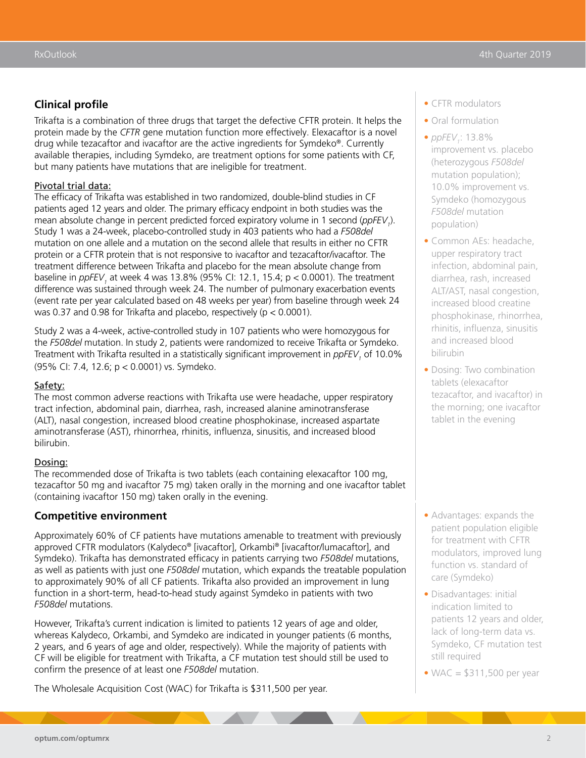## Clinical profile

Trikafta is a combination of three drugs that target the defective CFTR protein. It helps the protein made by the *CFTR* gene mutation function more effectively. Elexacaftor is a novel drug while tezacaftor and ivacaftor are the active ingredients for Symdeko®. Currently available therapies, including Symdeko, are treatment options for some patients with CF, but many patients have mutations that are ineligible for treatment.

Pivotal trial data:

The efficacy of Trikafta was established in two randomized, double-blind studies in CF patients aged 12 years and older. The primary efficacy endpoint in both studies was the mean absolute change in percent predicted forced expiratory volume in 1 second ($ppFEV_1$). Study 1 was a 24-week, placebo-controlled study in 403 patients who had a *F508del* mutation on one allele and a mutation on the second allele that results in either no CFTR protein or a CFTR protein that is not responsive to ivacaftor and tezacaftor/ivacaftor. The treatment difference between Trikafta and placebo for the mean absolute change from baseline in $ppFEV_1$ at week 4 was 13.8% (95% CI: 12.1, 15.4; $p < 0.0001$). The treatment difference was sustained through week 24. The number of pulmonary exacerbation events (event rate per year calculated based on 48 weeks per year) from baseline through week 24 was 0.37 and 0.98 for Trikafta and placebo, respectively ($p < 0.0001$).

Study 2 was a 4-week, active-controlled study in 107 patients who were homozygous for the *F508del* mutation. In study 2, patients were randomized to receive Trikafta or Symdeko. Treatment with Trikafta resulted in a statistically significant improvement in $ppFEV_1$ of 10.0% (95% CI: 7.4, 12.6; $p < 0.0001$) vs. Symdeko.

Safety:

The most common adverse reactions with Trikafta use were headache, upper respiratory tract infection, abdominal pain, diarrhea, rash, increased alanine aminotransferase (ALT), nasal congestion, increased blood creatine phosphokinase, increased aspartate aminotransferase (AST), rhinorrhea, rhinitis, influenza, sinusitis, and increased blood bilirubin.

Dosing:

The recommended dose of Trikafta is two tablets (each containing elexacaftor 100 mg, tezacaftor 50 mg and ivacaftor 75 mg) taken orally in the morning and one ivacaftor tablet (containing ivacaftor 150 mg) taken orally in the evening.

- CFTR modulators
- Oral formulation
- $ppFEV_1$: 13.8% improvement vs. placebo (heterozygous *F508del* mutation population); 10.0% improvement vs. Symdeko (homozygous *F508del* mutation population)
- Common AEs: headache, upper respiratory tract infection, abdominal pain, diarrhea, rash, increased ALT/AST, nasal congestion, increased blood creatine phosphokinase, rhinorrhea, rhinitis, influenza, sinusitis and increased blood bilirubin
- Dosing: Two combination tablets (elexacaftor tezacaftor, and ivacaftor) in the morning; one ivacaftor tablet in the evening

## Competitive environment

Approximately 60% of CF patients have mutations amenable to treatment with previously approved CFTR modulators (Kalydeco® [ivacaftor], Orkambi® [ivacaftor/lumacaftor], and Symdeko). Trikafta has demonstrated efficacy in patients carrying two *F508del* mutations, as well as patients with just one *F508del* mutation, which expands the treatable population to approximately 90% of all CF patients. Trikafta also provided an improvement in lung function in a short-term, head-to-head study against Symdeko in patients with two *F508del* mutations.

However, Trikafta's current indication is limited to patients 12 years of age and older, whereas Kalydeco, Orkambi, and Symdeko are indicated in younger patients (6 months, 2 years, and 6 years of age and older, respectively). While the majority of patients with CF will be eligible for treatment with Trikafta, a CF mutation test should still be used to confirm the presence of at least one *F508del* mutation.

The Wholesale Acquisition Cost (WAC) for Trikafta is $311,500 per year.

- Advantages: expands the patient population eligible for treatment with CFTR modulators, improved lung function vs. standard of care (Symdeko)
- Disadvantages: initial indication limited to patients 12 years and older, lack of long-term data vs. Symdeko, CF mutation test still required
- WAC = $311,500 per year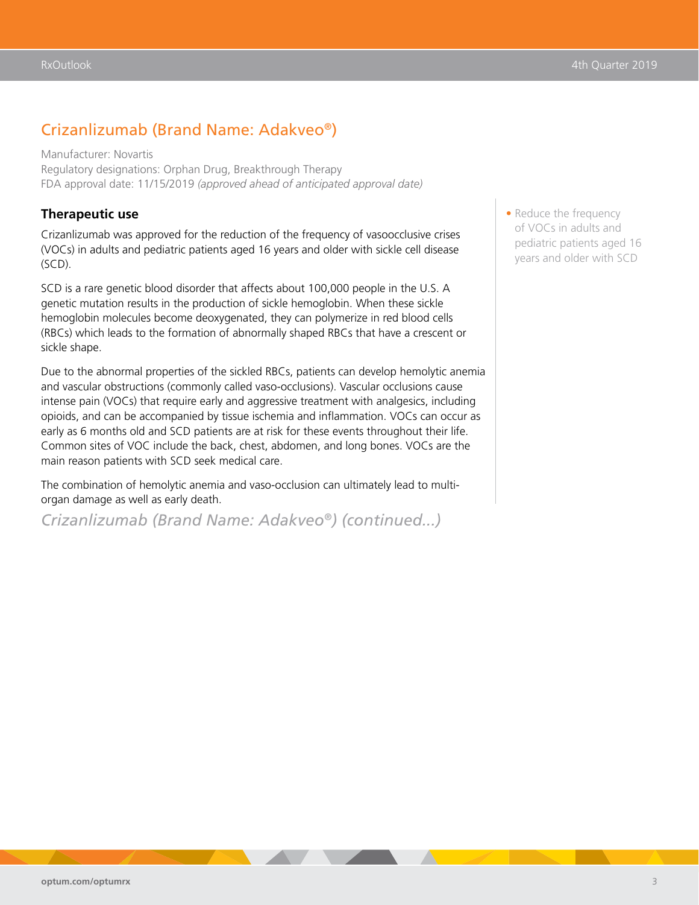## Crizanlizumab (Brand Name: Adakveo®)

Manufacturer: Novartis
Regulatory designations: Orphan Drug, Breakthrough Therapy
FDA approval date: 11/15/2019 *(approved ahead of anticipated approval date)*

### Therapeutic use

Crizanlizumab was approved for the reduction of the frequency of vasoocclusive crises (VOCs) in adults and pediatric patients aged 16 years and older with sickle cell disease (SCD).

SCD is a rare genetic blood disorder that affects about 100,000 people in the U.S. A genetic mutation results in the production of sickle hemoglobin. When these sickle hemoglobin molecules become deoxygenated, they can polymerize in red blood cells (RBCs) which leads to the formation of abnormally shaped RBCs that have a crescent or sickle shape.

Due to the abnormal properties of the sickled RBCs, patients can develop hemolytic anemia and vascular obstructions (commonly called vaso-occlusions). Vascular occlusions cause intense pain (VOCs) that require early and aggressive treatment with analgesics, including opioids, and can be accompanied by tissue ischemia and inflammation. VOCs can occur as early as 6 months old and SCD patients are at risk for these events throughout their life. Common sites of VOC include the back, chest, abdomen, and long bones. VOCs are the main reason patients with SCD seek medical care.

The combination of hemolytic anemia and vaso-occlusion can ultimately lead to multi-organ damage as well as early death.

- Reduce the frequency of VOCs in adults and pediatric patients aged 16 years and older with SCD

*Crizanlizumab (Brand Name: Adakveo®) (continued...)*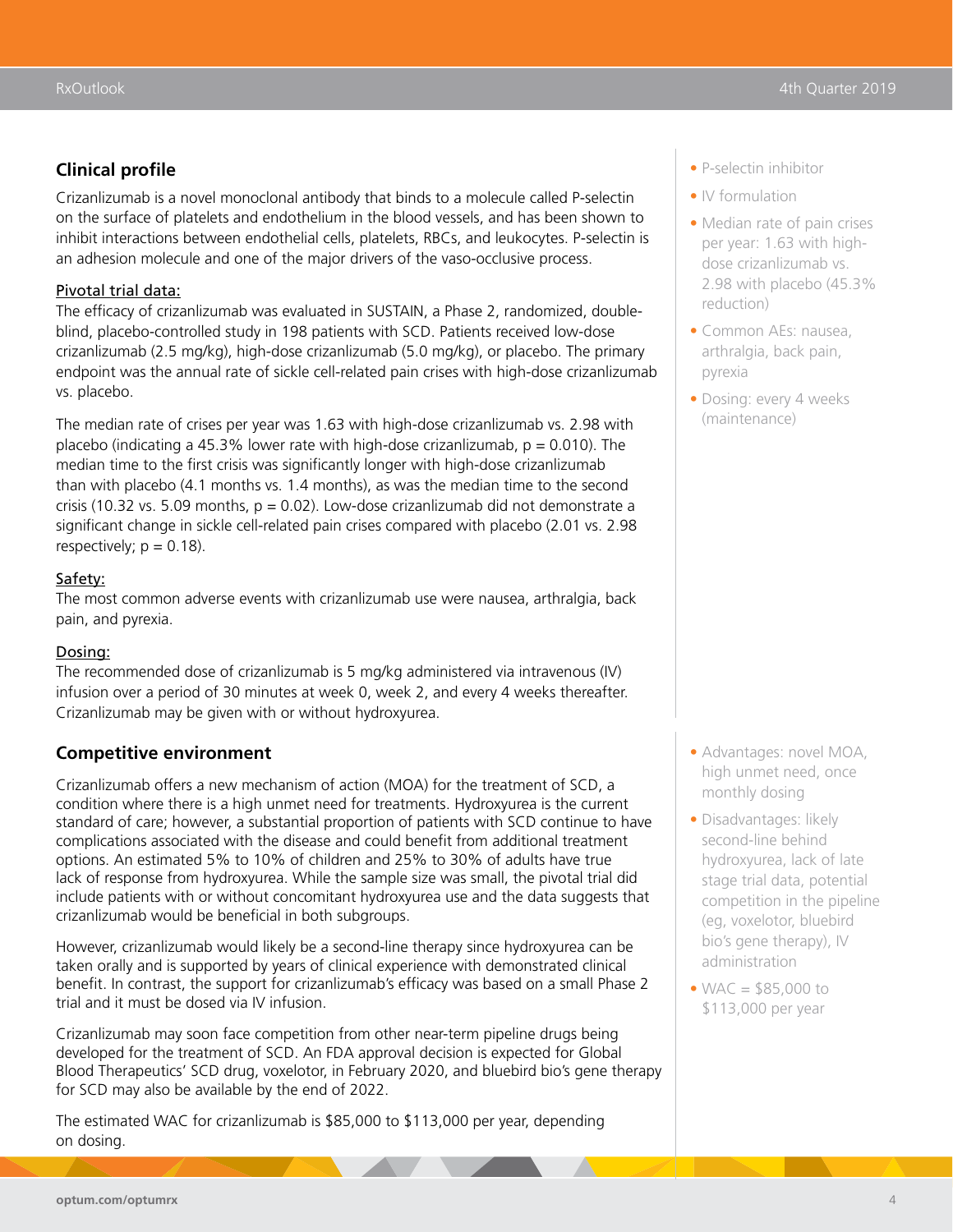## Clinical profile

Crizanlizumab is a novel monoclonal antibody that binds to a molecule called P-selectin on the surface of platelets and endothelium in the blood vessels, and has been shown to inhibit interactions between endothelial cells, platelets, RBCs, and leukocytes. P-selectin is an adhesion molecule and one of the major drivers of the vaso-occlusive process.

- P-selectin inhibitor
- IV formulation
- Median rate of pain crises per year: 1.63 with high-dose crizanlizumab vs. 2.98 with placebo (45.3% reduction)
- Common AEs: nausea, arthralgia, back pain, pyrexia
- Dosing: every 4 weeks (maintenance)

Pivotal trial data:

The efficacy of crizanlizumab was evaluated in SUSTAIN, a Phase 2, randomized, double-blind, placebo-controlled study in 198 patients with SCD. Patients received low-dose crizanlizumab (2.5 mg/kg), high-dose crizanlizumab (5.0 mg/kg), or placebo. The primary endpoint was the annual rate of sickle cell-related pain crises with high-dose crizanlizumab vs. placebo.

The median rate of crises per year was 1.63 with high-dose crizanlizumab vs. 2.98 with placebo (indicating a 45.3% lower rate with high-dose crizanlizumab, $p = 0.010$). The median time to the first crisis was significantly longer with high-dose crizanlizumab than with placebo (4.1 months vs. 1.4 months), as was the median time to the second crisis (10.32 vs. 5.09 months, $p = 0.02$). Low-dose crizanlizumab did not demonstrate a significant change in sickle cell-related pain crises compared with placebo (2.01 vs. 2.98 respectively; $p = 0.18$).

Safety:

The most common adverse events with crizanlizumab use were nausea, arthralgia, back pain, and pyrexia.

Dosing:

The recommended dose of crizanlizumab is 5 mg/kg administered via intravenous (IV) infusion over a period of 30 minutes at week 0, week 2, and every 4 weeks thereafter. Crizanlizumab may be given with or without hydroxyurea.

## Competitive environment

Crizanlizumab offers a new mechanism of action (MOA) for the treatment of SCD, a condition where there is a high unmet need for treatments. Hydroxyurea is the current standard of care; however, a substantial proportion of patients with SCD continue to have complications associated with the disease and could benefit from additional treatment options. An estimated 5% to 10% of children and 25% to 30% of adults have true lack of response from hydroxyurea. While the sample size was small, the pivotal trial did include patients with or without concomitant hydroxyurea use and the data suggests that crizanlizumab would be beneficial in both subgroups.

- Advantages: novel MOA, high unmet need, once monthly dosing
- Disadvantages: likely second-line behind hydroxyurea, lack of late stage trial data, potential competition in the pipeline (eg, voxelotor, bluebird bio's gene therapy), IV administration
- WAC = $85,000 to $113,000 per year

However, crizanlizumab would likely be a second-line therapy since hydroxyurea can be taken orally and is supported by years of clinical experience with demonstrated clinical benefit. In contrast, the support for crizanlizumab's efficacy was based on a small Phase 2 trial and it must be dosed via IV infusion.

Crizanlizumab may soon face competition from other near-term pipeline drugs being developed for the treatment of SCD. An FDA approval decision is expected for Global Blood Therapeutics' SCD drug, voxelotor, in February 2020, and bluebird bio's gene therapy for SCD may also be available by the end of 2022.

The estimated WAC for crizanlizumab is $85,000 to $113,000 per year, depending on dosing.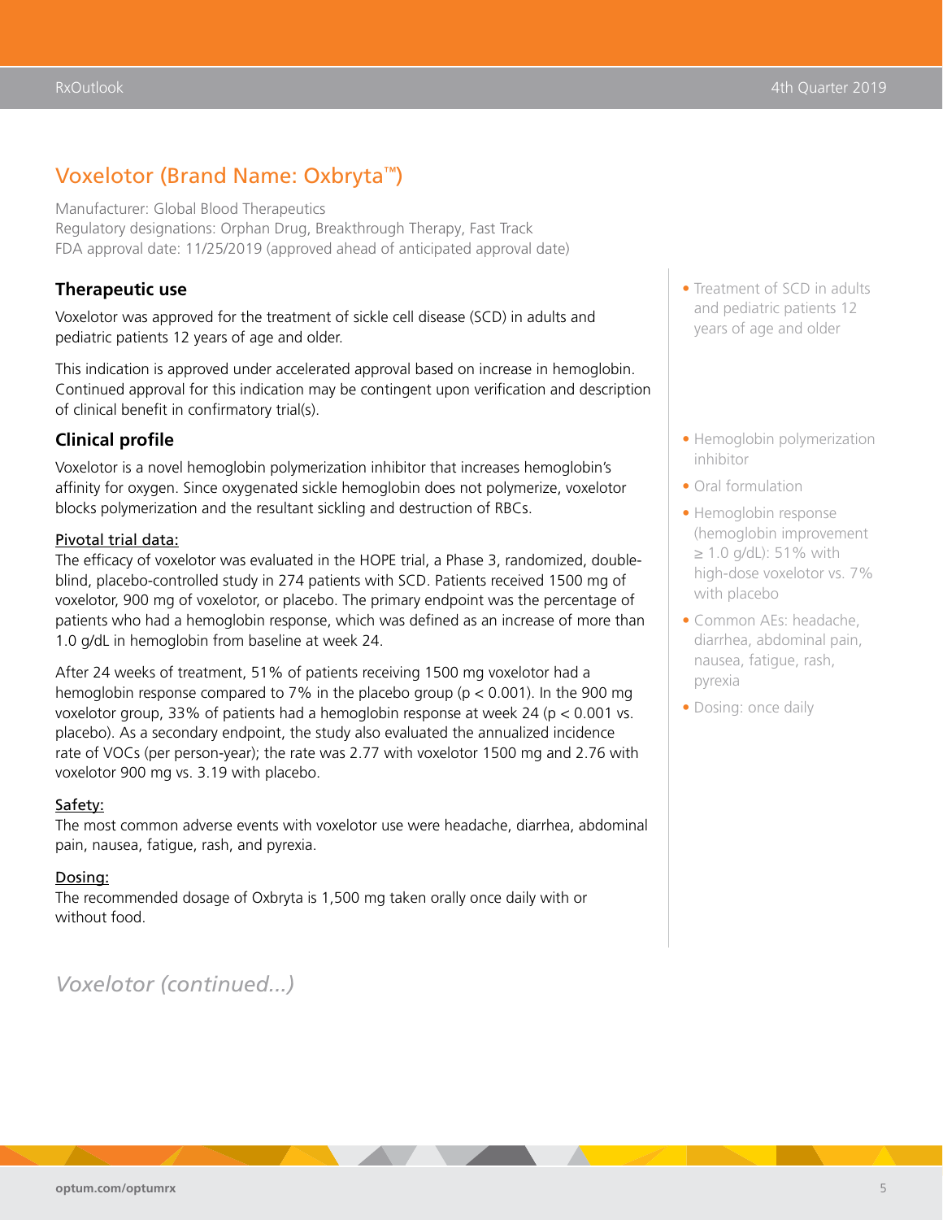## Voxelotor (Brand Name: Oxbryta™)

Manufacturer: Global Blood Therapeutics
Regulatory designations: Orphan Drug, Breakthrough Therapy, Fast Track
FDA approval date: 11/25/2019 (approved ahead of anticipated approval date)

### Therapeutic use

Voxelotor was approved for the treatment of sickle cell disease (SCD) in adults and pediatric patients 12 years of age and older.

This indication is approved under accelerated approval based on increase in hemoglobin. Continued approval for this indication may be contingent upon verification and description of clinical benefit in confirmatory trial(s).

- Treatment of SCD in adults and pediatric patients 12 years of age and older

### Clinical profile

Voxelotor is a novel hemoglobin polymerization inhibitor that increases hemoglobin's affinity for oxygen. Since oxygenated sickle hemoglobin does not polymerize, voxelotor blocks polymerization and the resultant sickling and destruction of RBCs.

<u>Pivotal trial data:</u>
The efficacy of voxelotor was evaluated in the HOPE trial, a Phase 3, randomized, double-blind, placebo-controlled study in 274 patients with SCD. Patients received 1500 mg of voxelotor, 900 mg of voxelotor, or placebo. The primary endpoint was the percentage of patients who had a hemoglobin response, which was defined as an increase of more than 1.0 g/dL in hemoglobin from baseline at week 24.

After 24 weeks of treatment, 51% of patients receiving 1500 mg voxelotor had a hemoglobin response compared to 7% in the placebo group ($p < 0.001$). In the 900 mg voxelotor group, 33% of patients had a hemoglobin response at week 24 ($p < 0.001$ vs. placebo). As a secondary endpoint, the study also evaluated the annualized incidence rate of VOCs (per person-year); the rate was 2.77 with voxelotor 1500 mg and 2.76 with voxelotor 900 mg vs. 3.19 with placebo.

<u>Safety:</u>
The most common adverse events with voxelotor use were headache, diarrhea, abdominal pain, nausea, fatigue, rash, and pyrexia.

<u>Dosing:</u>
The recommended dosage of Oxbryta is 1,500 mg taken orally once daily with or without food.

- Hemoglobin polymerization inhibitor
- Oral formulation
- Hemoglobin response (hemoglobin improvement ≥ 1.0 g/dL): 51% with high-dose voxelotor vs. 7% with placebo
- Common AEs: headache, diarrhea, abdominal pain, nausea, fatigue, rash, pyrexia
- Dosing: once daily

*Voxelotor (continued...)*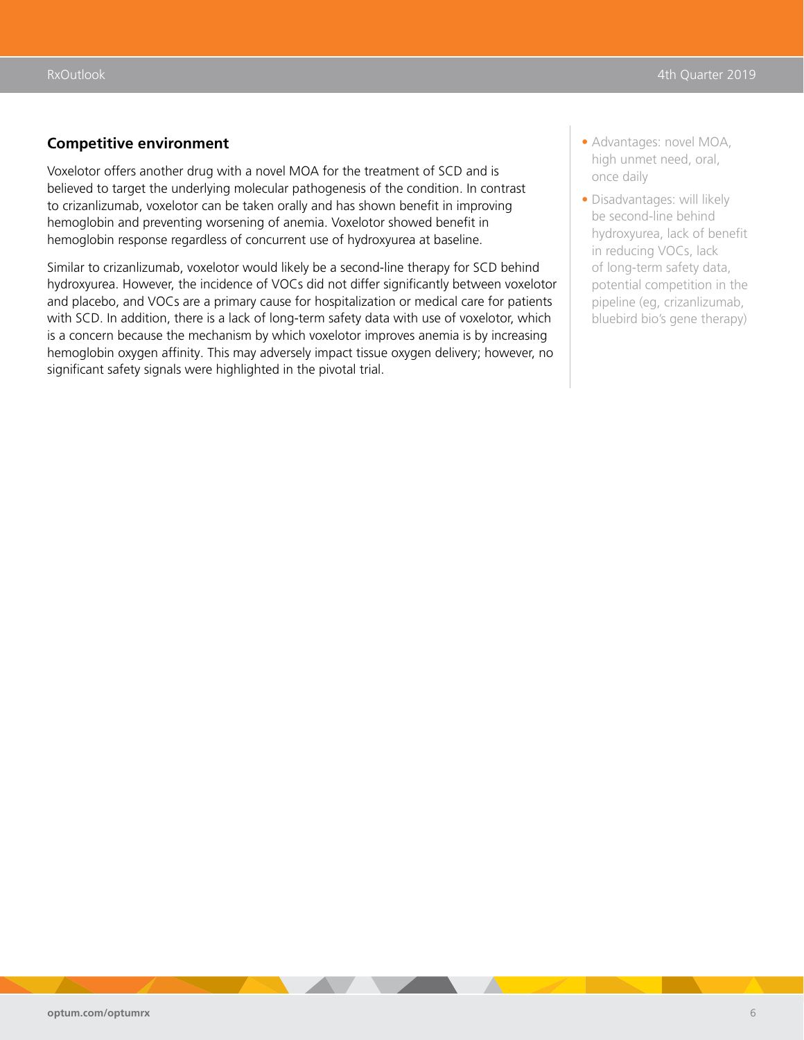## Competitive environment

Voxelotor offers another drug with a novel MOA for the treatment of SCD and is believed to target the underlying molecular pathogenesis of the condition. In contrast to crizanlizumab, voxelotor can be taken orally and has shown benefit in improving hemoglobin and preventing worsening of anemia. Voxelotor showed benefit in hemoglobin response regardless of concurrent use of hydroxyurea at baseline.

Similar to crizanlizumab, voxelotor would likely be a second-line therapy for SCD behind hydroxyurea. However, the incidence of VOCs did not differ significantly between voxelotor and placebo, and VOCs are a primary cause for hospitalization or medical care for patients with SCD. In addition, there is a lack of long-term safety data with use of voxelotor, which is a concern because the mechanism by which voxelotor improves anemia is by increasing hemoglobin oxygen affinity. This may adversely impact tissue oxygen delivery; however, no significant safety signals were highlighted in the pivotal trial.

- Advantages: novel MOA, high unmet need, oral, once daily
- Disadvantages: will likely be second-line behind hydroxyurea, lack of benefit in reducing VOCs, lack of long-term safety data, potential competition in the pipeline (eg, crizanlizumab, bluebird bio's gene therapy)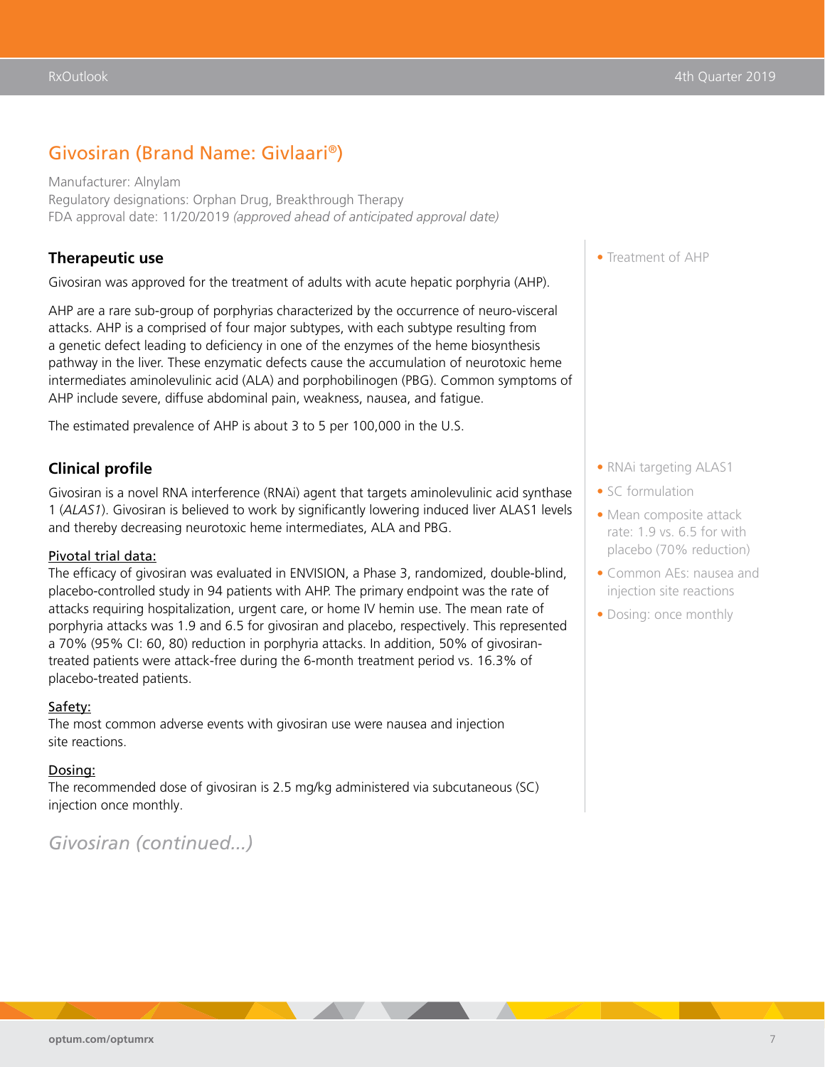## Givosiran (Brand Name: Givlaari®)

Manufacturer: Alnylam
Regulatory designations: Orphan Drug, Breakthrough Therapy
FDA approval date: 11/20/2019 *(approved ahead of anticipated approval date)*

### Therapeutic use

Givosiran was approved for the treatment of adults with acute hepatic porphyria (AHP).

AHP are a rare sub-group of porphyrias characterized by the occurrence of neuro-visceral attacks. AHP is a comprised of four major subtypes, with each subtype resulting from a genetic defect leading to deficiency in one of the enzymes of the heme biosynthesis pathway in the liver. These enzymatic defects cause the accumulation of neurotoxic heme intermediates aminolevulinic acid (ALA) and porphobilinogen (PBG). Common symptoms of AHP include severe, diffuse abdominal pain, weakness, nausea, and fatigue.

The estimated prevalence of AHP is about 3 to 5 per 100,000 in the U.S.

- Treatment of AHP

### Clinical profile

Givosiran is a novel RNA interference (RNAi) agent that targets aminolevulinic acid synthase 1 (*ALAS1*). Givosiran is believed to work by significantly lowering induced liver ALAS1 levels and thereby decreasing neurotoxic heme intermediates, ALA and PBG.

<u>Pivotal trial data:</u>
The efficacy of givosiran was evaluated in ENVISION, a Phase 3, randomized, double-blind, placebo-controlled study in 94 patients with AHP. The primary endpoint was the rate of attacks requiring hospitalization, urgent care, or home IV hemin use. The mean rate of porphyria attacks was 1.9 and 6.5 for givosiran and placebo, respectively. This represented a 70% (95% CI: 60, 80) reduction in porphyria attacks. In addition, 50% of givosiran-treated patients were attack-free during the 6-month treatment period vs. 16.3% of placebo-treated patients.

<u>Safety:</u>
The most common adverse events with givosiran use were nausea and injection site reactions.

<u>Dosing:</u>
The recommended dose of givosiran is 2.5 mg/kg administered via subcutaneous (SC) injection once monthly.

- RNAi targeting ALAS1
- SC formulation
- Mean composite attack rate: 1.9 vs. 6.5 for with placebo (70% reduction)
- Common AEs: nausea and injection site reactions
- Dosing: once monthly

*Givosiran (continued...)*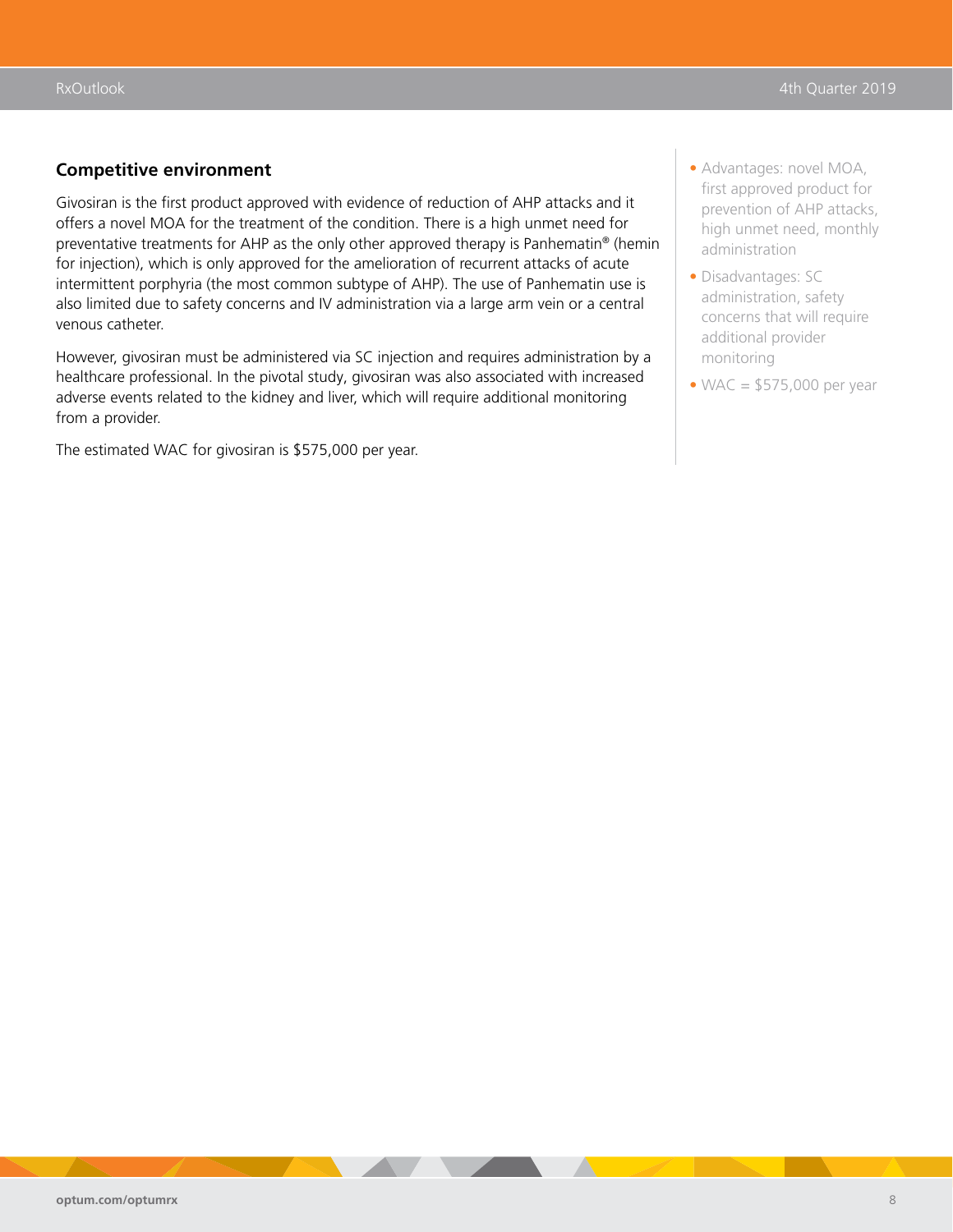## Competitive environment

Givosiran is the first product approved with evidence of reduction of AHP attacks and it offers a novel MOA for the treatment of the condition. There is a high unmet need for preventative treatments for AHP as the only other approved therapy is Panhematin® (hemin for injection), which is only approved for the amelioration of recurrent attacks of acute intermittent porphyria (the most common subtype of AHP). The use of Panhematin use is also limited due to safety concerns and IV administration via a large arm vein or a central venous catheter.

However, givosiran must be administered via SC injection and requires administration by a healthcare professional. In the pivotal study, givosiran was also associated with increased adverse events related to the kidney and liver, which will require additional monitoring from a provider.

The estimated WAC for givosiran is $575,000 per year.

- Advantages: novel MOA, first approved product for prevention of AHP attacks, high unmet need, monthly administration
- Disadvantages: SC administration, safety concerns that will require additional provider monitoring
- WAC = $575,000 per year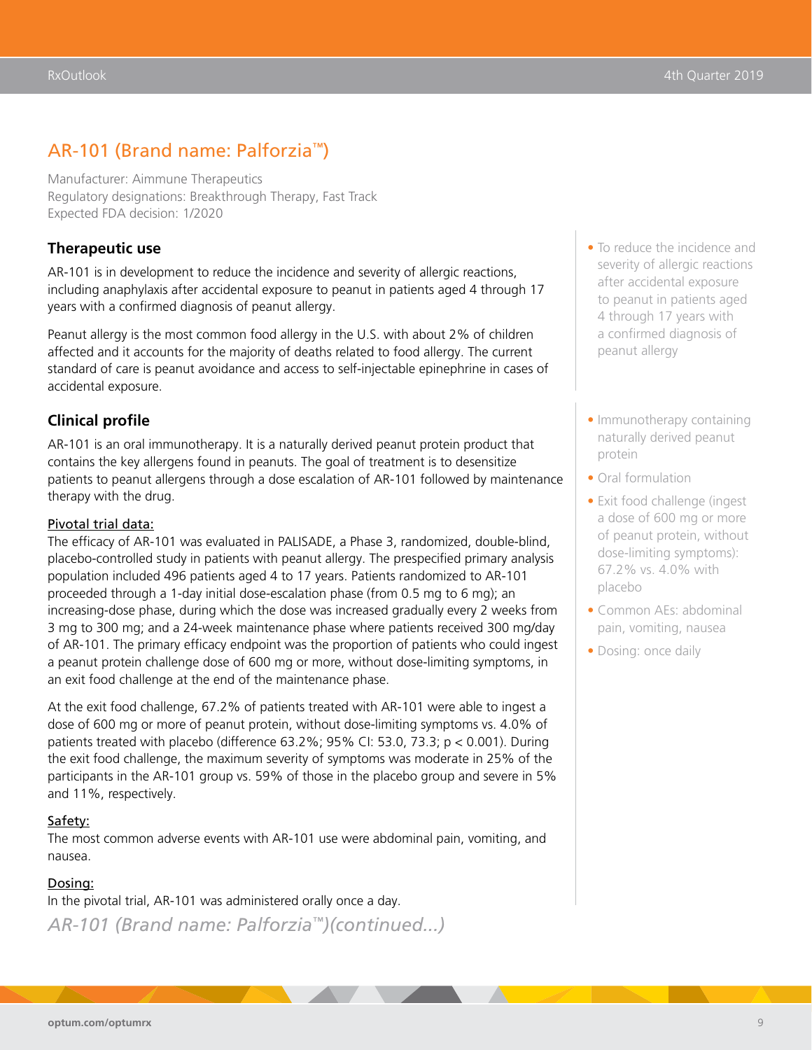## AR-101 (Brand name: Palforzia™)

Manufacturer: Aimmune Therapeutics
Regulatory designations: Breakthrough Therapy, Fast Track
Expected FDA decision: 1/2020

### Therapeutic use

AR-101 is in development to reduce the incidence and severity of allergic reactions, including anaphylaxis after accidental exposure to peanut in patients aged 4 through 17 years with a confirmed diagnosis of peanut allergy.

Peanut allergy is the most common food allergy in the U.S. with about 2% of children affected and it accounts for the majority of deaths related to food allergy. The current standard of care is peanut avoidance and access to self-injectable epinephrine in cases of accidental exposure.

- To reduce the incidence and severity of allergic reactions after accidental exposure to peanut in patients aged 4 through 17 years with a confirmed diagnosis of peanut allergy

### Clinical profile

AR-101 is an oral immunotherapy. It is a naturally derived peanut protein product that contains the key allergens found in peanuts. The goal of treatment is to desensitize patients to peanut allergens through a dose escalation of AR-101 followed by maintenance therapy with the drug.

Pivotal trial data:
The efficacy of AR-101 was evaluated in PALISADE, a Phase 3, randomized, double-blind, placebo-controlled study in patients with peanut allergy. The prespecified primary analysis population included 496 patients aged 4 to 17 years. Patients randomized to AR-101 proceeded through a 1-day initial dose-escalation phase (from 0.5 mg to 6 mg); an increasing-dose phase, during which the dose was increased gradually every 2 weeks from 3 mg to 300 mg; and a 24-week maintenance phase where patients received 300 mg/day of AR-101. The primary efficacy endpoint was the proportion of patients who could ingest a peanut protein challenge dose of 600 mg or more, without dose-limiting symptoms, in an exit food challenge at the end of the maintenance phase.

At the exit food challenge, 67.2% of patients treated with AR-101 were able to ingest a dose of 600 mg or more of peanut protein, without dose-limiting symptoms vs. 4.0% of patients treated with placebo (difference 63.2%; 95% CI: 53.0, 73.3; $p < 0.001$). During the exit food challenge, the maximum severity of symptoms was moderate in 25% of the participants in the AR-101 group vs. 59% of those in the placebo group and severe in 5% and 11%, respectively.

Safety:
The most common adverse events with AR-101 use were abdominal pain, vomiting, and nausea.

Dosing:
In the pivotal trial, AR-101 was administered orally once a day.

- Immunotherapy containing naturally derived peanut protein
- Oral formulation
- Exit food challenge (ingest a dose of 600 mg or more of peanut protein, without dose-limiting symptoms): 67.2% vs. 4.0% with placebo
- Common AEs: abdominal pain, vomiting, nausea
- Dosing: once daily

*AR-101 (Brand name: Palforzia™)(continued...)*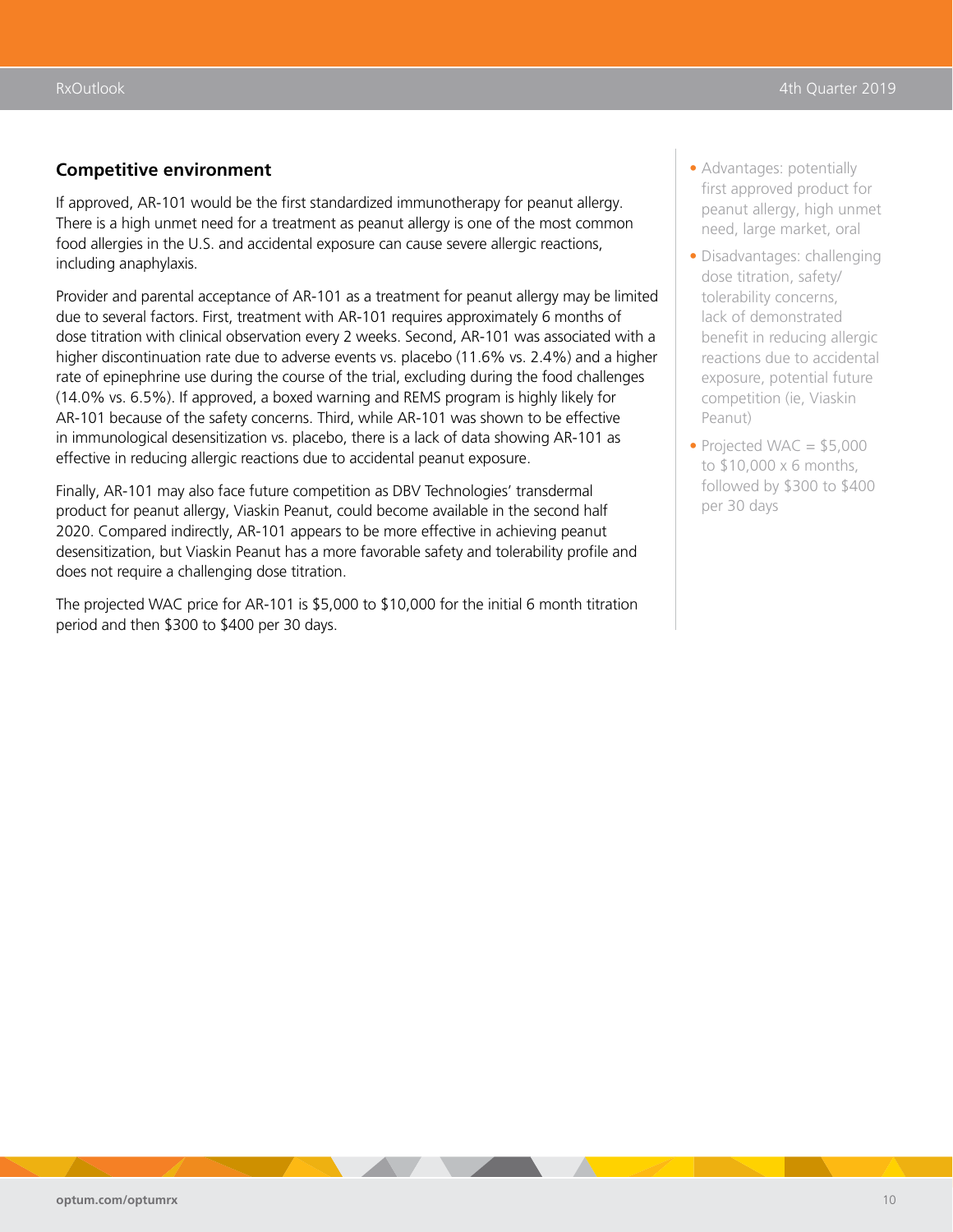## Competitive environment

If approved, AR-101 would be the first standardized immunotherapy for peanut allergy. There is a high unmet need for a treatment as peanut allergy is one of the most common food allergies in the U.S. and accidental exposure can cause severe allergic reactions, including anaphylaxis.

Provider and parental acceptance of AR-101 as a treatment for peanut allergy may be limited due to several factors. First, treatment with AR-101 requires approximately 6 months of dose titration with clinical observation every 2 weeks. Second, AR-101 was associated with a higher discontinuation rate due to adverse events vs. placebo (11.6% vs. 2.4%) and a higher rate of epinephrine use during the course of the trial, excluding during the food challenges (14.0% vs. 6.5%). If approved, a boxed warning and REMS program is highly likely for AR-101 because of the safety concerns. Third, while AR-101 was shown to be effective in immunological desensitization vs. placebo, there is a lack of data showing AR-101 as effective in reducing allergic reactions due to accidental peanut exposure.

Finally, AR-101 may also face future competition as DBV Technologies' transdermal product for peanut allergy, Viaskin Peanut, could become available in the second half 2020. Compared indirectly, AR-101 appears to be more effective in achieving peanut desensitization, but Viaskin Peanut has a more favorable safety and tolerability profile and does not require a challenging dose titration.

The projected WAC price for AR-101 is $5,000 to $10,000 for the initial 6 month titration period and then $300 to $400 per 30 days.

- Advantages: potentially first approved product for peanut allergy, high unmet need, large market, oral
- Disadvantages: challenging dose titration, safety/tolerability concerns, lack of demonstrated benefit in reducing allergic reactions due to accidental exposure, potential future competition (ie, Viaskin Peanut)
- Projected WAC = $5,000 to $10,000 x 6 months, followed by $300 to $400 per 30 days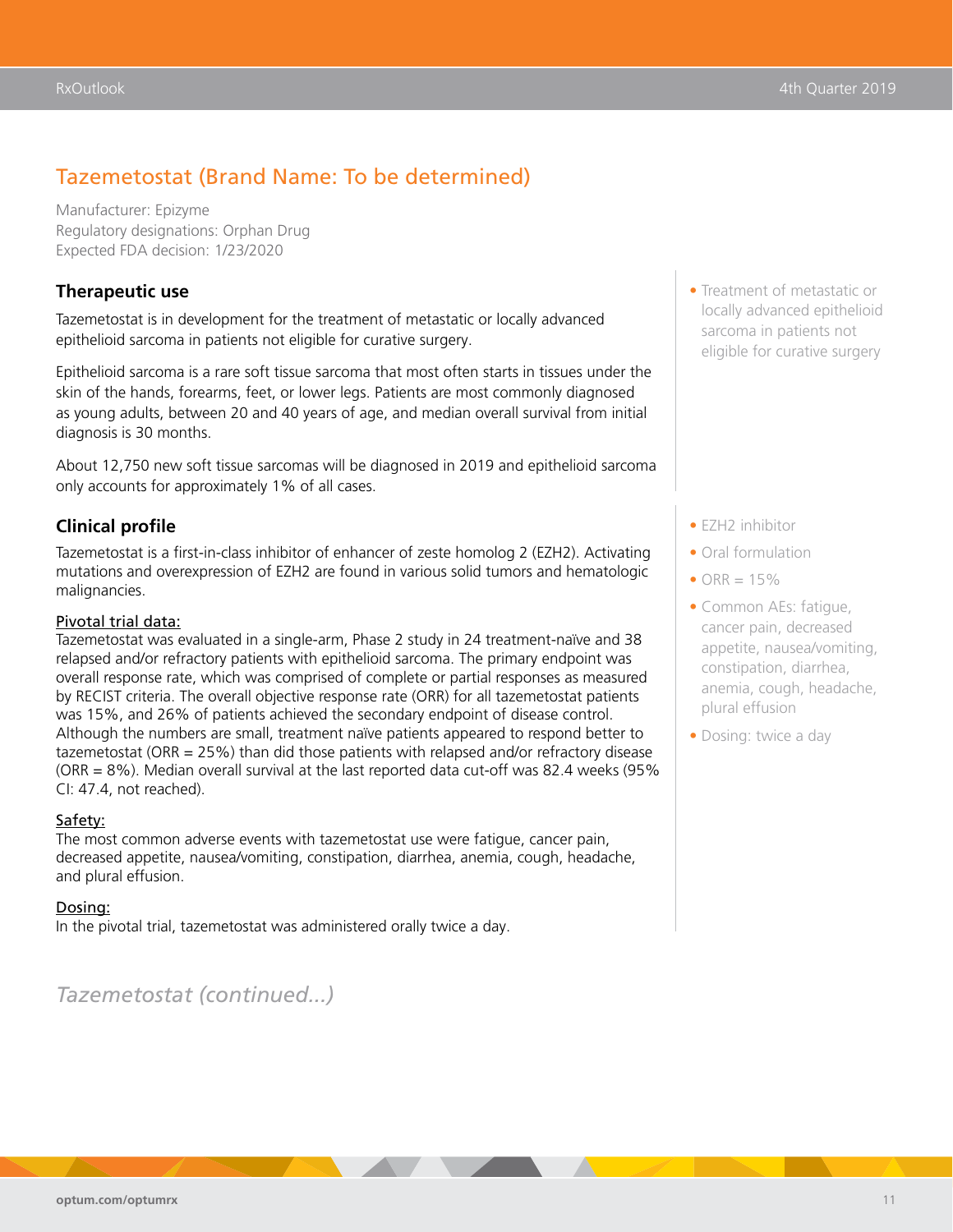## Tazemetostat (Brand Name: To be determined)

Manufacturer: Epizyme
Regulatory designations: Orphan Drug
Expected FDA decision: 1/23/2020

### Therapeutic use

Tazemetostat is in development for the treatment of metastatic or locally advanced epithelioid sarcoma in patients not eligible for curative surgery.

Epithelioid sarcoma is a rare soft tissue sarcoma that most often starts in tissues under the skin of the hands, forearms, feet, or lower legs. Patients are most commonly diagnosed as young adults, between 20 and 40 years of age, and median overall survival from initial diagnosis is 30 months.

About 12,750 new soft tissue sarcomas will be diagnosed in 2019 and epithelioid sarcoma only accounts for approximately 1% of all cases.

- Treatment of metastatic or locally advanced epithelioid sarcoma in patients not eligible for curative surgery

### Clinical profile

Tazemetostat is a first-in-class inhibitor of enhancer of zeste homolog 2 (EZH2). Activating mutations and overexpression of EZH2 are found in various solid tumors and hematologic malignancies.

<u>Pivotal trial data:</u>
Tazemetostat was evaluated in a single-arm, Phase 2 study in 24 treatment-naïve and 38 relapsed and/or refractory patients with epithelioid sarcoma. The primary endpoint was overall response rate, which was comprised of complete or partial responses as measured by RECIST criteria. The overall objective response rate (ORR) for all tazemetostat patients was 15%, and 26% of patients achieved the secondary endpoint of disease control. Although the numbers are small, treatment naïve patients appeared to respond better to tazemetostat (ORR = 25%) than did those patients with relapsed and/or refractory disease (ORR = 8%). Median overall survival at the last reported data cut-off was 82.4 weeks (95% CI: 47.4, not reached).

<u>Safety:</u>
The most common adverse events with tazemetostat use were fatigue, cancer pain, decreased appetite, nausea/vomiting, constipation, diarrhea, anemia, cough, headache, and plural effusion.

<u>Dosing:</u>
In the pivotal trial, tazemetostat was administered orally twice a day.

- EZH2 inhibitor
- Oral formulation
- ORR = 15%
- Common AEs: fatigue, cancer pain, decreased appetite, nausea/vomiting, constipation, diarrhea, anemia, cough, headache, plural effusion
- Dosing: twice a day

*Tazemetostat (continued...)*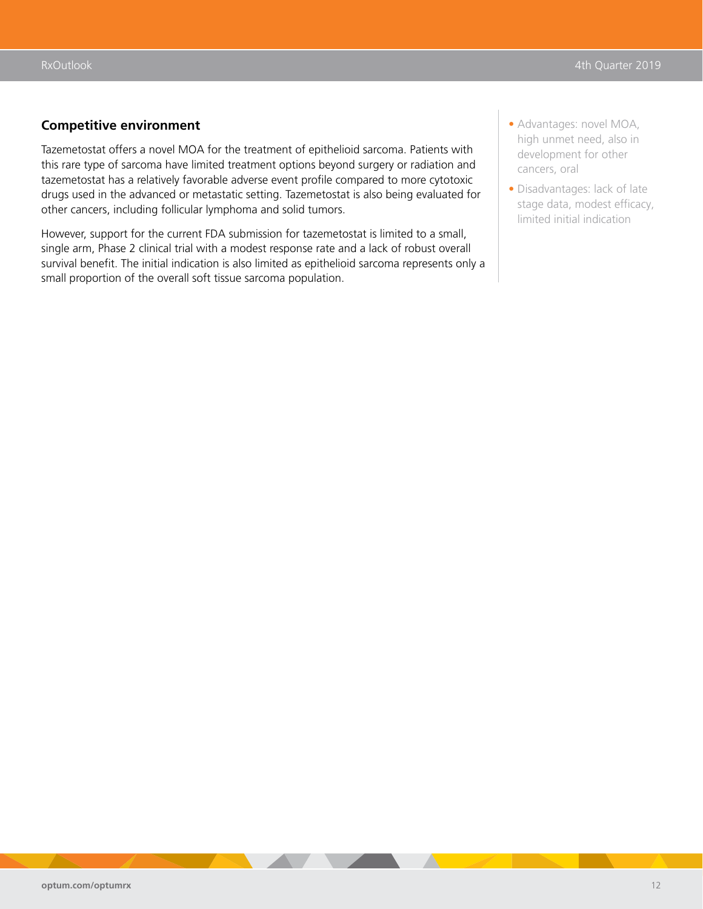### Competitive environment

Tazemetostat offers a novel MOA for the treatment of epithelioid sarcoma. Patients with this rare type of sarcoma have limited treatment options beyond surgery or radiation and tazemetostat has a relatively favorable adverse event profile compared to more cytotoxic drugs used in the advanced or metastatic setting. Tazemetostat is also being evaluated for other cancers, including follicular lymphoma and solid tumors.

However, support for the current FDA submission for tazemetostat is limited to a small, single arm, Phase 2 clinical trial with a modest response rate and a lack of robust overall survival benefit. The initial indication is also limited as epithelioid sarcoma represents only a small proportion of the overall soft tissue sarcoma population.

- Advantages: novel MOA, high unmet need, also in development for other cancers, oral
- Disadvantages: lack of late stage data, modest efficacy, limited initial indication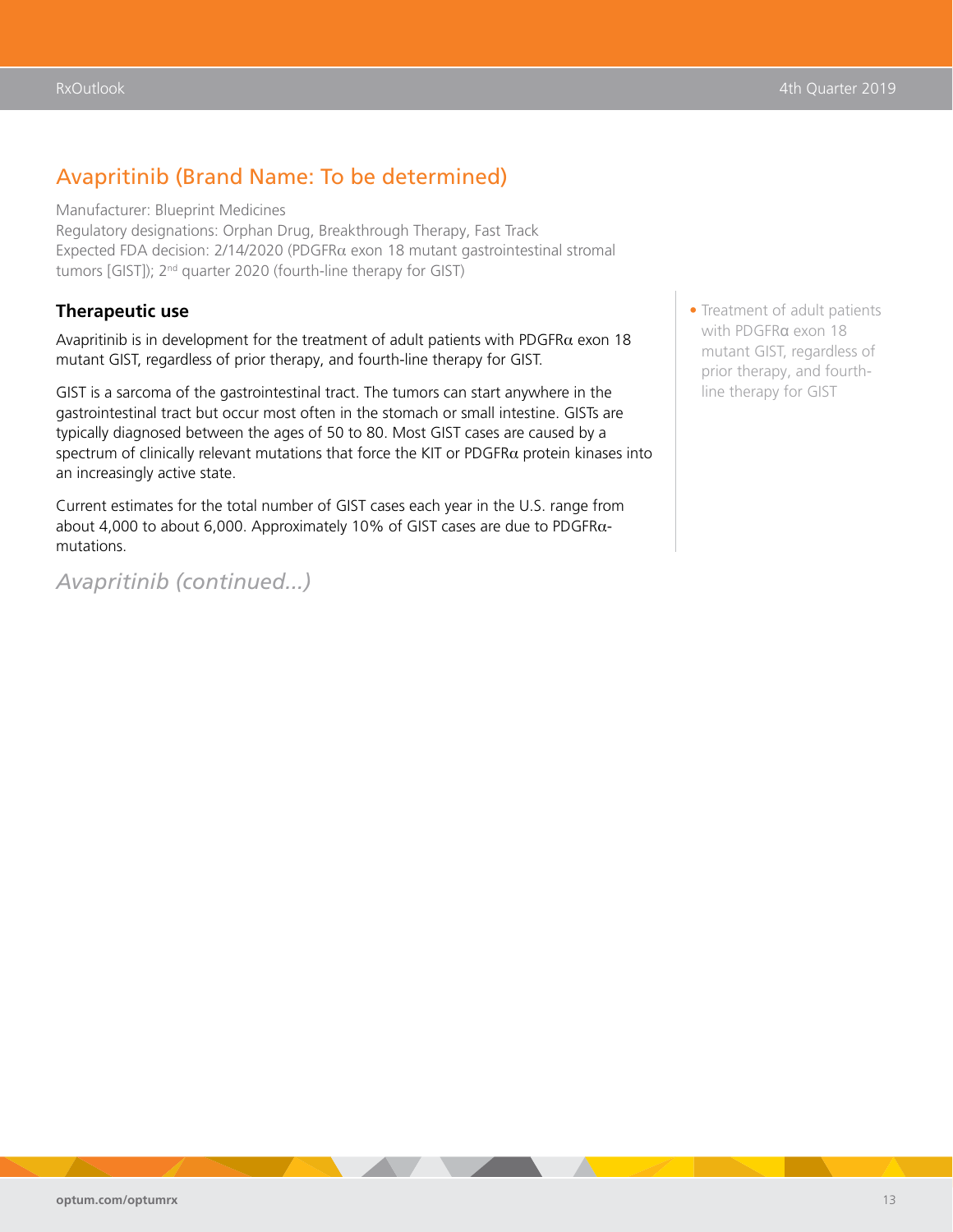## Avapritinib (Brand Name: To be determined)

Manufacturer: Blueprint Medicines
Regulatory designations: Orphan Drug, Breakthrough Therapy, Fast Track
Expected FDA decision: 2/14/2020 (PDGFRα exon 18 mutant gastrointestinal stromal tumors [GIST]); 2nd quarter 2020 (fourth-line therapy for GIST)

### Therapeutic use

Avapritinib is in development for the treatment of adult patients with PDGFRα exon 18 mutant GIST, regardless of prior therapy, and fourth-line therapy for GIST.

GIST is a sarcoma of the gastrointestinal tract. The tumors can start anywhere in the gastrointestinal tract but occur most often in the stomach or small intestine. GISTs are typically diagnosed between the ages of 50 to 80. Most GIST cases are caused by a spectrum of clinically relevant mutations that force the KIT or PDGFRα protein kinases into an increasingly active state.

Current estimates for the total number of GIST cases each year in the U.S. range from about 4,000 to about 6,000. Approximately 10% of GIST cases are due to PDGFRα-mutations.

- Treatment of adult patients with PDGFRα exon 18 mutant GIST, regardless of prior therapy, and fourth-line therapy for GIST

*Avapritinib (continued...)*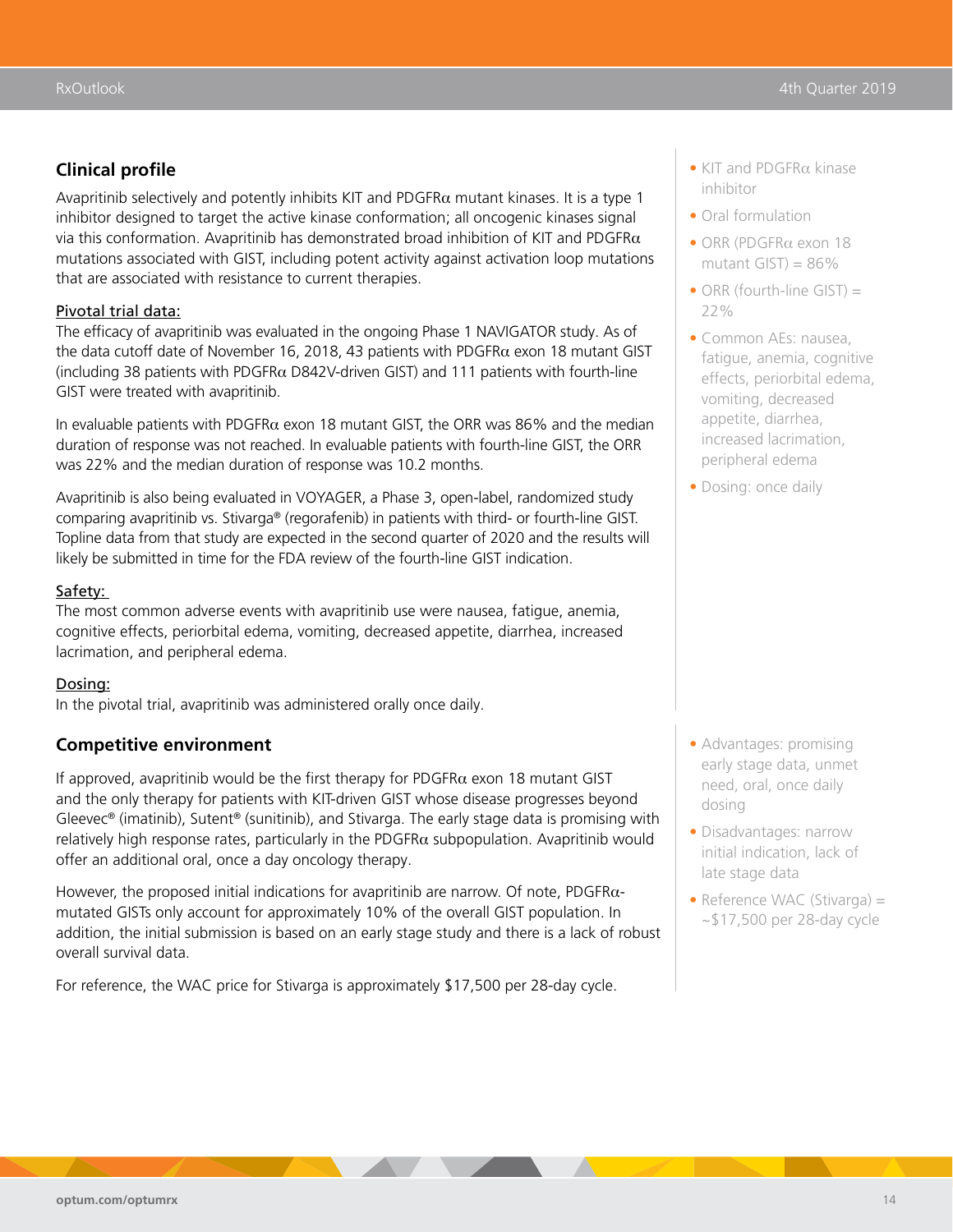## Clinical profile

Avapritinib selectively and potently inhibits KIT and PDGFRα mutant kinases. It is a type 1 inhibitor designed to target the active kinase conformation; all oncogenic kinases signal via this conformation. Avapritinib has demonstrated broad inhibition of KIT and PDGFRα mutations associated with GIST, including potent activity against activation loop mutations that are associated with resistance to current therapies.

- KIT and PDGFRα kinase inhibitor
- Oral formulation
- ORR (PDGFRα exon 18 mutant GIST) = 86%
- ORR (fourth-line GIST) = 22%
- Common AEs: nausea, fatigue, anemia, cognitive effects, periorbital edema, vomiting, decreased appetite, diarrhea, increased lacrimation, peripheral edema
- Dosing: once daily

**Pivotal trial data:**

The efficacy of avapritinib was evaluated in the ongoing Phase 1 NAVIGATOR study. As of the data cutoff date of November 16, 2018, 43 patients with PDGFRα exon 18 mutant GIST (including 38 patients with PDGFRα D842V-driven GIST) and 111 patients with fourth-line GIST were treated with avapritinib.

In evaluable patients with PDGFRα exon 18 mutant GIST, the ORR was 86% and the median duration of response was not reached. In evaluable patients with fourth-line GIST, the ORR was 22% and the median duration of response was 10.2 months.

Avapritinib is also being evaluated in VOYAGER, a Phase 3, open-label, randomized study comparing avapritinib vs. Stivarga® (regorafenib) in patients with third- or fourth-line GIST. Topline data from that study are expected in the second quarter of 2020 and the results will likely be submitted in time for the FDA review of the fourth-line GIST indication.

**Safety:**

The most common adverse events with avapritinib use were nausea, fatigue, anemia, cognitive effects, periorbital edema, vomiting, decreased appetite, diarrhea, increased lacrimation, and peripheral edema.

**Dosing:**

In the pivotal trial, avapritinib was administered orally once daily.

## Competitive environment

If approved, avapritinib would be the first therapy for PDGFRα exon 18 mutant GIST and the only therapy for patients with KIT-driven GIST whose disease progresses beyond Gleevec® (imatinib), Sutent® (sunitinib), and Stivarga. The early stage data is promising with relatively high response rates, particularly in the PDGFRα subpopulation. Avapritinib would offer an additional oral, once a day oncology therapy.

However, the proposed initial indications for avapritinib are narrow. Of note, PDGFRα-mutated GISTs only account for approximately 10% of the overall GIST population. In addition, the initial submission is based on an early stage study and there is a lack of robust overall survival data.

For reference, the WAC price for Stivarga is approximately $17,500 per 28-day cycle.

- Advantages: promising early stage data, unmet need, oral, once daily dosing
- Disadvantages: narrow initial indication, lack of late stage data
- Reference WAC (Stivarga) = ~$17,500 per 28-day cycle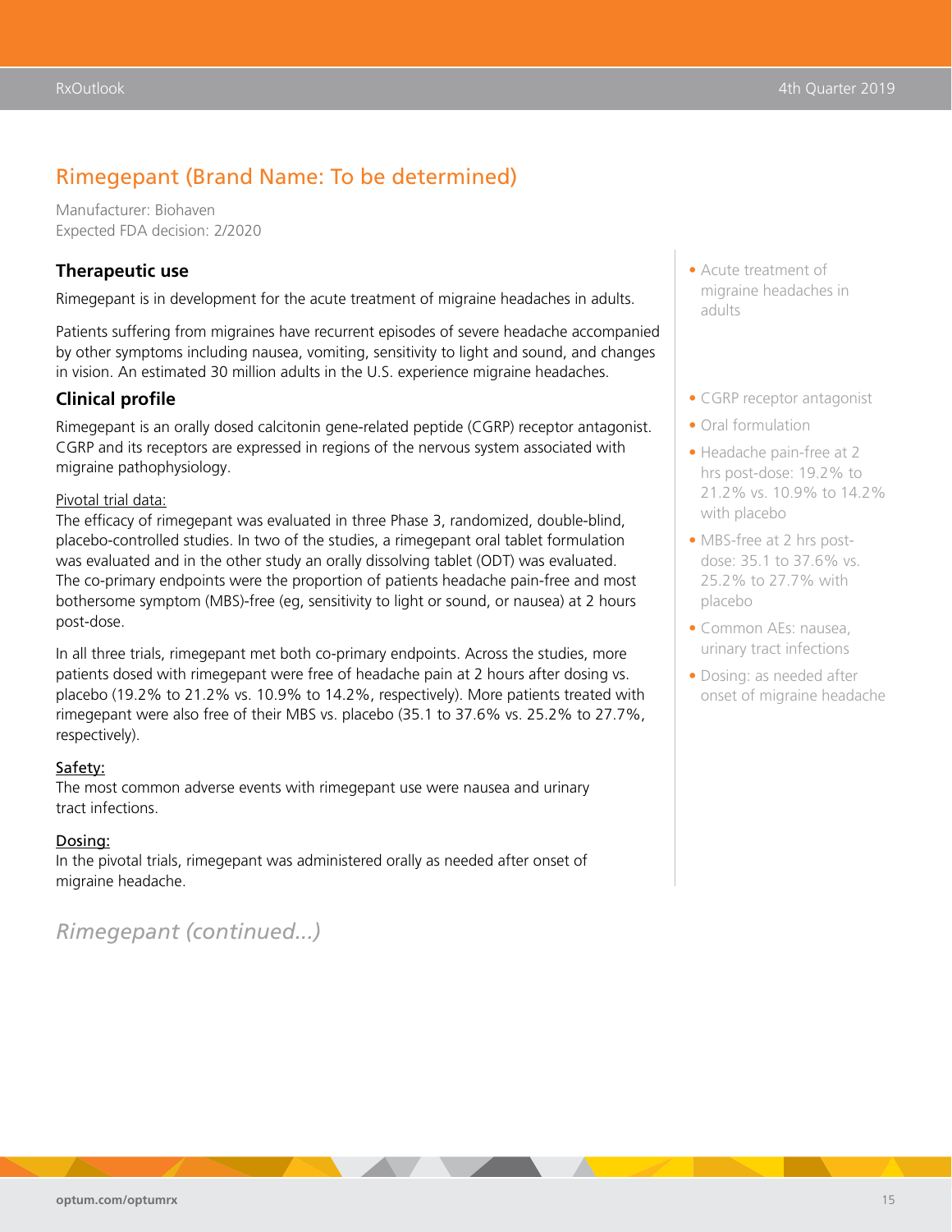## Rimegepant (Brand Name: To be determined)

Manufacturer: Biohaven
Expected FDA decision: 2/2020

### Therapeutic use

Rimegepant is in development for the acute treatment of migraine headaches in adults.

Patients suffering from migraines have recurrent episodes of severe headache accompanied by other symptoms including nausea, vomiting, sensitivity to light and sound, and changes in vision. An estimated 30 million adults in the U.S. experience migraine headaches.

- Acute treatment of migraine headaches in adults

### Clinical profile

Rimegepant is an orally dosed calcitonin gene-related peptide (CGRP) receptor antagonist. CGRP and its receptors are expressed in regions of the nervous system associated with migraine pathophysiology.

Pivotal trial data:
The efficacy of rimegepant was evaluated in three Phase 3, randomized, double-blind, placebo-controlled studies. In two of the studies, a rimegepant oral tablet formulation was evaluated and in the other study an orally dissolving tablet (ODT) was evaluated. The co-primary endpoints were the proportion of patients headache pain-free and most bothersome symptom (MBS)-free (eg, sensitivity to light or sound, or nausea) at 2 hours post-dose.

In all three trials, rimegepant met both co-primary endpoints. Across the studies, more patients dosed with rimegepant were free of headache pain at 2 hours after dosing vs. placebo (19.2% to 21.2% vs. 10.9% to 14.2%, respectively). More patients treated with rimegepant were also free of their MBS vs. placebo (35.1 to 37.6% vs. 25.2% to 27.7%, respectively).

Safety:
The most common adverse events with rimegepant use were nausea and urinary tract infections.

Dosing:
In the pivotal trials, rimegepant was administered orally as needed after onset of migraine headache.

- CGRP receptor antagonist
- Oral formulation
- Headache pain-free at 2 hrs post-dose: 19.2% to 21.2% vs. 10.9% to 14.2% with placebo
- MBS-free at 2 hrs post-dose: 35.1 to 37.6% vs. 25.2% to 27.7% with placebo
- Common AEs: nausea, urinary tract infections
- Dosing: as needed after onset of migraine headache

*Rimegepant (continued...)*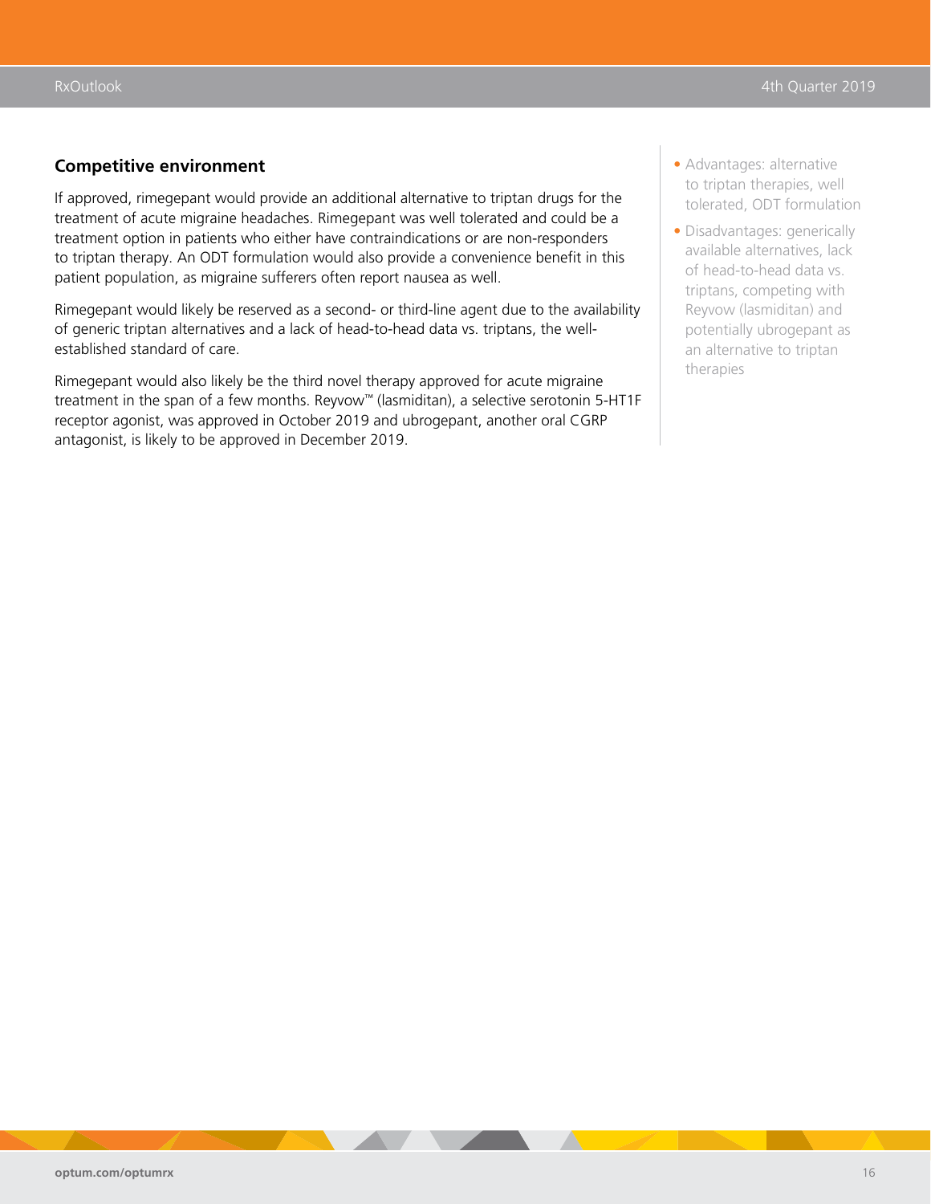## Competitive environment

If approved, rimegepant would provide an additional alternative to triptan drugs for the treatment of acute migraine headaches. Rimegepant was well tolerated and could be a treatment option in patients who either have contraindications or are non-responders to triptan therapy. An ODT formulation would also provide a convenience benefit in this patient population, as migraine sufferers often report nausea as well.

Rimegepant would likely be reserved as a second- or third-line agent due to the availability of generic triptan alternatives and a lack of head-to-head data vs. triptans, the well-established standard of care.

Rimegepant would also likely be the third novel therapy approved for acute migraine treatment in the span of a few months. Reyvow™ (lasmiditan), a selective serotonin 5-HT1F receptor agonist, was approved in October 2019 and ubrogepant, another oral CGRP antagonist, is likely to be approved in December 2019.

- Advantages: alternative to triptan therapies, well tolerated, ODT formulation
- Disadvantages: generically available alternatives, lack of head-to-head data vs. triptans, competing with Reyvow (lasmiditan) and potentially ubrogepant as an alternative to triptan therapies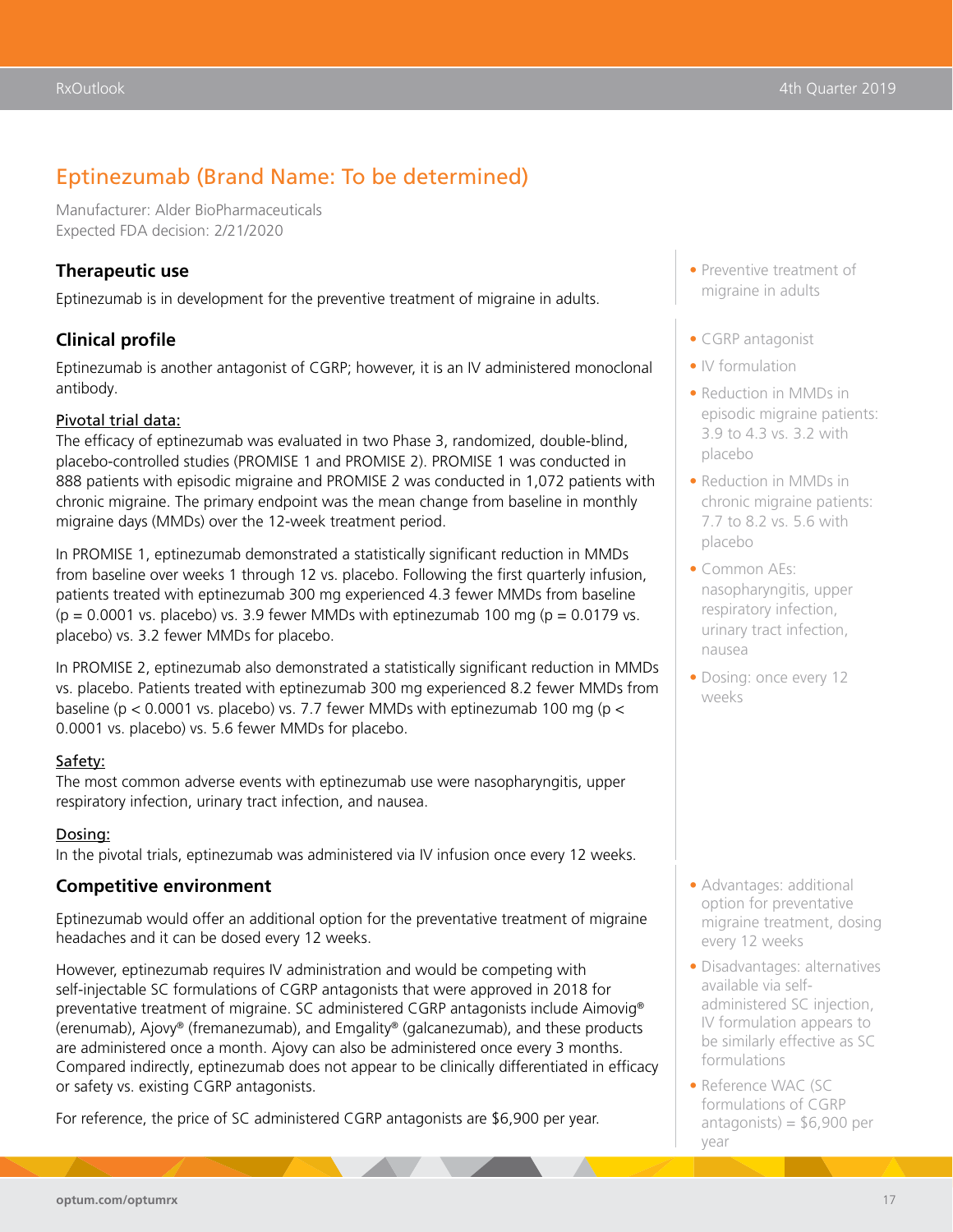## Eptinezumab (Brand Name: To be determined)

Manufacturer: Alder BioPharmaceuticals
Expected FDA decision: 2/21/2020

### Therapeutic use

Eptinezumab is in development for the preventive treatment of migraine in adults.

- Preventive treatment of migraine in adults

### Clinical profile

Eptinezumab is another antagonist of CGRP; however, it is an IV administered monoclonal antibody.

Pivotal trial data:

The efficacy of eptinezumab was evaluated in two Phase 3, randomized, double-blind, placebo-controlled studies (PROMISE 1 and PROMISE 2). PROMISE 1 was conducted in 888 patients with episodic migraine and PROMISE 2 was conducted in 1,072 patients with chronic migraine. The primary endpoint was the mean change from baseline in monthly migraine days (MMDs) over the 12-week treatment period.

In PROMISE 1, eptinezumab demonstrated a statistically significant reduction in MMDs from baseline over weeks 1 through 12 vs. placebo. Following the first quarterly infusion, patients treated with eptinezumab 300 mg experienced 4.3 fewer MMDs from baseline ($p = 0.0001$ vs. placebo) vs. 3.9 fewer MMDs with eptinezumab 100 mg ($p = 0.0179$ vs. placebo) vs. 3.2 fewer MMDs for placebo.

In PROMISE 2, eptinezumab also demonstrated a statistically significant reduction in MMDs vs. placebo. Patients treated with eptinezumab 300 mg experienced 8.2 fewer MMDs from baseline ($p < 0.0001$ vs. placebo) vs. 7.7 fewer MMDs with eptinezumab 100 mg ($p < 0.0001$ vs. placebo) vs. 5.6 fewer MMDs for placebo.

Safety:

The most common adverse events with eptinezumab use were nasopharyngitis, upper respiratory infection, urinary tract infection, and nausea.

Dosing:

In the pivotal trials, eptinezumab was administered via IV infusion once every 12 weeks.

- CGRP antagonist
- IV formulation
- Reduction in MMDs in episodic migraine patients: 3.9 to 4.3 vs. 3.2 with placebo
- Reduction in MMDs in chronic migraine patients: 7.7 to 8.2 vs. 5.6 with placebo
- Common AEs: nasopharyngitis, upper respiratory infection, urinary tract infection, nausea
- Dosing: once every 12 weeks

### Competitive environment

Eptinezumab would offer an additional option for the preventative treatment of migraine headaches and it can be dosed every 12 weeks.

However, eptinezumab requires IV administration and would be competing with self-injectable SC formulations of CGRP antagonists that were approved in 2018 for preventative treatment of migraine. SC administered CGRP antagonists include Aimovig® (erenumab), Ajovy® (fremanezumab), and Emgality® (galcanezumab), and these products are administered once a month. Ajovy can also be administered once every 3 months. Compared indirectly, eptinezumab does not appear to be clinically differentiated in efficacy or safety vs. existing CGRP antagonists.

For reference, the price of SC administered CGRP antagonists are $6,900 per year.

- Advantages: additional option for preventative migraine treatment, dosing every 12 weeks
- Disadvantages: alternatives available via self-administered SC injection, IV formulation appears to be similarly effective as SC formulations
- Reference WAC (SC formulations of CGRP antagonists) = $6,900 per year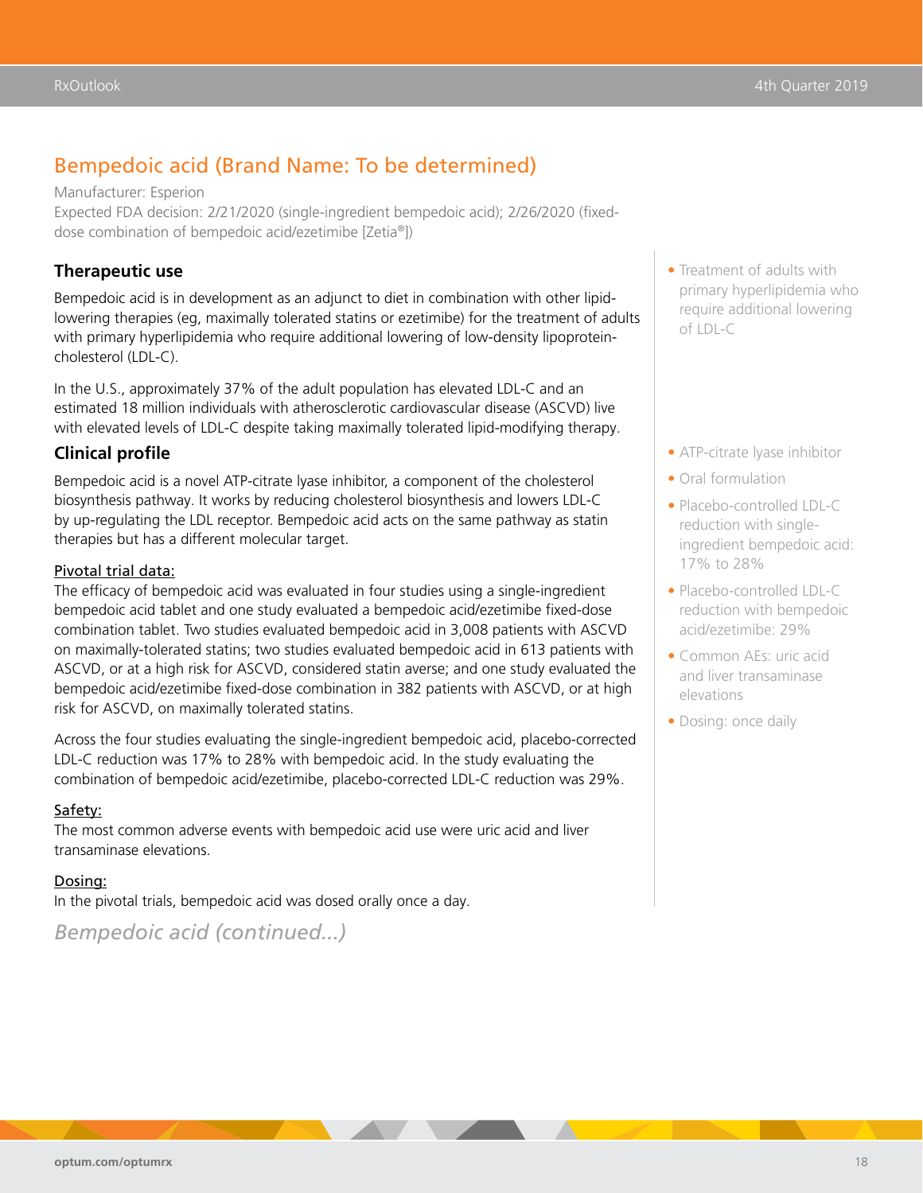## Bempedoic acid (Brand Name: To be determined)

Manufacturer: Esperion

Expected FDA decision: 2/21/2020 (single-ingredient bempedoic acid); 2/26/2020 (fixed-dose combination of bempedoic acid/ezetimibe [Zetia®])

### Therapeutic use

Bempedoic acid is in development as an adjunct to diet in combination with other lipid-lowering therapies (eg, maximally tolerated statins or ezetimibe) for the treatment of adults with primary hyperlipidemia who require additional lowering of low-density lipoprotein-cholesterol (LDL-C).

In the U.S., approximately 37% of the adult population has elevated LDL-C and an estimated 18 million individuals with atherosclerotic cardiovascular disease (ASCVD) live with elevated levels of LDL-C despite taking maximally tolerated lipid-modifying therapy.

- Treatment of adults with primary hyperlipidemia who require additional lowering of LDL-C

### Clinical profile

Bempedoic acid is a novel ATP-citrate lyase inhibitor, a component of the cholesterol biosynthesis pathway. It works by reducing cholesterol biosynthesis and lowers LDL-C by up-regulating the LDL receptor. Bempedoic acid acts on the same pathway as statin therapies but has a different molecular target.

Pivotal trial data:

The efficacy of bempedoic acid was evaluated in four studies using a single-ingredient bempedoic acid tablet and one study evaluated a bempedoic acid/ezetimibe fixed-dose combination tablet. Two studies evaluated bempedoic acid in 3,008 patients with ASCVD on maximally-tolerated statins; two studies evaluated bempedoic acid in 613 patients with ASCVD, or at a high risk for ASCVD, considered statin averse; and one study evaluated the bempedoic acid/ezetimibe fixed-dose combination in 382 patients with ASCVD, or at high risk for ASCVD, on maximally tolerated statins.

Across the four studies evaluating the single-ingredient bempedoic acid, placebo-corrected LDL-C reduction was 17% to 28% with bempedoic acid. In the study evaluating the combination of bempedoic acid/ezetimibe, placebo-corrected LDL-C reduction was 29%.

Safety:

The most common adverse events with bempedoic acid use were uric acid and liver transaminase elevations.

Dosing:

In the pivotal trials, bempedoic acid was dosed orally once a day.

- ATP-citrate lyase inhibitor
- Oral formulation
- Placebo-controlled LDL-C reduction with single-ingredient bempedoic acid: 17% to 28%
- Placebo-controlled LDL-C reduction with bempedoic acid/ezetimibe: 29%
- Common AEs: uric acid and liver transaminase elevations
- Dosing: once daily

*Bempedoic acid (continued...)*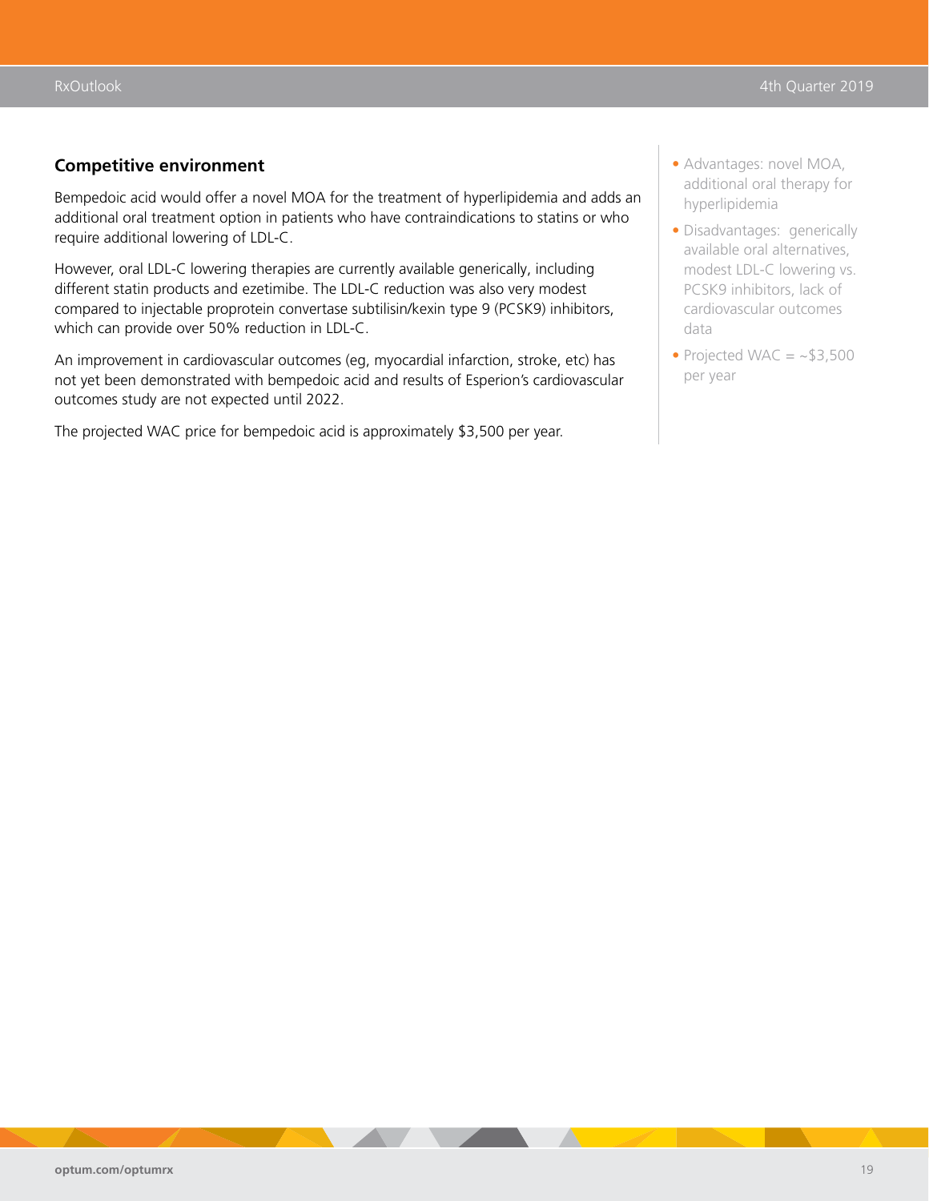## Competitive environment

Bempedoic acid would offer a novel MOA for the treatment of hyperlipidemia and adds an additional oral treatment option in patients who have contraindications to statins or who require additional lowering of LDL-C.

However, oral LDL-C lowering therapies are currently available generically, including different statin products and ezetimibe. The LDL-C reduction was also very modest compared to injectable proprotein convertase subtilisin/kexin type 9 (PCSK9) inhibitors, which can provide over 50% reduction in LDL-C.

An improvement in cardiovascular outcomes (eg, myocardial infarction, stroke, etc) has not yet been demonstrated with bempedoic acid and results of Esperion's cardiovascular outcomes study are not expected until 2022.

The projected WAC price for bempedoic acid is approximately $3,500 per year.

- Advantages: novel MOA, additional oral therapy for hyperlipidemia
- Disadvantages: generically available oral alternatives, modest LDL-C lowering vs. PCSK9 inhibitors, lack of cardiovascular outcomes data
- Projected WAC = ~$3,500 per year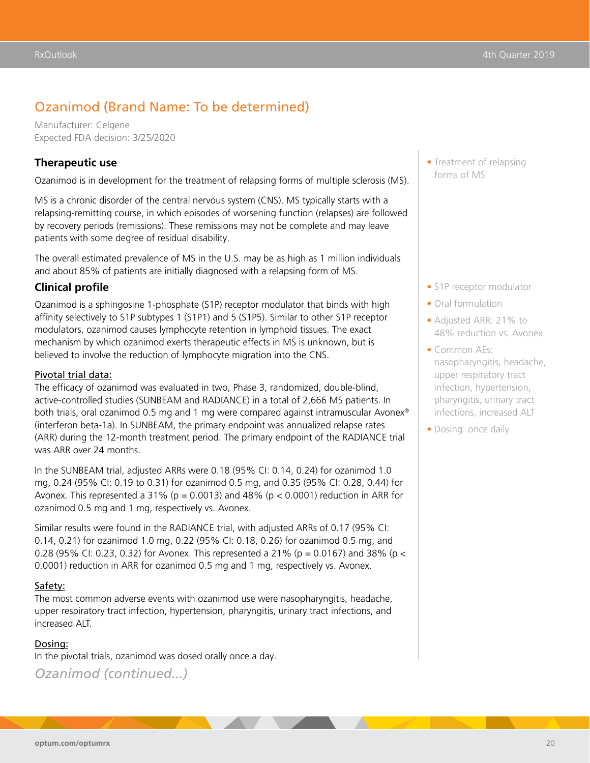## Ozanimod (Brand Name: To be determined)

Manufacturer: Celgene
Expected FDA decision: 3/25/2020

### Therapeutic use

Ozanimod is in development for the treatment of relapsing forms of multiple sclerosis (MS).

MS is a chronic disorder of the central nervous system (CNS). MS typically starts with a relapsing-remitting course, in which episodes of worsening function (relapses) are followed by recovery periods (remissions). These remissions may not be complete and may leave patients with some degree of residual disability.

The overall estimated prevalence of MS in the U.S. may be as high as 1 million individuals and about 85% of patients are initially diagnosed with a relapsing form of MS.

- Treatment of relapsing forms of MS

### Clinical profile

Ozanimod is a sphingosine 1-phosphate (S1P) receptor modulator that binds with high affinity selectively to S1P subtypes 1 (S1P1) and 5 (S1P5). Similar to other S1P receptor modulators, ozanimod causes lymphocyte retention in lymphoid tissues. The exact mechanism by which ozanimod exerts therapeutic effects in MS is unknown, but is believed to involve the reduction of lymphocyte migration into the CNS.

<u>Pivotal trial data:</u>
The efficacy of ozanimod was evaluated in two, Phase 3, randomized, double-blind, active-controlled studies (SUNBEAM and RADIANCE) in a total of 2,666 MS patients. In both trials, oral ozanimod 0.5 mg and 1 mg were compared against intramuscular Avonex® (interferon beta-1a). In SUNBEAM, the primary endpoint was annualized relapse rates (ARR) during the 12-month treatment period. The primary endpoint of the RADIANCE trial was ARR over 24 months.

In the SUNBEAM trial, adjusted ARRs were 0.18 (95% CI: 0.14, 0.24) for ozanimod 1.0 mg, 0.24 (95% CI: 0.19 to 0.31) for ozanimod 0.5 mg, and 0.35 (95% CI: 0.28, 0.44) for Avonex. This represented a 31% ($p = 0.0013$) and 48% ($p < 0.0001$) reduction in ARR for ozanimod 0.5 mg and 1 mg, respectively vs. Avonex.

Similar results were found in the RADIANCE trial, with adjusted ARRs of 0.17 (95% CI: 0.14, 0.21) for ozanimod 1.0 mg, 0.22 (95% CI: 0.18, 0.26) for ozanimod 0.5 mg, and 0.28 (95% CI: 0.23, 0.32) for Avonex. This represented a 21% ($p = 0.0167$) and 38% ($p < 0.0001$) reduction in ARR for ozanimod 0.5 mg and 1 mg, respectively vs. Avonex.

<u>Safety:</u>
The most common adverse events with ozanimod use were nasopharyngitis, headache, upper respiratory tract infection, hypertension, pharyngitis, urinary tract infections, and increased ALT.

<u>Dosing:</u>
In the pivotal trials, ozanimod was dosed orally once a day.

- S1P receptor modulator
- Oral formulation
- Adjusted ARR: 21% to 48% reduction vs. Avonex
- Common AEs: nasopharyngitis, headache, upper respiratory tract infection, hypertension, pharyngitis, urinary tract infections, increased ALT
- Dosing: once daily

*Ozanimod (continued...)*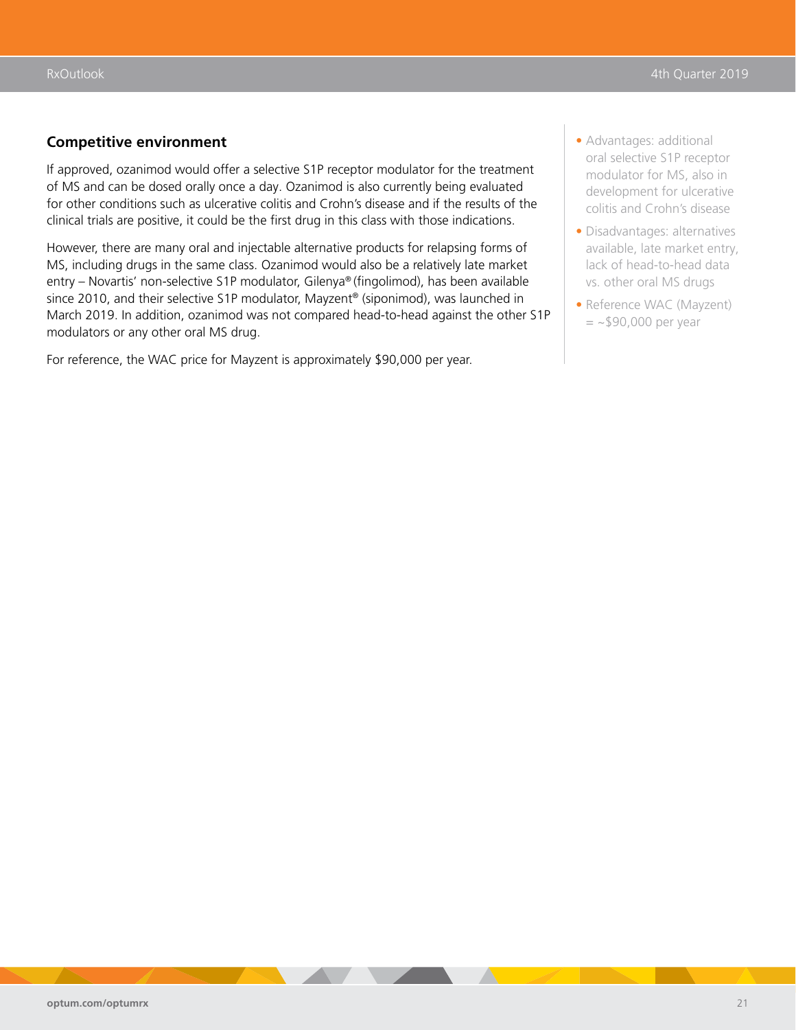### Competitive environment

If approved, ozanimod would offer a selective S1P receptor modulator for the treatment of MS and can be dosed orally once a day. Ozanimod is also currently being evaluated for other conditions such as ulcerative colitis and Crohn's disease and if the results of the clinical trials are positive, it could be the first drug in this class with those indications.

However, there are many oral and injectable alternative products for relapsing forms of MS, including drugs in the same class. Ozanimod would also be a relatively late market entry – Novartis' non-selective S1P modulator, Gilenya® (fingolimod), has been available since 2010, and their selective S1P modulator, Mayzent® (siponimod), was launched in March 2019. In addition, ozanimod was not compared head-to-head against the other S1P modulators or any other oral MS drug.

For reference, the WAC price for Mayzent is approximately $90,000 per year.

- Advantages: additional oral selective S1P receptor modulator for MS, also in development for ulcerative colitis and Crohn's disease
- Disadvantages: alternatives available, late market entry, lack of head-to-head data vs. other oral MS drugs
- Reference WAC (Mayzent) = ~$90,000 per year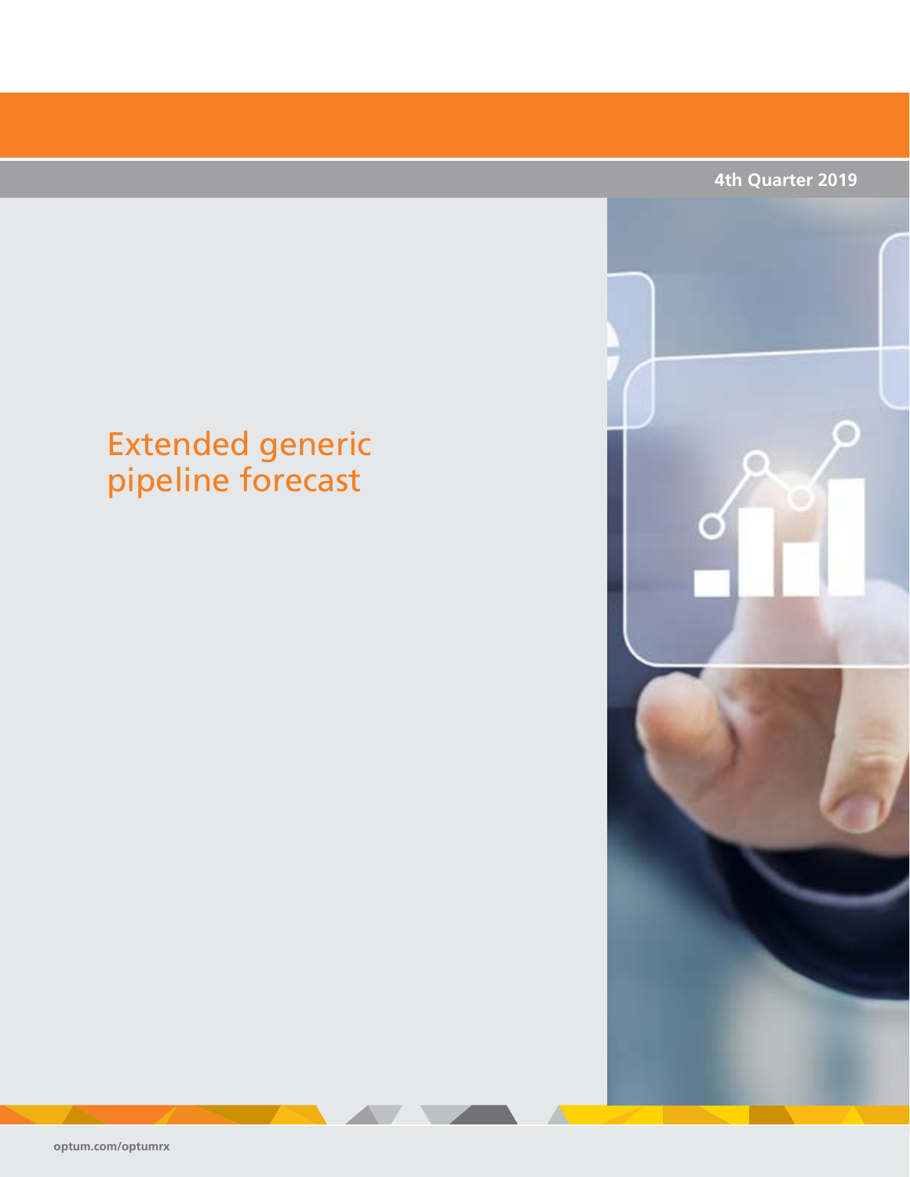4th Quarter 2019

# Extended generic pipeline forecast

optum.com/optumrx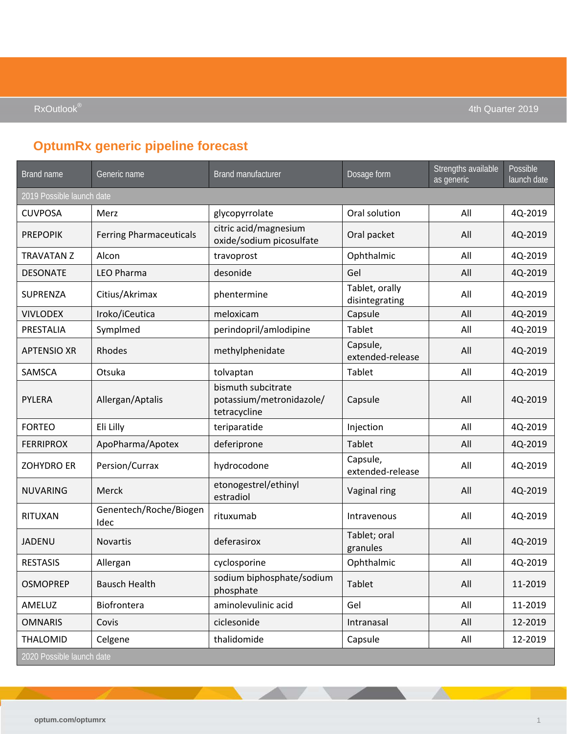## OptumRx generic pipeline forecast

| Brand name | Generic name | Brand manufacturer | Dosage form | Strengths available as generic | Possible launch date |
|---|---|---|---|---|---|
| 2019 Possible launch date | | | | | |
| CUVPOSA | Merz | glycopyrrolate | Oral solution | All | 4Q-2019 |
| PREPOPIK | Ferring Pharmaceuticals | citric acid/magnesium oxide/sodium picosulfate | Oral packet | All | 4Q-2019 |
| TRAVATAN Z | Alcon | travoprost | Ophthalmic | All | 4Q-2019 |
| DESONATE | LEO Pharma | desonide | Gel | All | 4Q-2019 |
| SUPRENZA | Citius/Akrimax | phentermine | Tablet, orally disintegrating | All | 4Q-2019 |
| VIVLODEX | Iroko/iCeutica | meloxicam | Capsule | All | 4Q-2019 |
| PRESTALIA | Symplmed | perindopril/amlodipine | Tablet | All | 4Q-2019 |
| APTENSIO XR | Rhodes | methylphenidate | Capsule, extended-release | All | 4Q-2019 |
| SAMSCA | Otsuka | tolvaptan | Tablet | All | 4Q-2019 |
| PYLERA | Allergan/Aptalis | bismuth subcitrate potassium/metronidazole/ tetracycline | Capsule | All | 4Q-2019 |
| FORTEO | Eli Lilly | teriparatide | Injection | All | 4Q-2019 |
| FERRIPROX | ApoPharma/Apotex | deferiprone | Tablet | All | 4Q-2019 |
| ZOHYDRO ER | Persion/Currax | hydrocodone | Capsule, extended-release | All | 4Q-2019 |
| NUVARING | Merck | etonogestrel/ethinyl estradiol | Vaginal ring | All | 4Q-2019 |
| RITUXAN | Genentech/Roche/Biogen Idec | rituxumab | Intravenous | All | 4Q-2019 |
| JADENU | Novartis | deferasirox | Tablet; oral granules | All | 4Q-2019 |
| RESTASIS | Allergan | cyclosporine | Ophthalmic | All | 4Q-2019 |
| OSMOPREP | Bausch Health | sodium biphosphate/sodium phosphate | Tablet | All | 11-2019 |
| AMELUZ | Biofrontera | aminolevulinic acid | Gel | All | 11-2019 |
| OMNARIS | Covis | ciclesonide | Intranasal | All | 12-2019 |
| THALOMID | Celgene | thalidomide | Capsule | All | 12-2019 |
| 2020 Possible launch date | | | | | |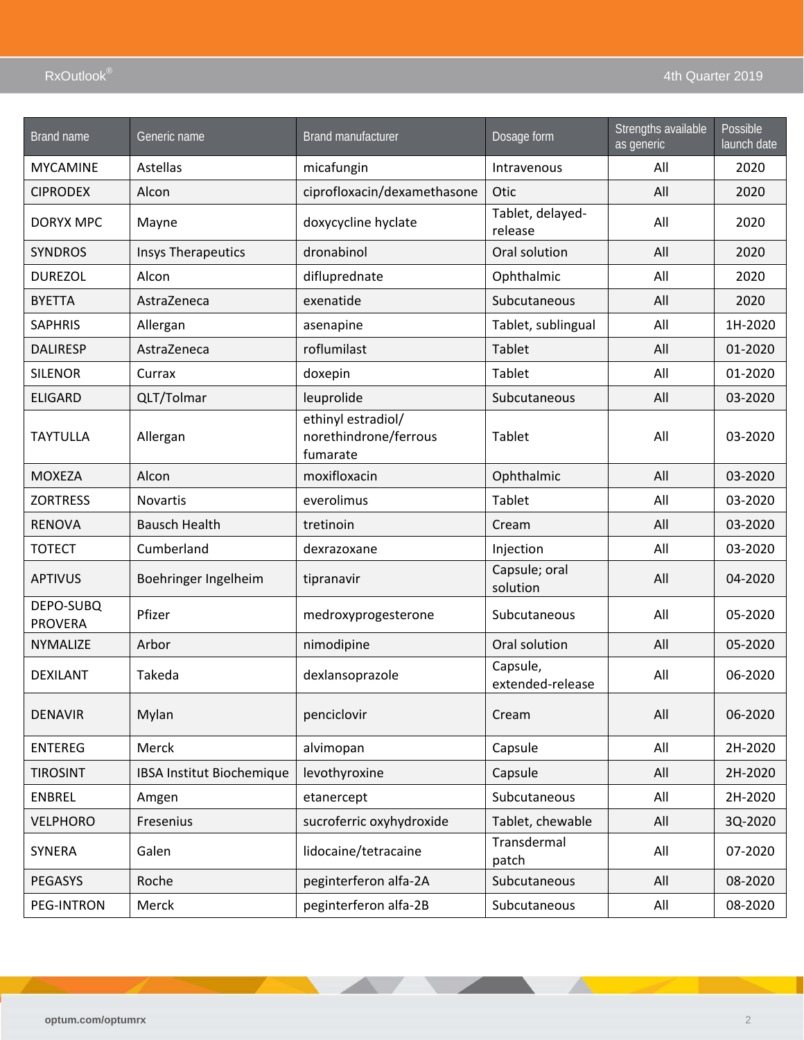| Brand name | Generic name | Brand manufacturer | Dosage form | Strengths available as generic | Possible launch date |
|---|---|---|---|---|---|
| MYCAMINE | Astellas | micafungin | Intravenous | All | 2020 |
| CIPRODEX | Alcon | ciprofloxacin/dexamethasone | Otic | All | 2020 |
| DORYX MPC | Mayne | doxycycline hyclate | Tablet, delayed-release | All | 2020 |
| SYNDROS | Insys Therapeutics | dronabinol | Oral solution | All | 2020 |
| DUREZOL | Alcon | difluprednate | Ophthalmic | All | 2020 |
| BYETTA | AstraZeneca | exenatide | Subcutaneous | All | 2020 |
| SAPHRIS | Allergan | asenapine | Tablet, sublingual | All | 1H-2020 |
| DALIRESP | AstraZeneca | roflumilast | Tablet | All | 01-2020 |
| SILENOR | Currax | doxepin | Tablet | All | 01-2020 |
| ELIGARD | QLT/Tolmar | leuprolide | Subcutaneous | All | 03-2020 |
| TAYTULLA | Allergan | ethinyl estradiol/ norethindrone/ferrous fumarate | Tablet | All | 03-2020 |
| MOXEZA | Alcon | moxifloxacin | Ophthalmic | All | 03-2020 |
| ZORTRESS | Novartis | everolimus | Tablet | All | 03-2020 |
| RENOVA | Bausch Health | tretinoin | Cream | All | 03-2020 |
| TOTECT | Cumberland | dexrazoxane | Injection | All | 03-2020 |
| APTIVUS | Boehringer Ingelheim | tipranavir | Capsule; oral solution | All | 04-2020 |
| DEPO-SUBQ PROVERA | Pfizer | medroxyprogesterone | Subcutaneous | All | 05-2020 |
| NYMALIZE | Arbor | nimodipine | Oral solution | All | 05-2020 |
| DEXILANT | Takeda | dexlansoprazole | Capsule, extended-release | All | 06-2020 |
| DENAVIR | Mylan | penciclovir | Cream | All | 06-2020 |
| ENTEREG | Merck | alvimopan | Capsule | All | 2H-2020 |
| TIROSINT | IBSA Institut Biochemique | levothyroxine | Capsule | All | 2H-2020 |
| ENBREL | Amgen | etanercept | Subcutaneous | All | 2H-2020 |
| VELPHORO | Fresenius | sucroferric oxyhydroxide | Tablet, chewable | All | 3Q-2020 |
| SYNERA | Galen | lidocaine/tetracaine | Transdermal patch | All | 07-2020 |
| PEGASYS | Roche | peginterferon alfa-2A | Subcutaneous | All | 08-2020 |
| PEG-INTRON | Merck | peginterferon alfa-2B | Subcutaneous | All | 08-2020 |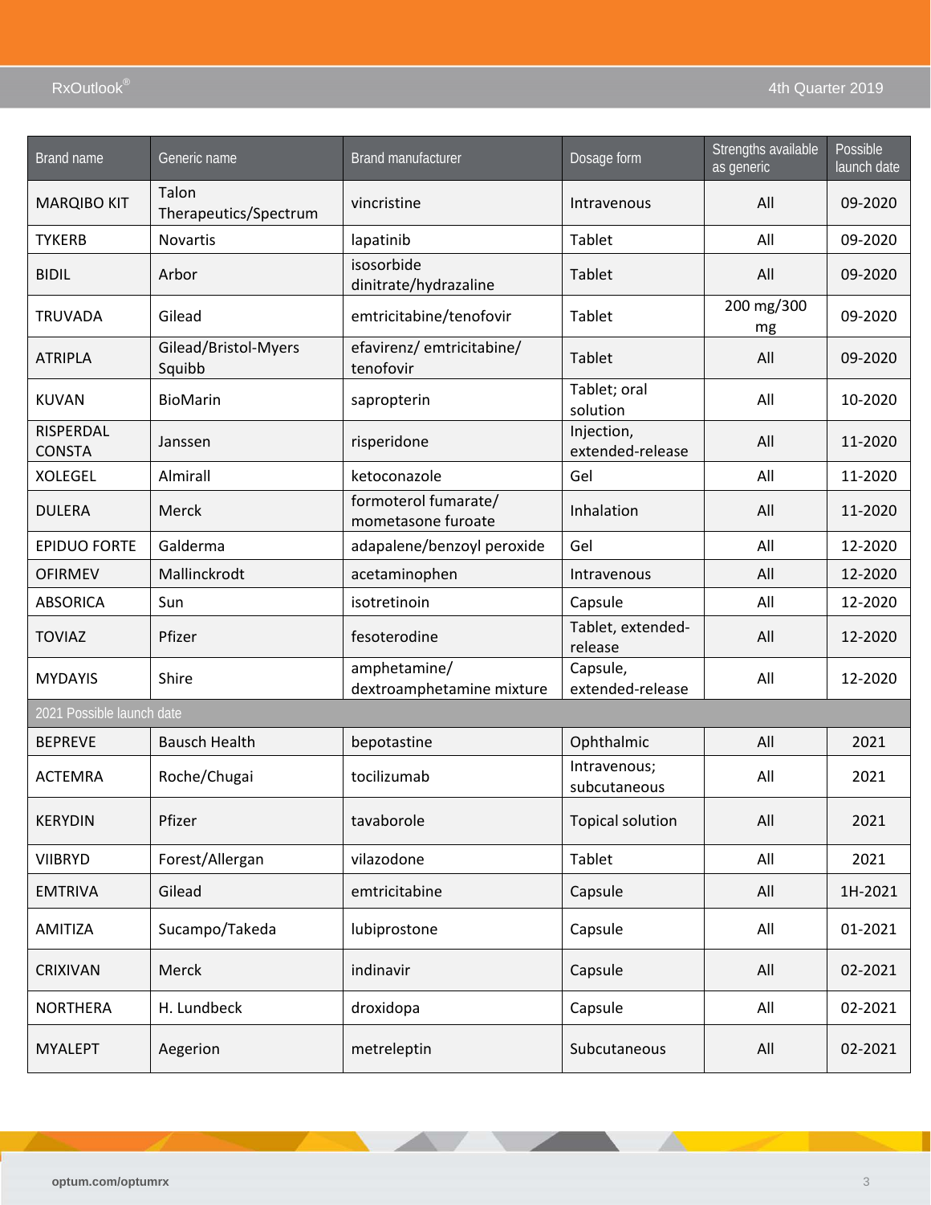| Brand name | Generic name | Brand manufacturer | Dosage form | Strengths available as generic | Possible launch date |
|---|---|---|---|---|---|
| MARQIBO KIT | Talon Therapeutics/Spectrum | vincristine | Intravenous | All | 09-2020 |
| TYKERB | Novartis | lapatinib | Tablet | All | 09-2020 |
| BIDIL | Arbor | isosorbide dinitrate/hydrazaline | Tablet | All | 09-2020 |
| TRUVADA | Gilead | emtricitabine/tenofovir | Tablet | 200 mg/300 mg | 09-2020 |
| ATRIPLA | Gilead/Bristol-Myers Squibb | efavirenz/ emtricitabine/ tenofovir | Tablet | All | 09-2020 |
| KUVAN | BioMarin | sapropterin | Tablet; oral solution | All | 10-2020 |
| RISPERDAL CONSTA | Janssen | risperidone | Injection, extended-release | All | 11-2020 |
| XOLEGEL | Almirall | ketoconazole | Gel | All | 11-2020 |
| DULERA | Merck | formoterol fumarate/ mometasone furoate | Inhalation | All | 11-2020 |
| EPIDUO FORTE | Galderma | adapalene/benzoyl peroxide | Gel | All | 12-2020 |
| OFIRMEV | Mallinckrodt | acetaminophen | Intravenous | All | 12-2020 |
| ABSORICA | Sun | isotretinoin | Capsule | All | 12-2020 |
| TOVIAZ | Pfizer | fesoterodine | Tablet, extended-release | All | 12-2020 |
| MYDAYIS | Shire | amphetamine/ dextroamphetamine mixture | Capsule, extended-release | All | 12-2020 |
| 2021 Possible launch date | | | | | |
| BEPREVE | Bausch Health | bepotastine | Ophthalmic | All | 2021 |
| ACTEMRA | Roche/Chugai | tocilizumab | Intravenous; subcutaneous | All | 2021 |
| KERYDIN | Pfizer | tavaborole | Topical solution | All | 2021 |
| VIIBRYD | Forest/Allergan | vilazodone | Tablet | All | 2021 |
| EMTRIVA | Gilead | emtricitabine | Capsule | All | 1H-2021 |
| AMITIZA | Sucampo/Takeda | lubiprostone | Capsule | All | 01-2021 |
| CRIXIVAN | Merck | indinavir | Capsule | All | 02-2021 |
| NORTHERA | H. Lundbeck | droxidopa | Capsule | All | 02-2021 |
| MYALEPT | Aegerion | metreleptin | Subcutaneous | All | 02-2021 |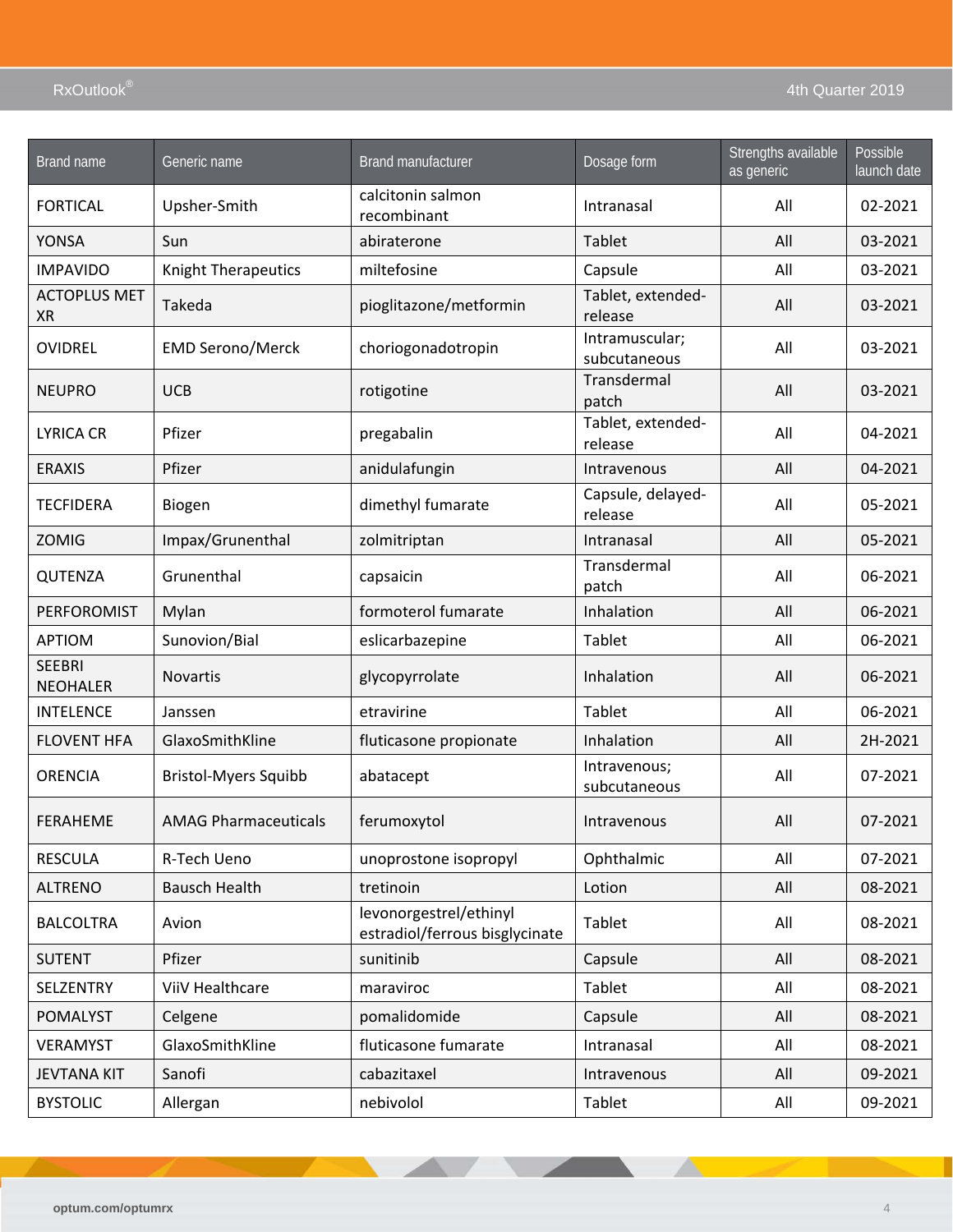| Brand name | Generic name | Brand manufacturer | Dosage form | Strengths available as generic | Possible launch date |
|---|---|---|---|---|---|
| FORTICAL | Upsher-Smith | calcitonin salmon recombinant | Intranasal | All | 02-2021 |
| YONSA | Sun | abiraterone | Tablet | All | 03-2021 |
| IMPAVIDO | Knight Therapeutics | miltefosine | Capsule | All | 03-2021 |
| ACTOPLUS MET XR | Takeda | pioglitazone/metformin | Tablet, extended-release | All | 03-2021 |
| OVIDREL | EMD Serono/Merck | choriogonadotropin | Intramuscular; subcutaneous | All | 03-2021 |
| NEUPRO | UCB | rotigotine | Transdermal patch | All | 03-2021 |
| LYRICA CR | Pfizer | pregabalin | Tablet, extended-release | All | 04-2021 |
| ERAXIS | Pfizer | anidulafungin | Intravenous | All | 04-2021 |
| TECFIDERA | Biogen | dimethyl fumarate | Capsule, delayed-release | All | 05-2021 |
| ZOMIG | Impax/Grunenthal | zolmitriptan | Intranasal | All | 05-2021 |
| QUTENZA | Grunenthal | capsaicin | Transdermal patch | All | 06-2021 |
| PERFOROMIST | Mylan | formoterol fumarate | Inhalation | All | 06-2021 |
| APTIOM | Sunovion/Bial | eslicarbazepine | Tablet | All | 06-2021 |
| SEEBRI NEOHALER | Novartis | glycopyrrolate | Inhalation | All | 06-2021 |
| INTELENCE | Janssen | etravirine | Tablet | All | 06-2021 |
| FLOVENT HFA | GlaxoSmithKline | fluticasone propionate | Inhalation | All | 2H-2021 |
| ORENCIA | Bristol-Myers Squibb | abatacept | Intravenous; subcutaneous | All | 07-2021 |
| FERAHEME | AMAG Pharmaceuticals | ferumoxytol | Intravenous | All | 07-2021 |
| RESCULA | R-Tech Ueno | unoprostone isopropyl | Ophthalmic | All | 07-2021 |
| ALTRENO | Bausch Health | tretinoin | Lotion | All | 08-2021 |
| BALCOLTRA | Avion | levonorgestrel/ethinyl estradiol/ferrous bisglycinate | Tablet | All | 08-2021 |
| SUTENT | Pfizer | sunitinib | Capsule | All | 08-2021 |
| SELZENTRY | ViiV Healthcare | maraviroc | Tablet | All | 08-2021 |
| POMALYST | Celgene | pomalidomide | Capsule | All | 08-2021 |
| VERAMYST | GlaxoSmithKline | fluticasone fumarate | Intranasal | All | 08-2021 |
| JEVTANA KIT | Sanofi | cabazitaxel | Intravenous | All | 09-2021 |
| BYSTOLIC | Allergan | nebivolol | Tablet | All | 09-2021 |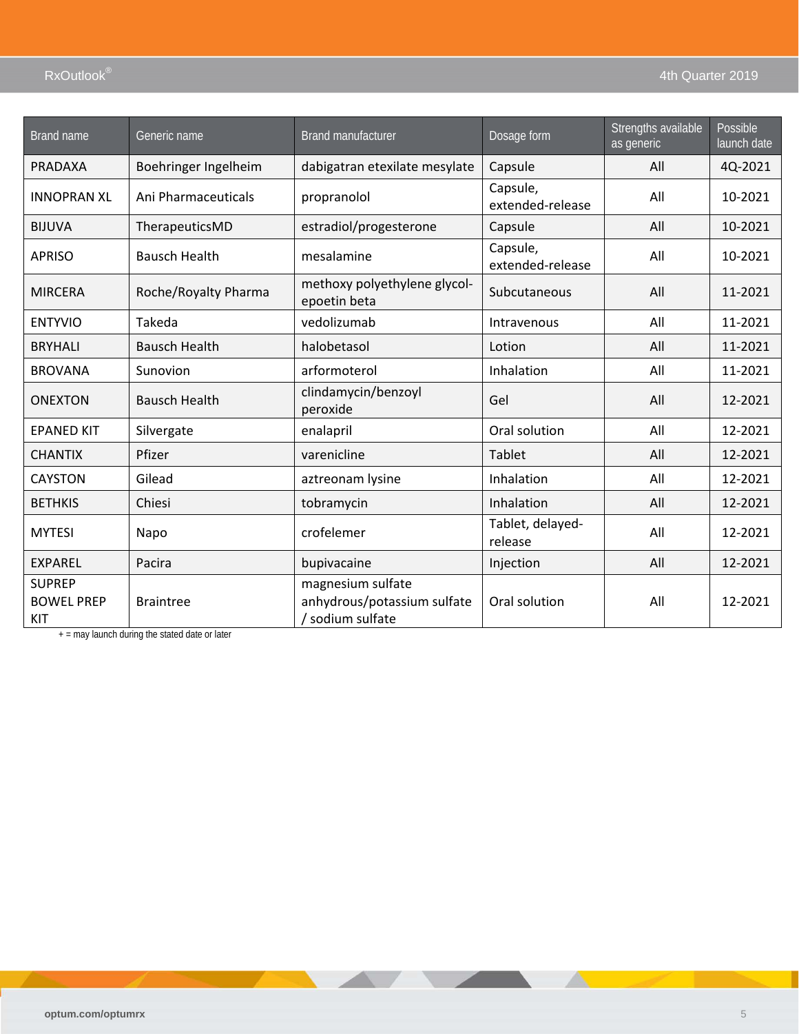| Brand name | Generic name | Brand manufacturer | Dosage form | Strengths available as generic | Possible launch date |
|---|---|---|---|---|---|
| PRADAXA | Boehringer Ingelheim | dabigatran etexilate mesylate | Capsule | All | 4Q-2021 |
| INNOPRAN XL | Ani Pharmaceuticals | propranolol | Capsule, extended-release | All | 10-2021 |
| BIJUVA | TherapeuticsMD | estradiol/progesterone | Capsule | All | 10-2021 |
| APRISO | Bausch Health | mesalamine | Capsule, extended-release | All | 10-2021 |
| MIRCERA | Roche/Royalty Pharma | methoxy polyethylene glycol-epoetin beta | Subcutaneous | All | 11-2021 |
| ENTYVIO | Takeda | vedolizumab | Intravenous | All | 11-2021 |
| BRYHALI | Bausch Health | halobetasol | Lotion | All | 11-2021 |
| BROVANA | Sunovion | arformoterol | Inhalation | All | 11-2021 |
| ONEXTON | Bausch Health | clindamycin/benzoyl peroxide | Gel | All | 12-2021 |
| EPANED KIT | Silvergate | enalapril | Oral solution | All | 12-2021 |
| CHANTIX | Pfizer | varenicline | Tablet | All | 12-2021 |
| CAYSTON | Gilead | aztreonam lysine | Inhalation | All | 12-2021 |
| BETHKIS | Chiesi | tobramycin | Inhalation | All | 12-2021 |
| MYTESI | Napo | crofelemer | Tablet, delayed-release | All | 12-2021 |
| EXPAREL | Pacira | bupivacaine | Injection | All | 12-2021 |
| SUPREP BOWEL PREP KIT | Braintree | magnesium sulfate anhydrous/potassium sulfate / sodium sulfate | Oral solution | All | 12-2021 |

+ = may launch during the stated date or later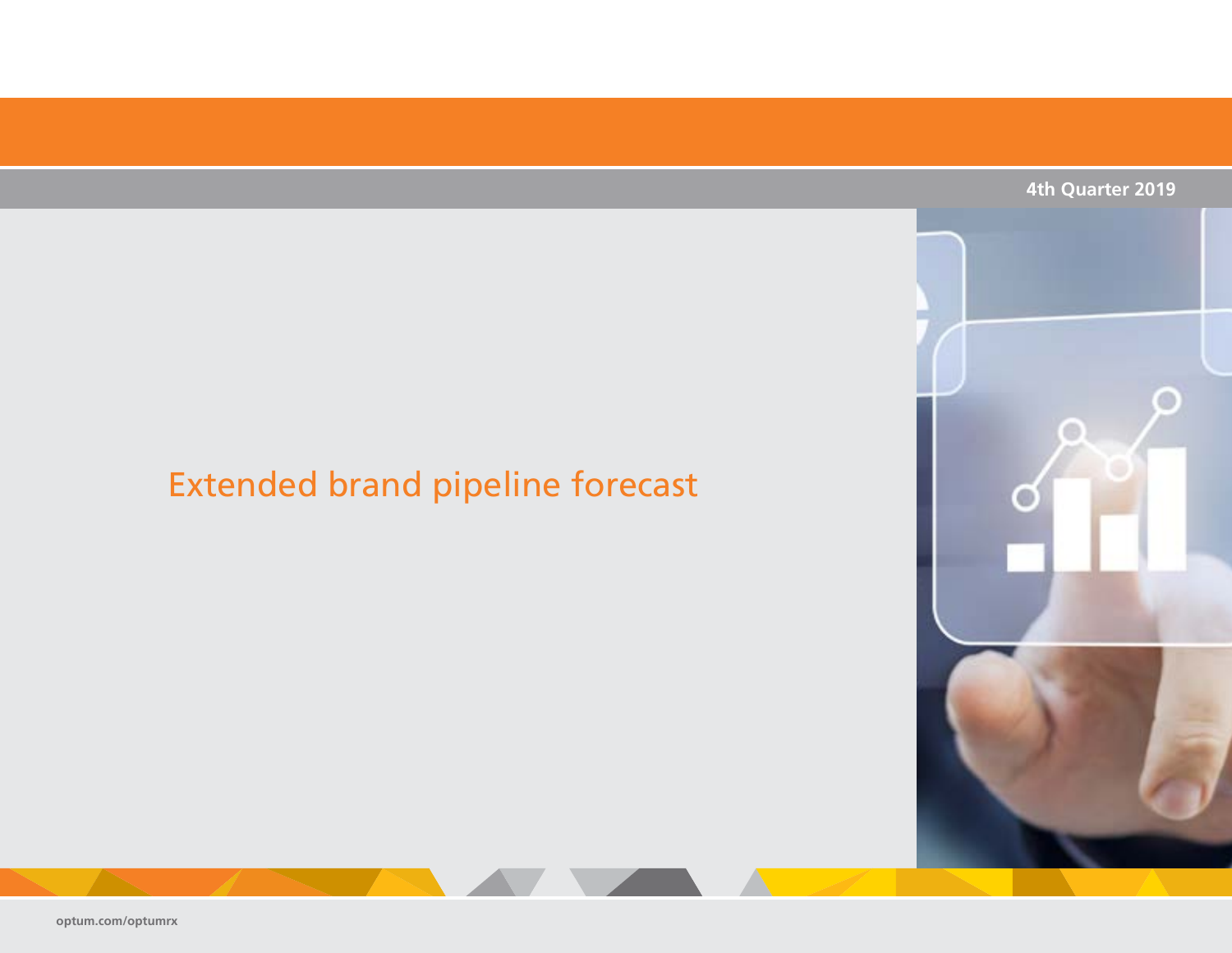4th Quarter 2019

# Extended brand pipeline forecast

optum.com/optumrx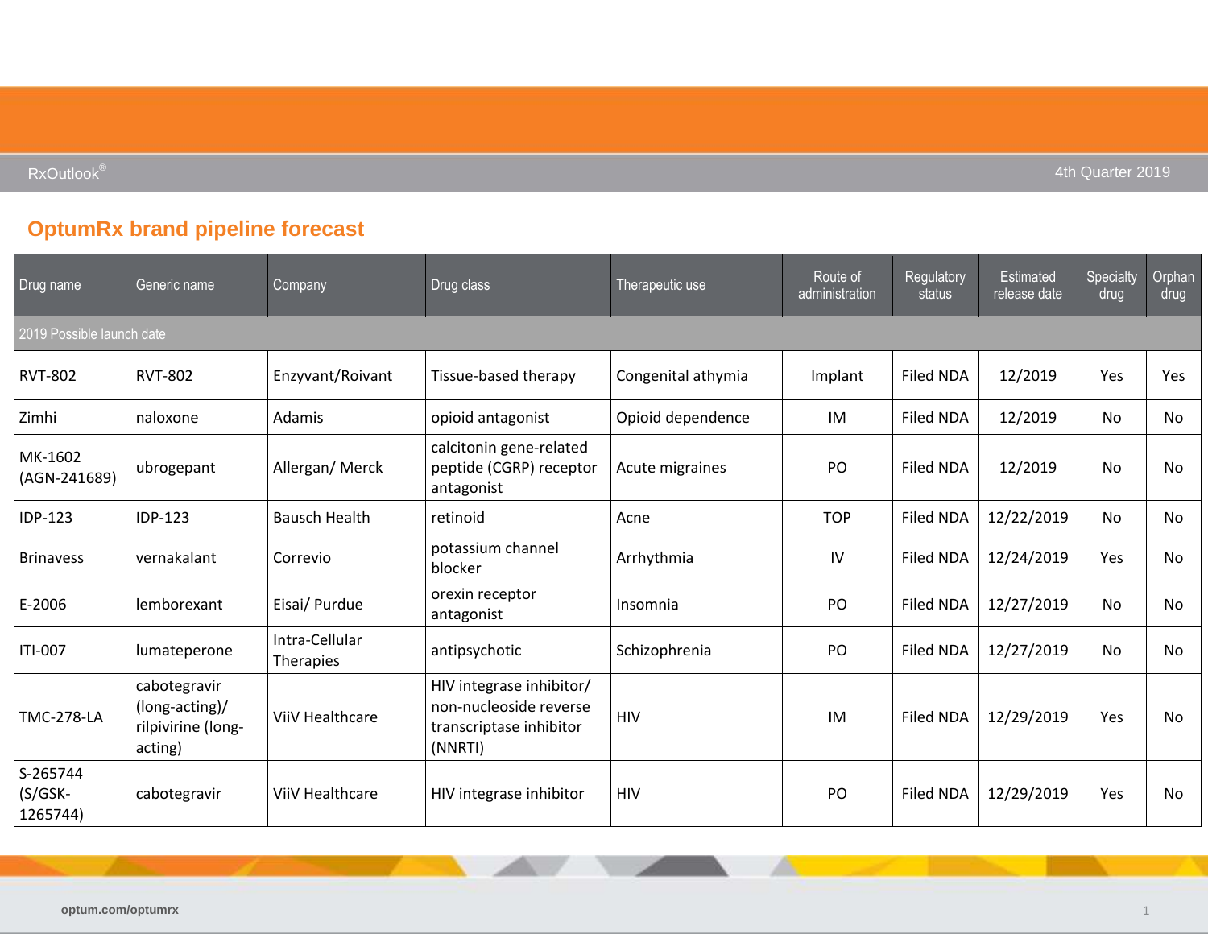## OptumRx brand pipeline forecast

| Drug name | Generic name | Company | Drug class | Therapeutic use | Route of administration | Regulatory status | Estimated release date | Specialty drug | Orphan drug |
|---|---|---|---|---|---|---|---|---|---|
| 2019 Possible launch date | | | | | | | | | |
| RVT-802 | RVT-802 | Enzyvant/Roivant | Tissue-based therapy | Congenital athymia | Implant | Filed NDA | 12/2019 | Yes | Yes |
| Zimhi | naloxone | Adamis | opioid antagonist | Opioid dependence | IM | Filed NDA | 12/2019 | No | No |
| MK-1602 (AGN-241689) | ubrogepant | Allergan/ Merck | calcitonin gene-related peptide (CGRP) receptor antagonist | Acute migraines | PO | Filed NDA | 12/2019 | No | No |
| IDP-123 | IDP-123 | Bausch Health | retinoid | Acne | TOP | Filed NDA | 12/22/2019 | No | No |
| Brinavess | vernakalant | Correvio | potassium channel blocker | Arrhythmia | IV | Filed NDA | 12/24/2019 | Yes | No |
| E-2006 | lemborexant | Eisai/ Purdue | orexin receptor antagonist | Insomnia | PO | Filed NDA | 12/27/2019 | No | No |
| ITI-007 | lumateperone | Intra-Cellular Therapies | antipsychotic | Schizophrenia | PO | Filed NDA | 12/27/2019 | No | No |
| TMC-278-LA | cabotegravir (long-acting)/ rilpivirine (long-acting) | ViiV Healthcare | HIV integrase inhibitor/ non-nucleoside reverse transcriptase inhibitor (NNRTI) | HIV | IM | Filed NDA | 12/29/2019 | Yes | No |
| S-265744 (S/GSK-1265744) | cabotegravir | ViiV Healthcare | HIV integrase inhibitor | HIV | PO | Filed NDA | 12/29/2019 | Yes | No |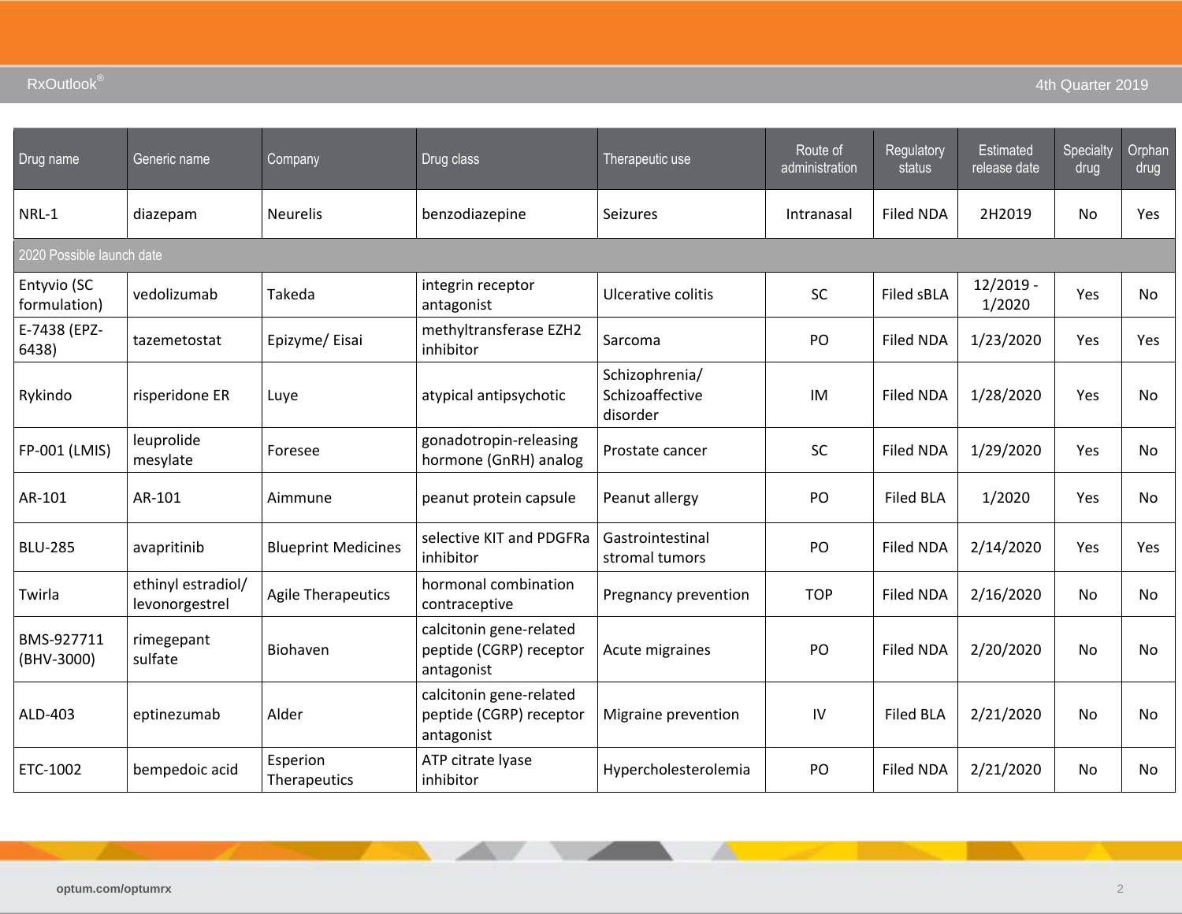| Drug name | Generic name | Company | Drug class | Therapeutic use | Route of administration | Regulatory status | Estimated release date | Specialty drug | Orphan drug |
|---|---|---|---|---|---|---|---|---|---|
| NRL-1 | diazepam | Neurelis | benzodiazepine | Seizures | Intranasal | Filed NDA | 2H2019 | No | Yes |
| 2020 Possible launch date | | | | | | | | | |
| Entyvio (SC formulation) | vedolizumab | Takeda | integrin receptor antagonist | Ulcerative colitis | SC | Filed sBLA | 12/2019 - 1/2020 | Yes | No |
| E-7438 (EPZ-6438) | tazemetostat | Epizyme/ Eisai | methyltransferase EZH2 inhibitor | Sarcoma | PO | Filed NDA | 1/23/2020 | Yes | Yes |
| Rykindo | risperidone ER | Luye | atypical antipsychotic | Schizophrenia/ Schizoaffective disorder | IM | Filed NDA | 1/28/2020 | Yes | No |
| FP-001 (LMIS) | leuprolide mesylate | Foresee | gonadotropin-releasing hormone (GnRH) analog | Prostate cancer | SC | Filed NDA | 1/29/2020 | Yes | No |
| AR-101 | AR-101 | Aimmune | peanut protein capsule | Peanut allergy | PO | Filed BLA | 1/2020 | Yes | No |
| BLU-285 | avapritinib | Blueprint Medicines | selective KIT and PDGFRa inhibitor | Gastrointestinal stromal tumors | PO | Filed NDA | 2/14/2020 | Yes | Yes |
| Twirla | ethinyl estradiol/ levonorgestrel | Agile Therapeutics | hormonal combination contraceptive | Pregnancy prevention | TOP | Filed NDA | 2/16/2020 | No | No |
| BMS-927711 (BHV-3000) | rimegepant sulfate | Biohaven | calcitonin gene-related peptide (CGRP) receptor antagonist | Acute migraines | PO | Filed NDA | 2/20/2020 | No | No |
| ALD-403 | eptinezumab | Alder | calcitonin gene-related peptide (CGRP) receptor antagonist | Migraine prevention | IV | Filed BLA | 2/21/2020 | No | No |
| ETC-1002 | bempedoic acid | Esperion Therapeutics | ATP citrate lyase inhibitor | Hypercholesterolemia | PO | Filed NDA | 2/21/2020 | No | No |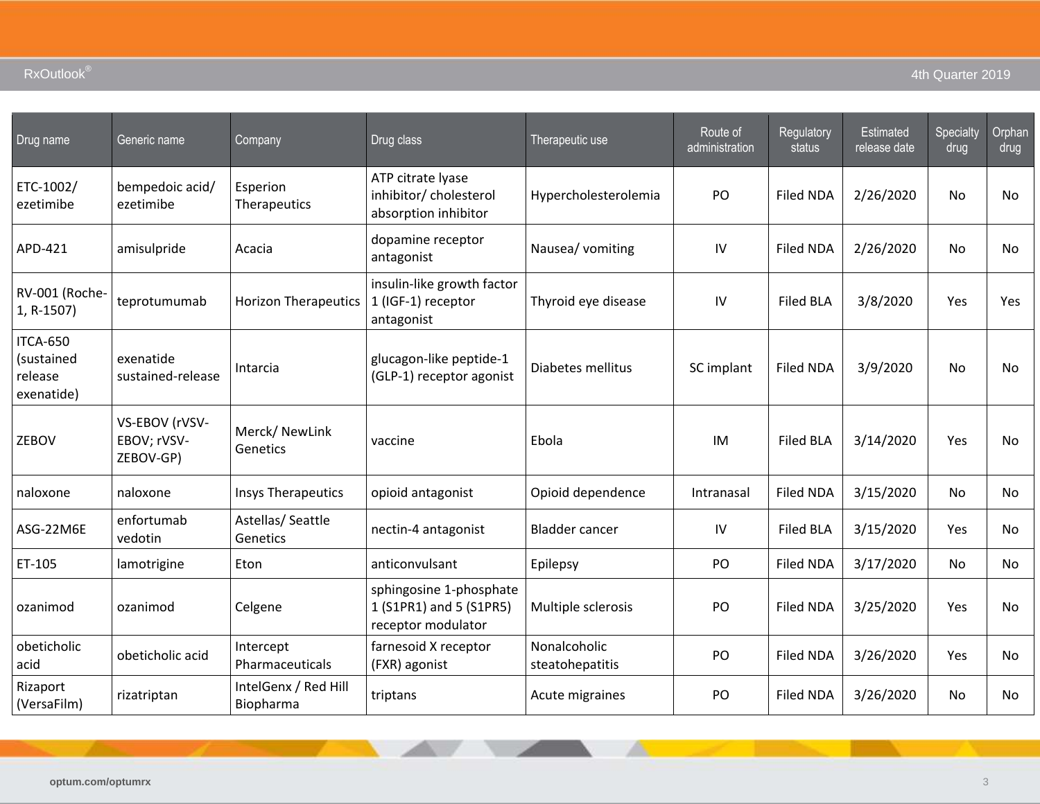| Drug name | Generic name | Company | Drug class | Therapeutic use | Route of administration | Regulatory status | Estimated release date | Specialty drug | Orphan drug |
|---|---|---|---|---|---|---|---|---|---|
| ETC-1002/ ezetimibe | bempedoic acid/ ezetimibe | Esperion Therapeutics | ATP citrate lyase inhibitor/ cholesterol absorption inhibitor | Hypercholesterolemia | PO | Filed NDA | 2/26/2020 | No | No |
| APD-421 | amisulpride | Acacia | dopamine receptor antagonist | Nausea/ vomiting | IV | Filed NDA | 2/26/2020 | No | No |
| RV-001 (Roche-1, R-1507) | teprotumumab | Horizon Therapeutics | insulin-like growth factor 1 (IGF-1) receptor antagonist | Thyroid eye disease | IV | Filed BLA | 3/8/2020 | Yes | Yes |
| ITCA-650 (sustained release exenatide) | exenatide sustained-release | Intarcia | glucagon-like peptide-1 (GLP-1) receptor agonist | Diabetes mellitus | SC implant | Filed NDA | 3/9/2020 | No | No |
| ZEBOV | VS-EBOV (rVSV-EBOV; rVSV-ZEBOV-GP) | Merck/ NewLink Genetics | vaccine | Ebola | IM | Filed BLA | 3/14/2020 | Yes | No |
| naloxone | naloxone | Insys Therapeutics | opioid antagonist | Opioid dependence | Intranasal | Filed NDA | 3/15/2020 | No | No |
| ASG-22M6E | enfortumab vedotin | Astellas/ Seattle Genetics | nectin-4 antagonist | Bladder cancer | IV | Filed BLA | 3/15/2020 | Yes | No |
| ET-105 | lamotrigine | Eton | anticonvulsant | Epilepsy | PO | Filed NDA | 3/17/2020 | No | No |
| ozanimod | ozanimod | Celgene | sphingosine 1-phosphate 1 (S1PR1) and 5 (S1PR5) receptor modulator | Multiple sclerosis | PO | Filed NDA | 3/25/2020 | Yes | No |
| obeticholic acid | obeticholic acid | Intercept Pharmaceuticals | farnesoid X receptor (FXR) agonist | Nonalcoholic steatohepatitis | PO | Filed NDA | 3/26/2020 | Yes | No |
| Rizaport (VersaFilm) | rizatriptan | IntelGenx / Red Hill Biopharma | triptans | Acute migraines | PO | Filed NDA | 3/26/2020 | No | No |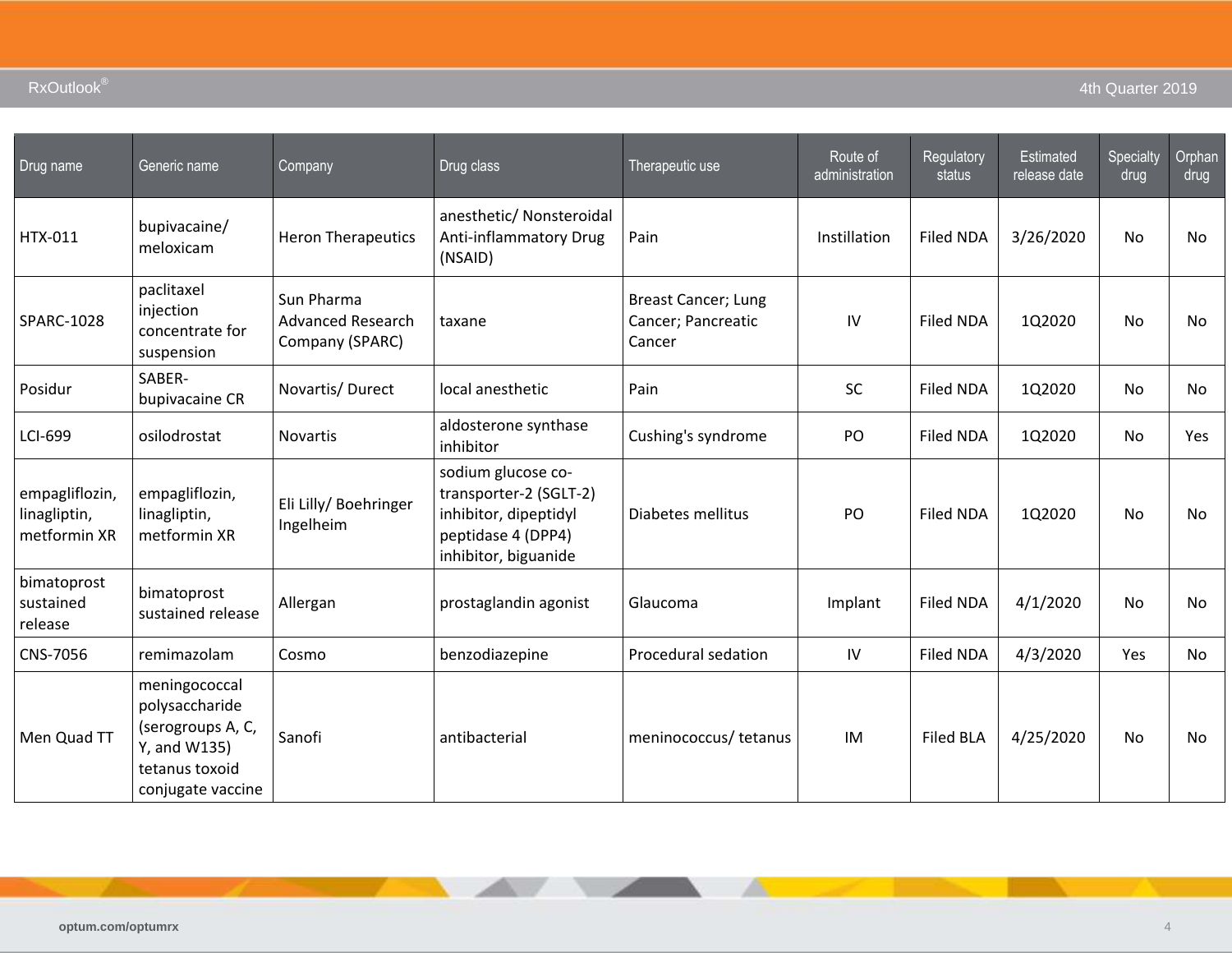| Drug name | Generic name | Company | Drug class | Therapeutic use | Route of administration | Regulatory status | Estimated release date | Specialty drug | Orphan drug |
|---|---|---|---|---|---|---|---|---|---|
| HTX-011 | bupivacaine/ meloxicam | Heron Therapeutics | anesthetic/ Nonsteroidal Anti-inflammatory Drug (NSAID) | Pain | Instillation | Filed NDA | 3/26/2020 | No | No |
| SPARC-1028 | paclitaxel injection concentrate for suspension | Sun Pharma Advanced Research Company (SPARC) | taxane | Breast Cancer; Lung Cancer; Pancreatic Cancer | IV | Filed NDA | 1Q2020 | No | No |
| Posidur | SABER-bupivacaine CR | Novartis/ Durect | local anesthetic | Pain | SC | Filed NDA | 1Q2020 | No | No |
| LCI-699 | osilodrostat | Novartis | aldosterone synthase inhibitor | Cushing's syndrome | PO | Filed NDA | 1Q2020 | No | Yes |
| empagliflozin, linagliptin, metformin XR | empagliflozin, linagliptin, metformin XR | Eli Lilly/ Boehringer Ingelheim | sodium glucose co-transporter-2 (SGLT-2) inhibitor, dipeptidyl peptidase 4 (DPP4) inhibitor, biguanide | Diabetes mellitus | PO | Filed NDA | 1Q2020 | No | No |
| bimatoprost sustained release | bimatoprost sustained release | Allergan | prostaglandin agonist | Glaucoma | Implant | Filed NDA | 4/1/2020 | No | No |
| CNS-7056 | remimazolam | Cosmo | benzodiazepine | Procedural sedation | IV | Filed NDA | 4/3/2020 | Yes | No |
| Men Quad TT | meningococcal polysaccharide (serogroups A, C, Y, and W135) tetanus toxoid conjugate vaccine | Sanofi | antibacterial | meninococcus/ tetanus | IM | Filed BLA | 4/25/2020 | No | No |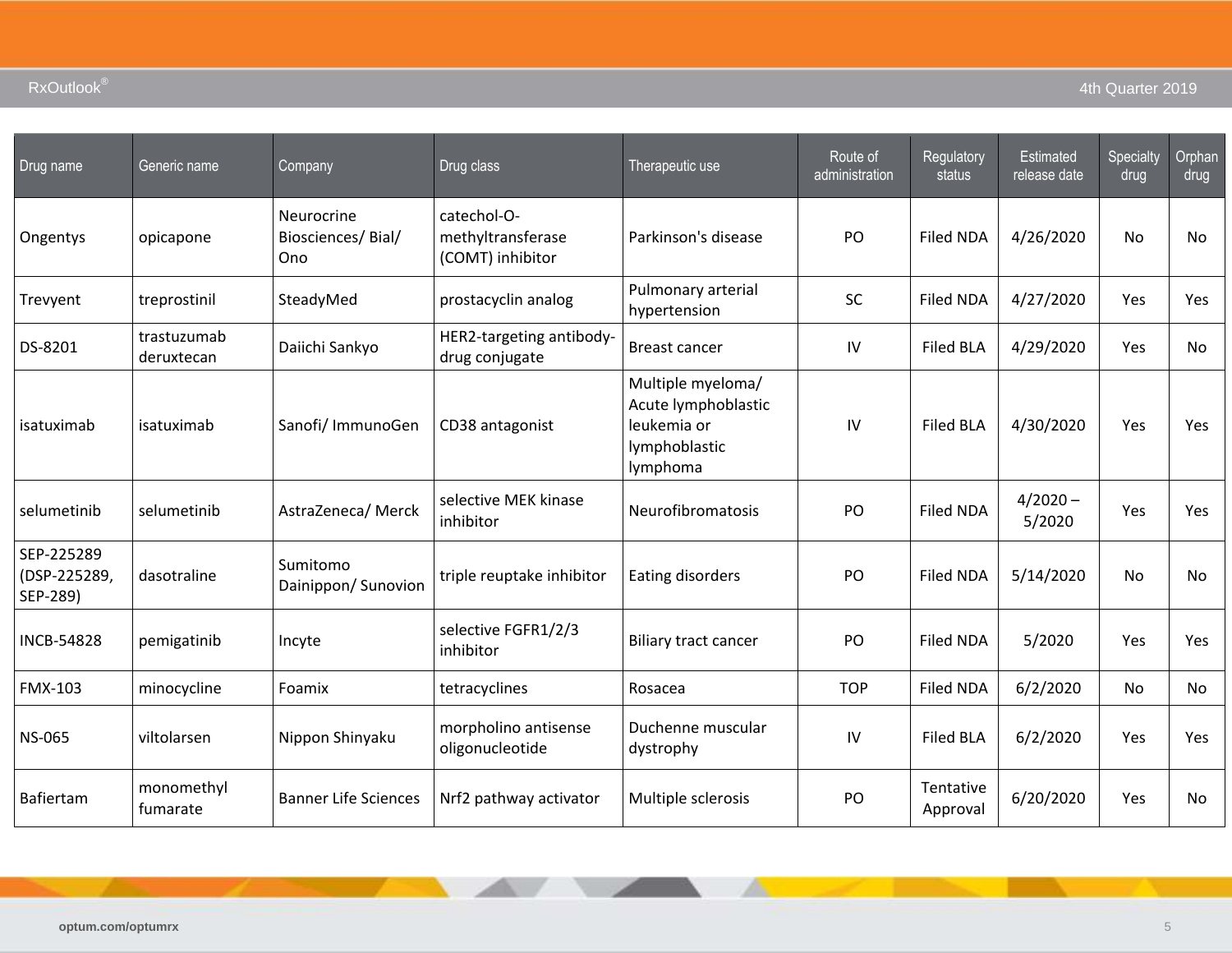| Drug name | Generic name | Company | Drug class | Therapeutic use | Route of administration | Regulatory status | Estimated release date | Specialty drug | Orphan drug |
|---|---|---|---|---|---|---|---|---|---|
| Ongentys | opicapone | Neurocrine Biosciences/ Bial/ Ono | catechol-O-methyltransferase (COMT) inhibitor | Parkinson's disease | PO | Filed NDA | 4/26/2020 | No | No |
| Trevyent | treprostinil | SteadyMed | prostacyclin analog | Pulmonary arterial hypertension | SC | Filed NDA | 4/27/2020 | Yes | Yes |
| DS-8201 | trastuzumab deruxtecan | Daiichi Sankyo | HER2-targeting antibody-drug conjugate | Breast cancer | IV | Filed BLA | 4/29/2020 | Yes | No |
| isatuximab | isatuximab | Sanofi/ ImmunoGen | CD38 antagonist | Multiple myeloma/ Acute lymphoblastic leukemia or lymphoblastic lymphoma | IV | Filed BLA | 4/30/2020 | Yes | Yes |
| selumetinib | selumetinib | AstraZeneca/ Merck | selective MEK kinase inhibitor | Neurofibromatosis | PO | Filed NDA | 4/2020 – 5/2020 | Yes | Yes |
| SEP-225289 (DSP-225289, SEP-289) | dasotraline | Sumitomo Dainippon/ Sunovion | triple reuptake inhibitor | Eating disorders | PO | Filed NDA | 5/14/2020 | No | No |
| INCB-54828 | pemigatinib | Incyte | selective FGFR1/2/3 inhibitor | Biliary tract cancer | PO | Filed NDA | 5/2020 | Yes | Yes |
| FMX-103 | minocycline | Foamix | tetracyclines | Rosacea | TOP | Filed NDA | 6/2/2020 | No | No |
| NS-065 | viltolarsen | Nippon Shinyaku | morpholino antisense oligonucleotide | Duchenne muscular dystrophy | IV | Filed BLA | 6/2/2020 | Yes | Yes |
| Bafiertam | monomethyl fumarate | Banner Life Sciences | Nrf2 pathway activator | Multiple sclerosis | PO | Tentative Approval | 6/20/2020 | Yes | No |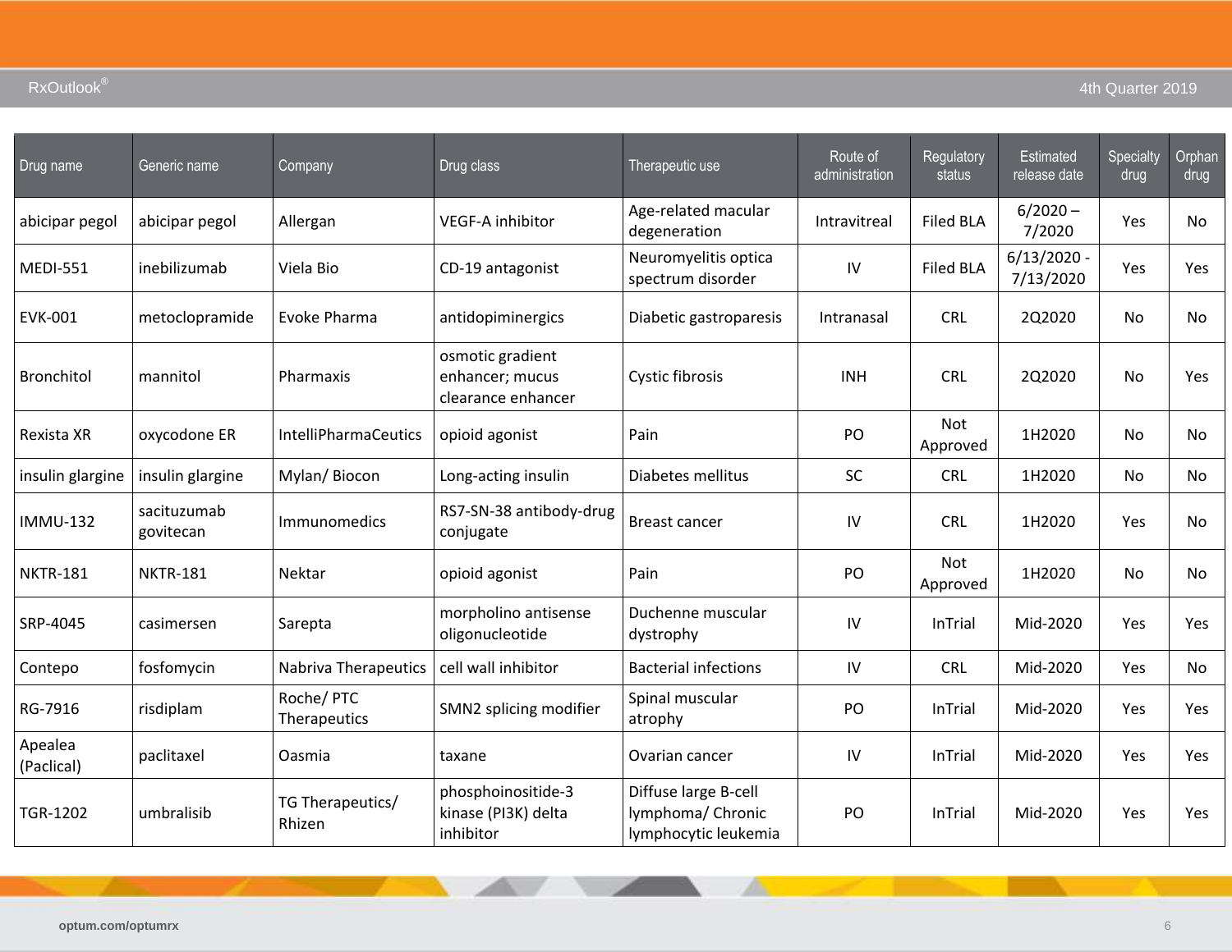| Drug name | Generic name | Company | Drug class | Therapeutic use | Route of administration | Regulatory status | Estimated release date | Specialty drug | Orphan drug |
|---|---|---|---|---|---|---|---|---|---|
| abicipar pegol | abicipar pegol | Allergan | VEGF-A inhibitor | Age-related macular degeneration | Intravitreal | Filed BLA | 6/2020 – 7/2020 | Yes | No |
| MEDI-551 | inebilizumab | Viela Bio | CD-19 antagonist | Neuromyelitis optica spectrum disorder | IV | Filed BLA | 6/13/2020 - 7/13/2020 | Yes | Yes |
| EVK-001 | metoclopramide | Evoke Pharma | antidopiminergics | Diabetic gastroparesis | Intranasal | CRL | 2Q2020 | No | No |
| Bronchitol | mannitol | Pharmaxis | osmotic gradient enhancer; mucus clearance enhancer | Cystic fibrosis | INH | CRL | 2Q2020 | No | Yes |
| Rexista XR | oxycodone ER | IntelliPharmaCeutics | opioid agonist | Pain | PO | Not Approved | 1H2020 | No | No |
| insulin glargine | insulin glargine | Mylan/ Biocon | Long-acting insulin | Diabetes mellitus | SC | CRL | 1H2020 | No | No |
| IMMU-132 | sacituzumab govitecan | Immunomedics | RS7-SN-38 antibody-drug conjugate | Breast cancer | IV | CRL | 1H2020 | Yes | No |
| NKTR-181 | NKTR-181 | Nektar | opioid agonist | Pain | PO | Not Approved | 1H2020 | No | No |
| SRP-4045 | casimersen | Sarepta | morpholino antisense oligonucleotide | Duchenne muscular dystrophy | IV | InTrial | Mid-2020 | Yes | Yes |
| Contepo | fosfomycin | Nabriva Therapeutics | cell wall inhibitor | Bacterial infections | IV | CRL | Mid-2020 | Yes | No |
| RG-7916 | risdiplam | Roche/ PTC Therapeutics | SMN2 splicing modifier | Spinal muscular atrophy | PO | InTrial | Mid-2020 | Yes | Yes |
| Apealea (Paclical) | paclitaxel | Oasmia | taxane | Ovarian cancer | IV | InTrial | Mid-2020 | Yes | Yes |
| TGR-1202 | umbralisib | TG Therapeutics/ Rhizen | phosphoinositide-3 kinase (PI3K) delta inhibitor | Diffuse large B-cell lymphoma/ Chronic lymphocytic leukemia | PO | InTrial | Mid-2020 | Yes | Yes |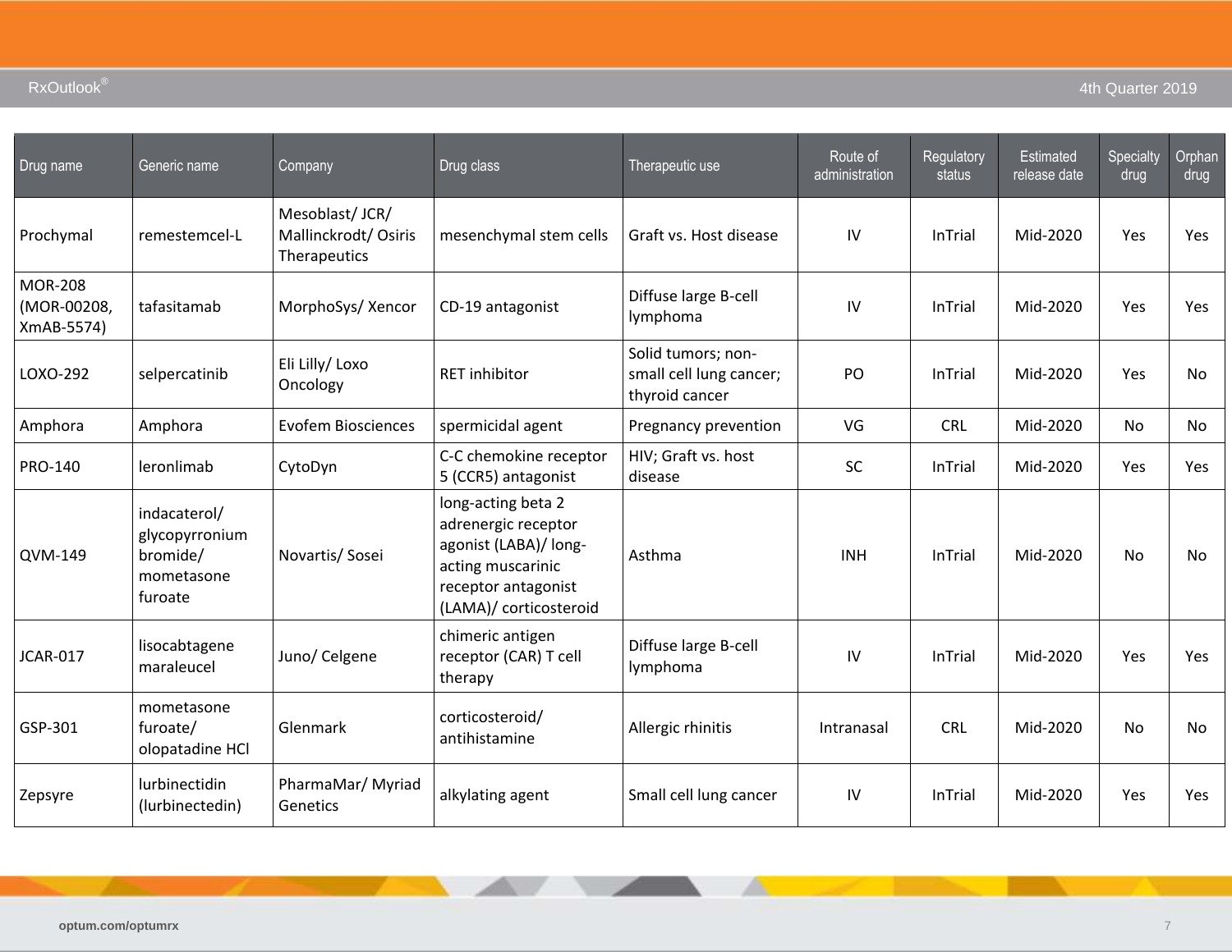| Drug name | Generic name | Company | Drug class | Therapeutic use | Route of administration | Regulatory status | Estimated release date | Specialty drug | Orphan drug |
|---|---|---|---|---|---|---|---|---|---|
| Prochymal | remestemcel-L | Mesoblast/ JCR/ Mallinckrodt/ Osiris Therapeutics | mesenchymal stem cells | Graft vs. Host disease | IV | InTrial | Mid-2020 | Yes | Yes |
| MOR-208 (MOR-00208, XmAB-5574) | tafasitamab | MorphoSys/ Xencor | CD-19 antagonist | Diffuse large B-cell lymphoma | IV | InTrial | Mid-2020 | Yes | Yes |
| LOXO-292 | selpercatinib | Eli Lilly/ Loxo Oncology | RET inhibitor | Solid tumors; non-small cell lung cancer; thyroid cancer | PO | InTrial | Mid-2020 | Yes | No |
| Amphora | Amphora | Evofem Biosciences | spermicidal agent | Pregnancy prevention | VG | CRL | Mid-2020 | No | No |
| PRO-140 | leronlimab | CytoDyn | C-C chemokine receptor 5 (CCR5) antagonist | HIV; Graft vs. host disease | SC | InTrial | Mid-2020 | Yes | Yes |
| QVM-149 | indacaterol/ glycopyrronium bromide/ mometasone furoate | Novartis/ Sosei | long-acting beta 2 adrenergic receptor agonist (LABA)/ long-acting muscarinic receptor antagonist (LAMA)/ corticosteroid | Asthma | INH | InTrial | Mid-2020 | No | No |
| JCAR-017 | lisocabtagene maraleucel | Juno/ Celgene | chimeric antigen receptor (CAR) T cell therapy | Diffuse large B-cell lymphoma | IV | InTrial | Mid-2020 | Yes | Yes |
| GSP-301 | mometasone furoate/ olopatadine HCl | Glenmark | corticosteroid/ antihistamine | Allergic rhinitis | Intranasal | CRL | Mid-2020 | No | No |
| Zepsyre | lurbinectidin (lurbinectedin) | PharmaMar/ Myriad Genetics | alkylating agent | Small cell lung cancer | IV | InTrial | Mid-2020 | Yes | Yes |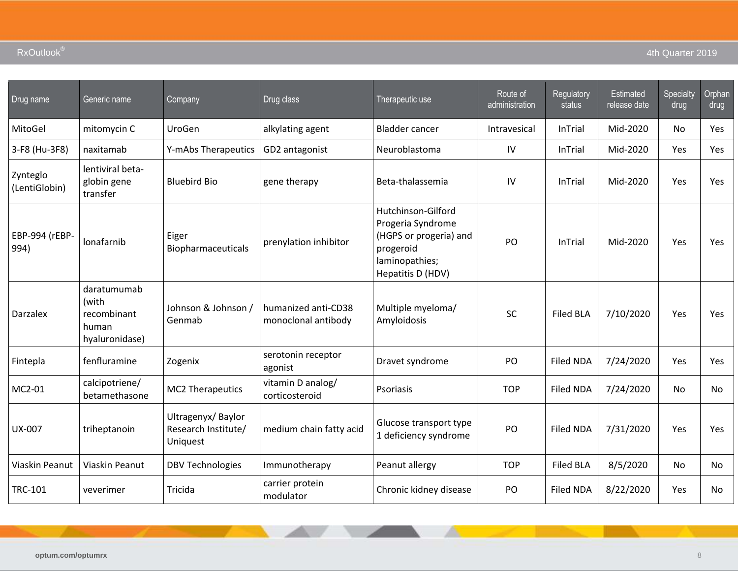| Drug name | Generic name | Company | Drug class | Therapeutic use | Route of administration | Regulatory status | Estimated release date | Specialty drug | Orphan drug |
|---|---|---|---|---|---|---|---|---|---|
| MitoGel | mitomycin C | UroGen | alkylating agent | Bladder cancer | Intravesical | InTrial | Mid-2020 | No | Yes |
| 3-F8 (Hu-3F8) | naxitamab | Y-mAbs Therapeutics | GD2 antagonist | Neuroblastoma | IV | InTrial | Mid-2020 | Yes | Yes |
| Zynteglo (LentiGlobin) | lentiviral beta-globin gene transfer | Bluebird Bio | gene therapy | Beta-thalassemia | IV | InTrial | Mid-2020 | Yes | Yes |
| EBP-994 (rEBP-994) | lonafarnib | Eiger Biopharmaceuticals | prenylation inhibitor | Hutchinson-Gilford Progeria Syndrome (HGPS or progeria) and progeroid laminopathies; Hepatitis D (HDV) | PO | InTrial | Mid-2020 | Yes | Yes |
| Darzalex | daratumumab (with recombinant human hyaluronidase) | Johnson & Johnson / Genmab | humanized anti-CD38 monoclonal antibody | Multiple myeloma/ Amyloidosis | SC | Filed BLA | 7/10/2020 | Yes | Yes |
| Fintepla | fenfluramine | Zogenix | serotonin receptor agonist | Dravet syndrome | PO | Filed NDA | 7/24/2020 | Yes | Yes |
| MC2-01 | calcipotriene/ betamethasone | MC2 Therapeutics | vitamin D analog/ corticosteroid | Psoriasis | TOP | Filed NDA | 7/24/2020 | No | No |
| UX-007 | triheptanoin | Ultragenyx/ Baylor Research Institute/ Uniquest | medium chain fatty acid | Glucose transport type 1 deficiency syndrome | PO | Filed NDA | 7/31/2020 | Yes | Yes |
| Viaskin Peanut | Viaskin Peanut | DBV Technologies | Immunotherapy | Peanut allergy | TOP | Filed BLA | 8/5/2020 | No | No |
| TRC-101 | veverimer | Tricida | carrier protein modulator | Chronic kidney disease | PO | Filed NDA | 8/22/2020 | Yes | No |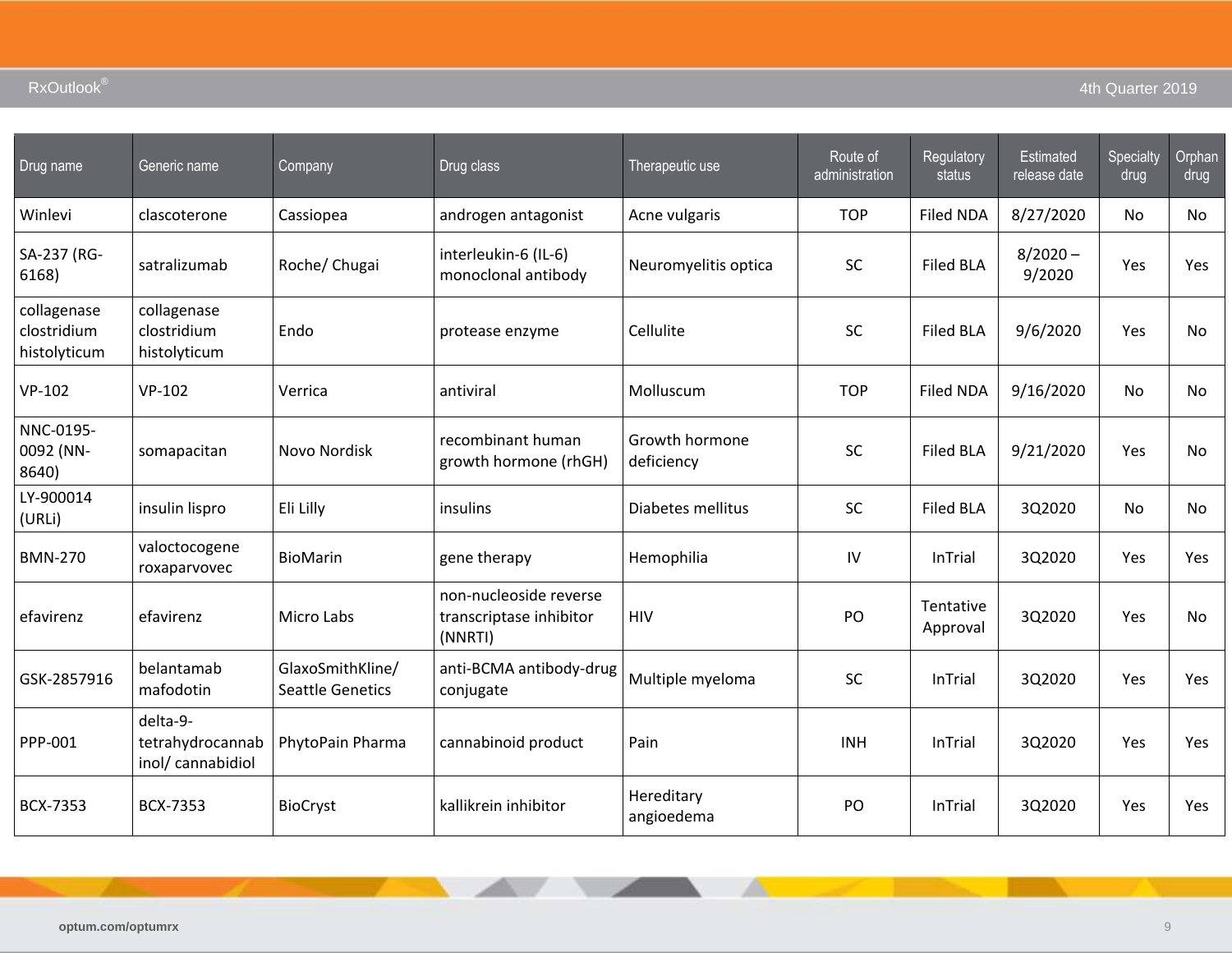| Drug name | Generic name | Company | Drug class | Therapeutic use | Route of administration | Regulatory status | Estimated release date | Specialty drug | Orphan drug |
|---|---|---|---|---|---|---|---|---|---|
| Winlevi | clascoterone | Cassiopea | androgen antagonist | Acne vulgaris | TOP | Filed NDA | 8/27/2020 | No | No |
| SA-237 (RG-6168) | satralizumab | Roche/ Chugai | interleukin-6 (IL-6) monoclonal antibody | Neuromyelitis optica | SC | Filed BLA | 8/2020 – 9/2020 | Yes | Yes |
| collagenase clostridium histolyticum | collagenase clostridium histolyticum | Endo | protease enzyme | Cellulite | SC | Filed BLA | 9/6/2020 | Yes | No |
| VP-102 | VP-102 | Verrica | antiviral | Molluscum | TOP | Filed NDA | 9/16/2020 | No | No |
| NNC-0195-0092 (NN-8640) | somapacitan | Novo Nordisk | recombinant human growth hormone (rhGH) | Growth hormone deficiency | SC | Filed BLA | 9/21/2020 | Yes | No |
| LY-900014 (URLi) | insulin lispro | Eli Lilly | insulins | Diabetes mellitus | SC | Filed BLA | 3Q2020 | No | No |
| BMN-270 | valoctocogene roxaparvovec | BioMarin | gene therapy | Hemophilia | IV | InTrial | 3Q2020 | Yes | Yes |
| efavirenz | efavirenz | Micro Labs | non-nucleoside reverse transcriptase inhibitor (NNRTI) | HIV | PO | Tentative Approval | 3Q2020 | Yes | No |
| GSK-2857916 | belantamab mafodotin | GlaxoSmithKline/ Seattle Genetics | anti-BCMA antibody-drug conjugate | Multiple myeloma | SC | InTrial | 3Q2020 | Yes | Yes |
| PPP-001 | delta-9-tetrahydrocannabinol/ cannabidiol | PhytoPain Pharma | cannabinoid product | Pain | INH | InTrial | 3Q2020 | Yes | Yes |
| BCX-7353 | BCX-7353 | BioCryst | kallikrein inhibitor | Hereditary angioedema | PO | InTrial | 3Q2020 | Yes | Yes |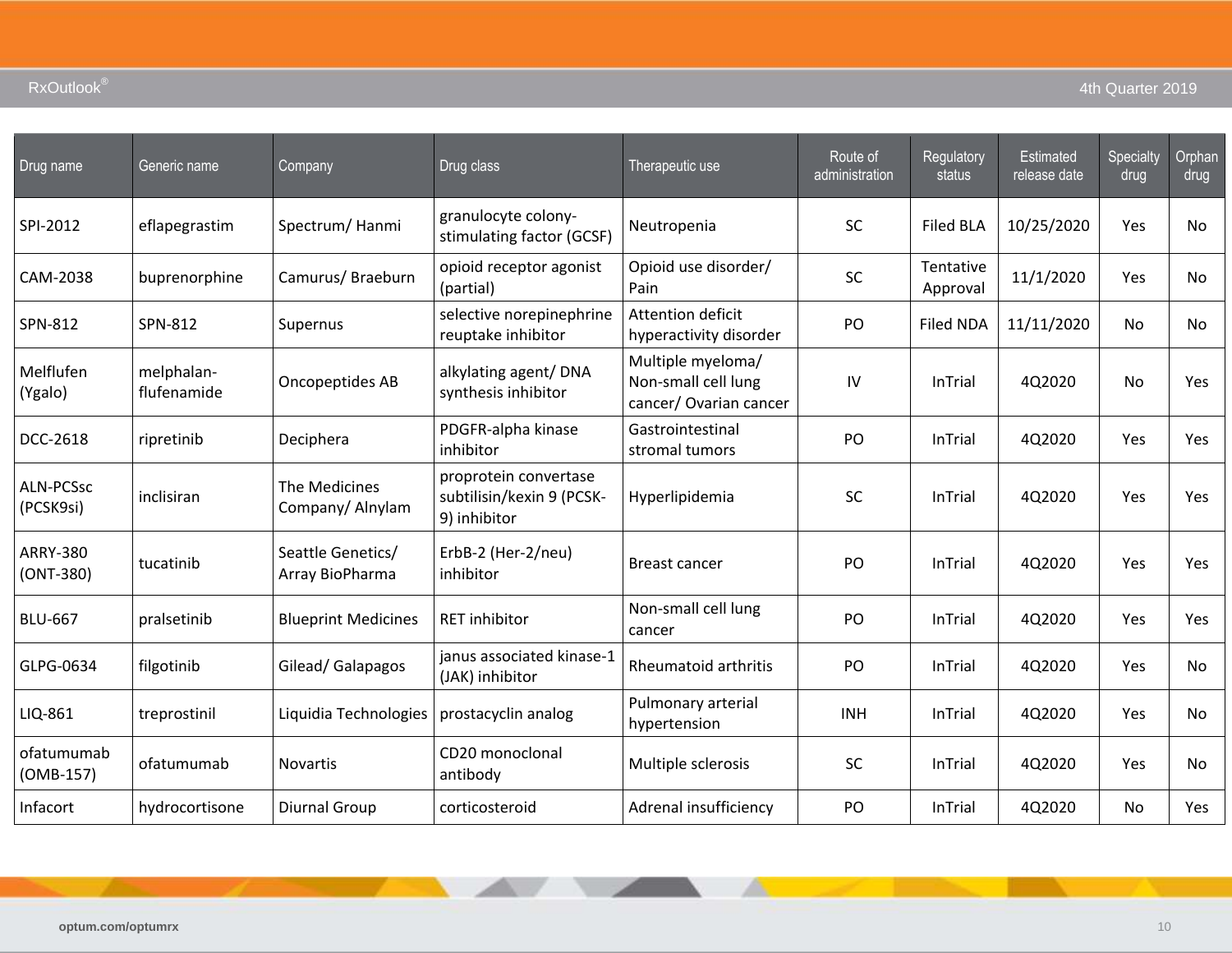| Drug name | Generic name | Company | Drug class | Therapeutic use | Route of administration | Regulatory status | Estimated release date | Specialty drug | Orphan drug |
|---|---|---|---|---|---|---|---|---|---|
| SPI-2012 | eflapegrastim | Spectrum/ Hanmi | granulocyte colony-stimulating factor (GCSF) | Neutropenia | SC | Filed BLA | 10/25/2020 | Yes | No |
| CAM-2038 | buprenorphine | Camurus/ Braeburn | opioid receptor agonist (partial) | Opioid use disorder/ Pain | SC | Tentative Approval | 11/1/2020 | Yes | No |
| SPN-812 | SPN-812 | Supernus | selective norepinephrine reuptake inhibitor | Attention deficit hyperactivity disorder | PO | Filed NDA | 11/11/2020 | No | No |
| Melflufen (Ygalo) | melphalan-flufenamide | Oncopeptides AB | alkylating agent/ DNA synthesis inhibitor | Multiple myeloma/ Non-small cell lung cancer/ Ovarian cancer | IV | InTrial | 4Q2020 | No | Yes |
| DCC-2618 | ripretinib | Deciphera | PDGFR-alpha kinase inhibitor | Gastrointestinal stromal tumors | PO | InTrial | 4Q2020 | Yes | Yes |
| ALN-PCSsc (PCSK9si) | inclisiran | The Medicines Company/ Alnylam | proprotein convertase subtilisin/kexin 9 (PCSK-9) inhibitor | Hyperlipidemia | SC | InTrial | 4Q2020 | Yes | Yes |
| ARRY-380 (ONT-380) | tucatinib | Seattle Genetics/ Array BioPharma | ErbB-2 (Her-2/neu) inhibitor | Breast cancer | PO | InTrial | 4Q2020 | Yes | Yes |
| BLU-667 | pralsetinib | Blueprint Medicines | RET inhibitor | Non-small cell lung cancer | PO | InTrial | 4Q2020 | Yes | Yes |
| GLPG-0634 | filgotinib | Gilead/ Galapagos | janus associated kinase-1 (JAK) inhibitor | Rheumatoid arthritis | PO | InTrial | 4Q2020 | Yes | No |
| LIQ-861 | treprostinil | Liquidia Technologies | prostacyclin analog | Pulmonary arterial hypertension | INH | InTrial | 4Q2020 | Yes | No |
| ofatumumab (OMB-157) | ofatumumab | Novartis | CD20 monoclonal antibody | Multiple sclerosis | SC | InTrial | 4Q2020 | Yes | No |
| Infacort | hydrocortisone | Diurnal Group | corticosteroid | Adrenal insufficiency | PO | InTrial | 4Q2020 | No | Yes |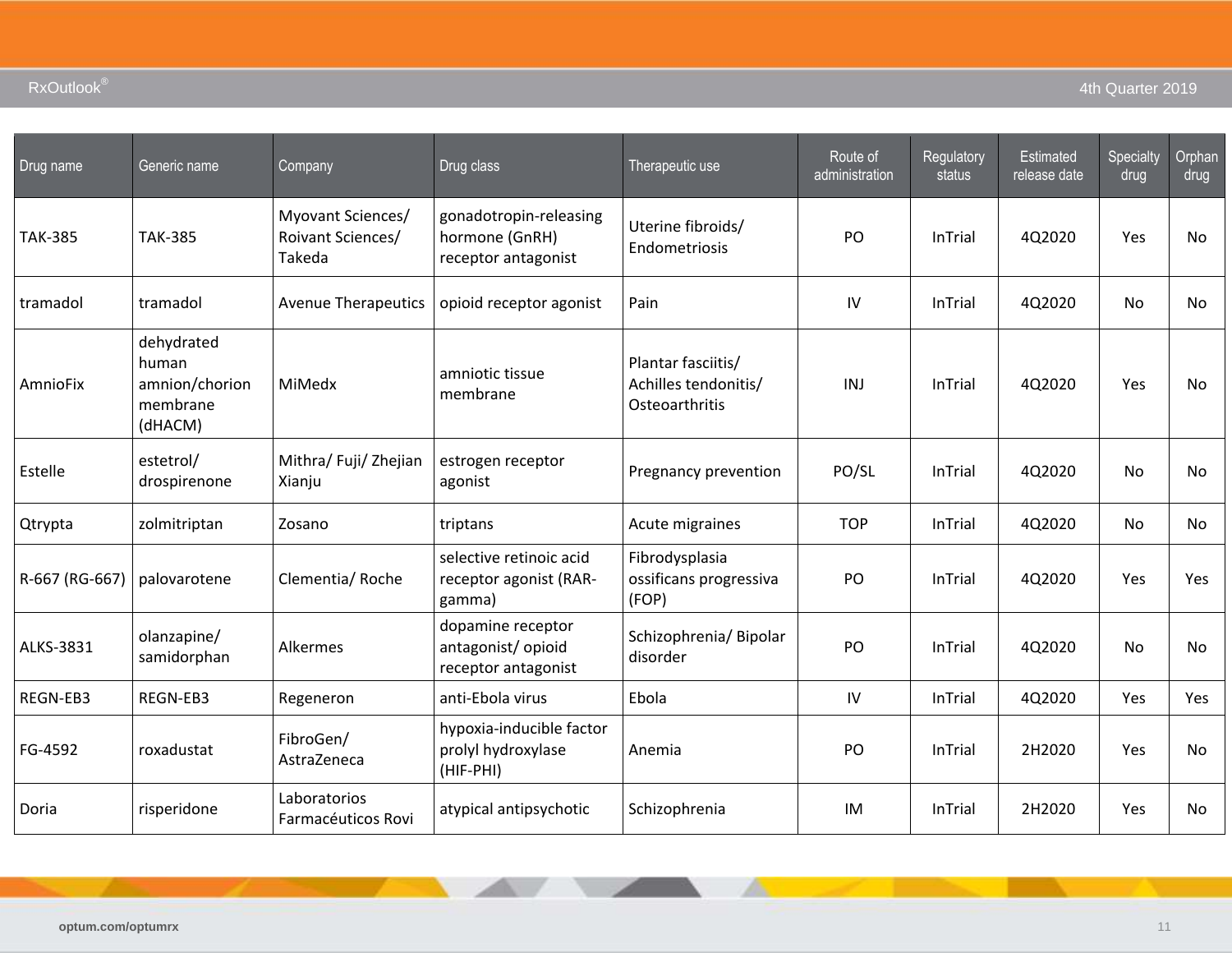| Drug name | Generic name | Company | Drug class | Therapeutic use | Route of administration | Regulatory status | Estimated release date | Specialty drug | Orphan drug |
|---|---|---|---|---|---|---|---|---|---|
| TAK-385 | TAK-385 | Myovant Sciences/ Roivant Sciences/ Takeda | gonadotropin-releasing hormone (GnRH) receptor antagonist | Uterine fibroids/ Endometriosis | PO | InTrial | 4Q2020 | Yes | No |
| tramadol | tramadol | Avenue Therapeutics | opioid receptor agonist | Pain | IV | InTrial | 4Q2020 | No | No |
| AmnioFix | dehydrated human amnion/chorion membrane (dHACM) | MiMedx | amniotic tissue membrane | Plantar fasciitis/ Achilles tendonitis/ Osteoarthritis | INJ | InTrial | 4Q2020 | Yes | No |
| Estelle | estetrol/ drospirenone | Mithra/ Fuji/ Zhejian Xianju | estrogen receptor agonist | Pregnancy prevention | PO/SL | InTrial | 4Q2020 | No | No |
| Qtrypta | zolmitriptan | Zosano | triptans | Acute migraines | TOP | InTrial | 4Q2020 | No | No |
| R-667 (RG-667) | palovarotene | Clementia/ Roche | selective retinoic acid receptor agonist (RAR-gamma) | Fibrodysplasia ossificans progressiva (FOP) | PO | InTrial | 4Q2020 | Yes | Yes |
| ALKS-3831 | olanzapine/ samidorphan | Alkermes | dopamine receptor antagonist/ opioid receptor antagonist | Schizophrenia/ Bipolar disorder | PO | InTrial | 4Q2020 | No | No |
| REGN-EB3 | REGN-EB3 | Regeneron | anti-Ebola virus | Ebola | IV | InTrial | 4Q2020 | Yes | Yes |
| FG-4592 | roxadustat | FibroGen/ AstraZeneca | hypoxia-inducible factor prolyl hydroxylase (HIF-PHI) | Anemia | PO | InTrial | 2H2020 | Yes | No |
| Doria | risperidone | Laboratorios Farmacéuticos Rovi | atypical antipsychotic | Schizophrenia | IM | InTrial | 2H2020 | Yes | No |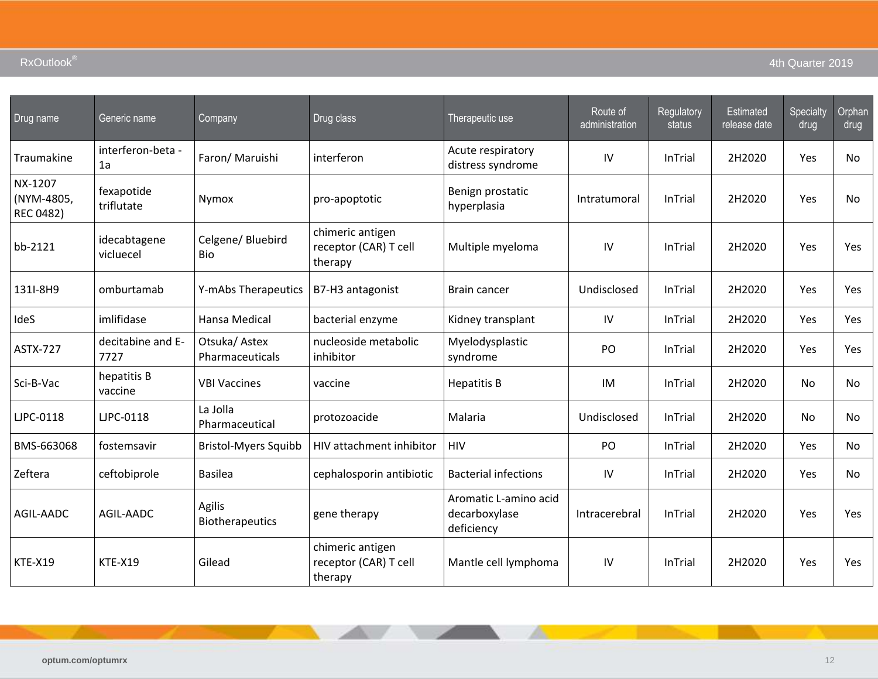| Drug name | Generic name | Company | Drug class | Therapeutic use | Route of administration | Regulatory status | Estimated release date | Specialty drug | Orphan drug |
|---|---|---|---|---|---|---|---|---|---|
| Traumakine | interferon-beta - 1a | Faron/ Maruishi | interferon | Acute respiratory distress syndrome | IV | InTrial | 2H2020 | Yes | No |
| NX-1207 (NYM-4805, REC 0482) | fexapotide triflutate | Nymox | pro-apoptotic | Benign prostatic hyperplasia | Intratumoral | InTrial | 2H2020 | Yes | No |
| bb-2121 | idecabtagene vicluecel | Celgene/ Bluebird Bio | chimeric antigen receptor (CAR) T cell therapy | Multiple myeloma | IV | InTrial | 2H2020 | Yes | Yes |
| 131I-8H9 | omburtamab | Y-mAbs Therapeutics | B7-H3 antagonist | Brain cancer | Undisclosed | InTrial | 2H2020 | Yes | Yes |
| IdeS | imlifidase | Hansa Medical | bacterial enzyme | Kidney transplant | IV | InTrial | 2H2020 | Yes | Yes |
| ASTX-727 | decitabine and E-7727 | Otsuka/ Astex Pharmaceuticals | nucleoside metabolic inhibitor | Myelodysplastic syndrome | PO | InTrial | 2H2020 | Yes | Yes |
| Sci-B-Vac | hepatitis B vaccine | VBI Vaccines | vaccine | Hepatitis B | IM | InTrial | 2H2020 | No | No |
| LJPC-0118 | LJPC-0118 | La Jolla Pharmaceutical | protozoacide | Malaria | Undisclosed | InTrial | 2H2020 | No | No |
| BMS-663068 | fostemsavir | Bristol-Myers Squibb | HIV attachment inhibitor | HIV | PO | InTrial | 2H2020 | Yes | No |
| Zeftera | ceftobiprole | Basilea | cephalosporin antibiotic | Bacterial infections | IV | InTrial | 2H2020 | Yes | No |
| AGIL-AADC | AGIL-AADC | Agilis Biotherapeutics | gene therapy | Aromatic L-amino acid decarboxylase deficiency | Intracerebral | InTrial | 2H2020 | Yes | Yes |
| KTE-X19 | KTE-X19 | Gilead | chimeric antigen receptor (CAR) T cell therapy | Mantle cell lymphoma | IV | InTrial | 2H2020 | Yes | Yes |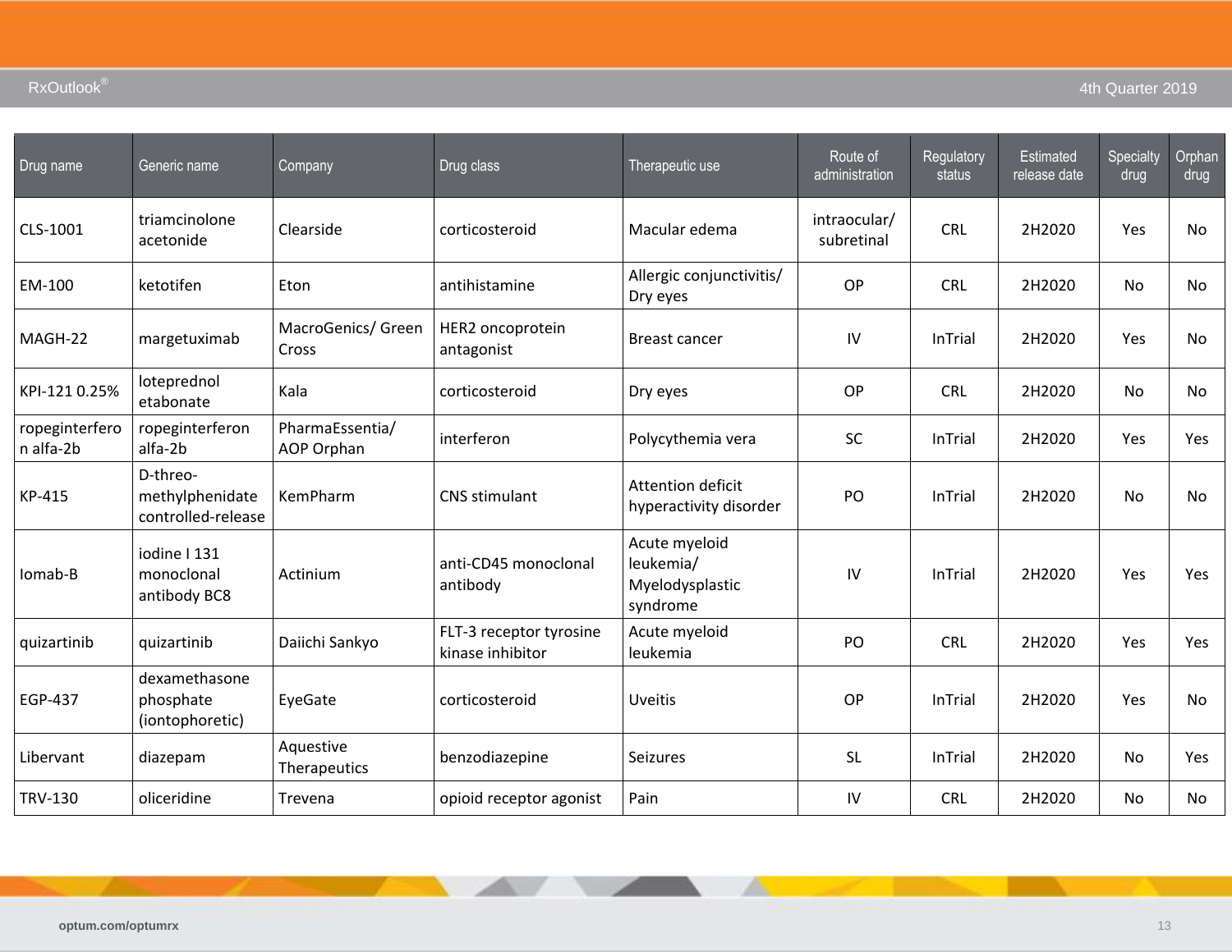| Drug name | Generic name | Company | Drug class | Therapeutic use | Route of administration | Regulatory status | Estimated release date | Specialty drug | Orphan drug |
|---|---|---|---|---|---|---|---|---|---|
| CLS-1001 | triamcinolone acetonide | Clearside | corticosteroid | Macular edema | intraocular/ subretinal | CRL | 2H2020 | Yes | No |
| EM-100 | ketotifen | Eton | antihistamine | Allergic conjunctivitis/ Dry eyes | OP | CRL | 2H2020 | No | No |
| MAGH-22 | margetuximab | MacroGenics/ Green Cross | HER2 oncoprotein antagonist | Breast cancer | IV | InTrial | 2H2020 | Yes | No |
| KPI-121 0.25% | loteprednol etabonate | Kala | corticosteroid | Dry eyes | OP | CRL | 2H2020 | No | No |
| ropeginterferon alfa-2b | ropeginterferon alfa-2b | PharmaEssentia/ AOP Orphan | interferon | Polycythemia vera | SC | InTrial | 2H2020 | Yes | Yes |
| KP-415 | D-threo-methylphenidate controlled-release | KemPharm | CNS stimulant | Attention deficit hyperactivity disorder | PO | InTrial | 2H2020 | No | No |
| Iomab-B | iodine I 131 monoclonal antibody BC8 | Actinium | anti-CD45 monoclonal antibody | Acute myeloid leukemia/ Myelodysplastic syndrome | IV | InTrial | 2H2020 | Yes | Yes |
| quizartinib | quizartinib | Daiichi Sankyo | FLT-3 receptor tyrosine kinase inhibitor | Acute myeloid leukemia | PO | CRL | 2H2020 | Yes | Yes |
| EGP-437 | dexamethasone phosphate (iontophoretic) | EyeGate | corticosteroid | Uveitis | OP | InTrial | 2H2020 | Yes | No |
| Libervant | diazepam | Aquestive Therapeutics | benzodiazepine | Seizures | SL | InTrial | 2H2020 | No | Yes |
| TRV-130 | oliceridine | Trevena | opioid receptor agonist | Pain | IV | CRL | 2H2020 | No | No |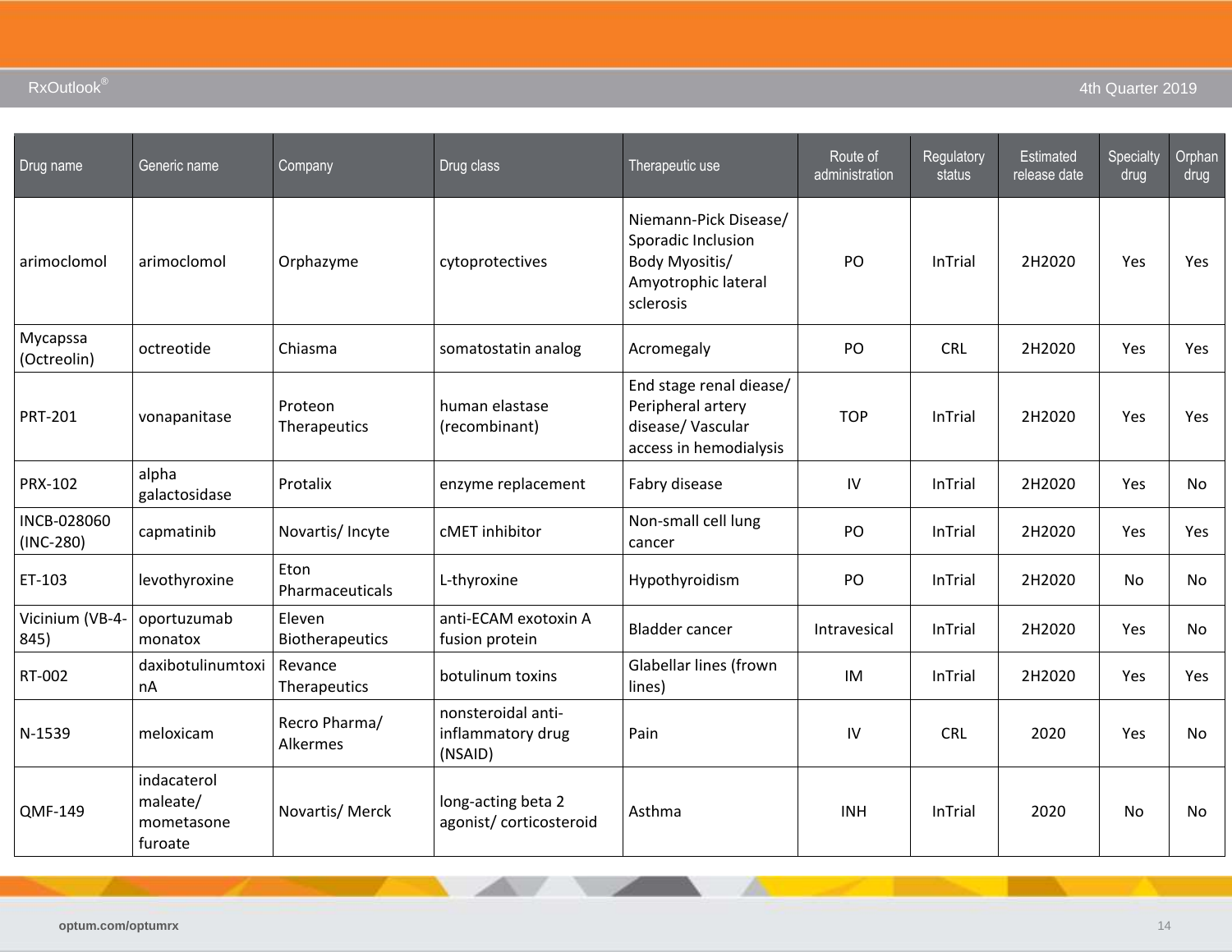| Drug name | Generic name | Company | Drug class | Therapeutic use | Route of administration | Regulatory status | Estimated release date | Specialty drug | Orphan drug |
|---|---|---|---|---|---|---|---|---|---|
| arimoclomol | arimoclomol | Orphazyme | cytoprotectives | Niemann-Pick Disease/ Sporadic Inclusion Body Myositis/ Amyotrophic lateral sclerosis | PO | InTrial | 2H2020 | Yes | Yes |
| Mycapssa (Octreolin) | octreotide | Chiasma | somatostatin analog | Acromegaly | PO | CRL | 2H2020 | Yes | Yes |
| PRT-201 | vonapanitase | Proteon Therapeutics | human elastase (recombinant) | End stage renal diease/ Peripheral artery disease/ Vascular access in hemodialysis | TOP | InTrial | 2H2020 | Yes | Yes |
| PRX-102 | alpha galactosidase | Protalix | enzyme replacement | Fabry disease | IV | InTrial | 2H2020 | Yes | No |
| INCB-028060 (INC-280) | capmatinib | Novartis/ Incyte | cMET inhibitor | Non-small cell lung cancer | PO | InTrial | 2H2020 | Yes | Yes |
| ET-103 | levothyroxine | Eton Pharmaceuticals | L-thyroxine | Hypothyroidism | PO | InTrial | 2H2020 | No | No |
| Vicinium (VB-4-845) | oportuzumab monatox | Eleven Biotherapeutics | anti-ECAM exotoxin A fusion protein | Bladder cancer | Intravesical | InTrial | 2H2020 | Yes | No |
| RT-002 | daxibotulinumtoxinA | Revance Therapeutics | botulinum toxins | Glabellar lines (frown lines) | IM | InTrial | 2H2020 | Yes | Yes |
| N-1539 | meloxicam | Recro Pharma/ Alkermes | nonsteroidal anti-inflammatory drug (NSAID) | Pain | IV | CRL | 2020 | Yes | No |
| QMF-149 | indacaterol maleate/ mometasone furoate | Novartis/ Merck | long-acting beta 2 agonist/ corticosteroid | Asthma | INH | InTrial | 2020 | No | No |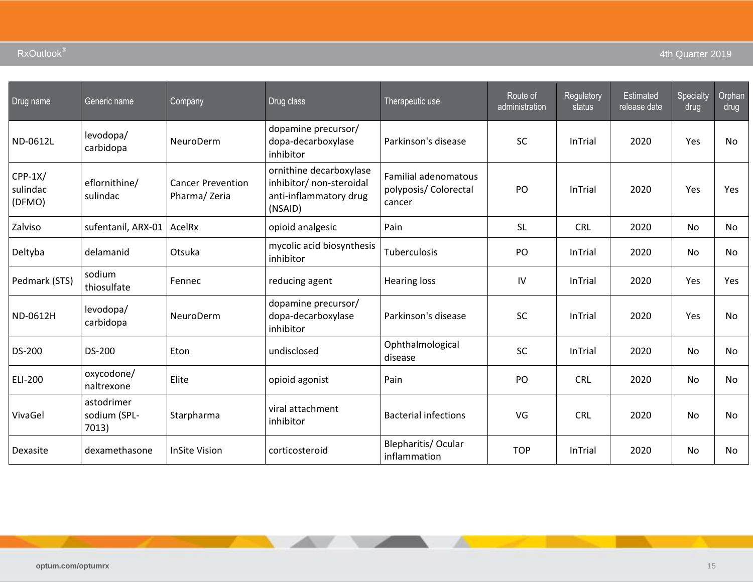| Drug name | Generic name | Company | Drug class | Therapeutic use | Route of administration | Regulatory status | Estimated release date | Specialty drug | Orphan drug |
|---|---|---|---|---|---|---|---|---|---|
| ND-0612L | levodopa/ carbidopa | NeuroDerm | dopamine precursor/ dopa-decarboxylase inhibitor | Parkinson's disease | SC | InTrial | 2020 | Yes | No |
| CPP-1X/ sulindac (DFMO) | eflornithine/ sulindac | Cancer Prevention Pharma/ Zeria | ornithine decarboxylase inhibitor/ non-steroidal anti-inflammatory drug (NSAID) | Familial adenomatous polyposis/ Colorectal cancer | PO | InTrial | 2020 | Yes | Yes |
| Zalviso | sufentanil, ARX-01 | AcelRx | opioid analgesic | Pain | SL | CRL | 2020 | No | No |
| Deltyba | delamanid | Otsuka | mycolic acid biosynthesis inhibitor | Tuberculosis | PO | InTrial | 2020 | No | No |
| Pedmark (STS) | sodium thiosulfate | Fennec | reducing agent | Hearing loss | IV | InTrial | 2020 | Yes | Yes |
| ND-0612H | levodopa/ carbidopa | NeuroDerm | dopamine precursor/ dopa-decarboxylase inhibitor | Parkinson's disease | SC | InTrial | 2020 | Yes | No |
| DS-200 | DS-200 | Eton | undisclosed | Ophthalmological disease | SC | InTrial | 2020 | No | No |
| ELI-200 | oxycodone/ naltrexone | Elite | opioid agonist | Pain | PO | CRL | 2020 | No | No |
| VivaGel | astodrimer sodium (SPL-7013) | Starpharma | viral attachment inhibitor | Bacterial infections | VG | CRL | 2020 | No | No |
| Dexasite | dexamethasone | InSite Vision | corticosteroid | Blepharitis/ Ocular inflammation | TOP | InTrial | 2020 | No | No |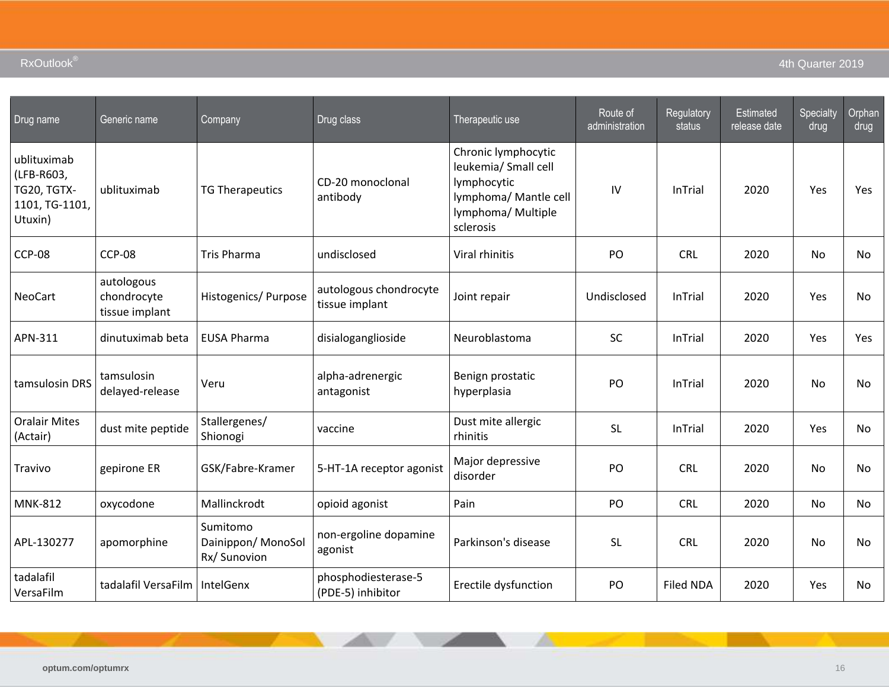| Drug name | Generic name | Company | Drug class | Therapeutic use | Route of administration | Regulatory status | Estimated release date | Specialty drug | Orphan drug |
|---|---|---|---|---|---|---|---|---|---|
| ublituximab (LFB-R603, TG20, TGTX-1101, TG-1101, Utuxin) | ublituximab | TG Therapeutics | CD-20 monoclonal antibody | Chronic lymphocytic leukemia/ Small cell lymphocytic lymphoma/ Mantle cell lymphoma/ Multiple sclerosis | IV | InTrial | 2020 | Yes | Yes |
| CCP-08 | CCP-08 | Tris Pharma | undisclosed | Viral rhinitis | PO | CRL | 2020 | No | No |
| NeoCart | autologous chondrocyte tissue implant | Histogenics/ Purpose | autologous chondrocyte tissue implant | Joint repair | Undisclosed | InTrial | 2020 | Yes | No |
| APN-311 | dinutuximab beta | EUSA Pharma | disialoganglioside | Neuroblastoma | SC | InTrial | 2020 | Yes | Yes |
| tamsulosin DRS | tamsulosin delayed-release | Veru | alpha-adrenergic antagonist | Benign prostatic hyperplasia | PO | InTrial | 2020 | No | No |
| Oralair Mites (Actair) | dust mite peptide | Stallergenes/ Shionogi | vaccine | Dust mite allergic rhinitis | SL | InTrial | 2020 | Yes | No |
| Travivo | gepirone ER | GSK/Fabre-Kramer | 5-HT-1A receptor agonist | Major depressive disorder | PO | CRL | 2020 | No | No |
| MNK-812 | oxycodone | Mallinckrodt | opioid agonist | Pain | PO | CRL | 2020 | No | No |
| APL-130277 | apomorphine | Sumitomo Dainippon/ MonoSol Rx/ Sunovion | non-ergoline dopamine agonist | Parkinson's disease | SL | CRL | 2020 | No | No |
| tadalafil VersaFilm | tadalafil VersaFilm | IntelGenx | phosphodiesterase-5 (PDE-5) inhibitor | Erectile dysfunction | PO | Filed NDA | 2020 | Yes | No |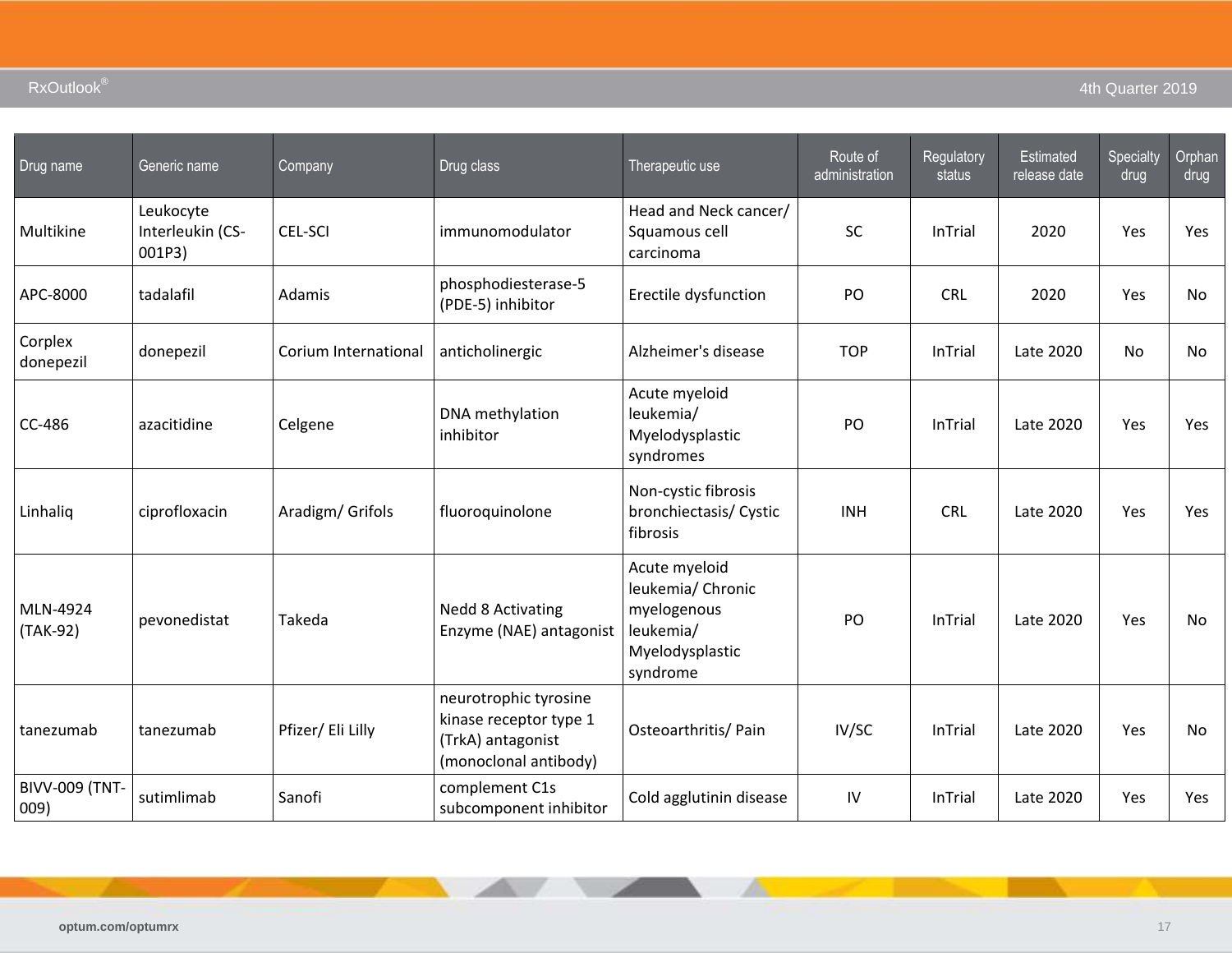| Drug name | Generic name | Company | Drug class | Therapeutic use | Route of administration | Regulatory status | Estimated release date | Specialty drug | Orphan drug |
|---|---|---|---|---|---|---|---|---|---|
| Multikine | Leukocyte Interleukin (CS-001P3) | CEL-SCI | immunomodulator | Head and Neck cancer/ Squamous cell carcinoma | SC | InTrial | 2020 | Yes | Yes |
| APC-8000 | tadalafil | Adamis | phosphodiesterase-5 (PDE-5) inhibitor | Erectile dysfunction | PO | CRL | 2020 | Yes | No |
| Corplex donepezil | donepezil | Corium International | anticholinergic | Alzheimer's disease | TOP | InTrial | Late 2020 | No | No |
| CC-486 | azacitidine | Celgene | DNA methylation inhibitor | Acute myeloid leukemia/ Myelodysplastic syndromes | PO | InTrial | Late 2020 | Yes | Yes |
| Linhaliq | ciprofloxacin | Aradigm/ Grifols | fluoroquinolone | Non-cystic fibrosis bronchiectasis/ Cystic fibrosis | INH | CRL | Late 2020 | Yes | Yes |
| MLN-4924 (TAK-92) | pevonedistat | Takeda | Nedd 8 Activating Enzyme (NAE) antagonist | Acute myeloid leukemia/ Chronic myelogenous leukemia/ Myelodysplastic syndrome | PO | InTrial | Late 2020 | Yes | No |
| tanezumab | tanezumab | Pfizer/ Eli Lilly | neurotrophic tyrosine kinase receptor type 1 (TrkA) antagonist (monoclonal antibody) | Osteoarthritis/ Pain | IV/SC | InTrial | Late 2020 | Yes | No |
| BIVV-009 (TNT-009) | sutimlimab | Sanofi | complement C1s subcomponent inhibitor | Cold agglutinin disease | IV | InTrial | Late 2020 | Yes | Yes |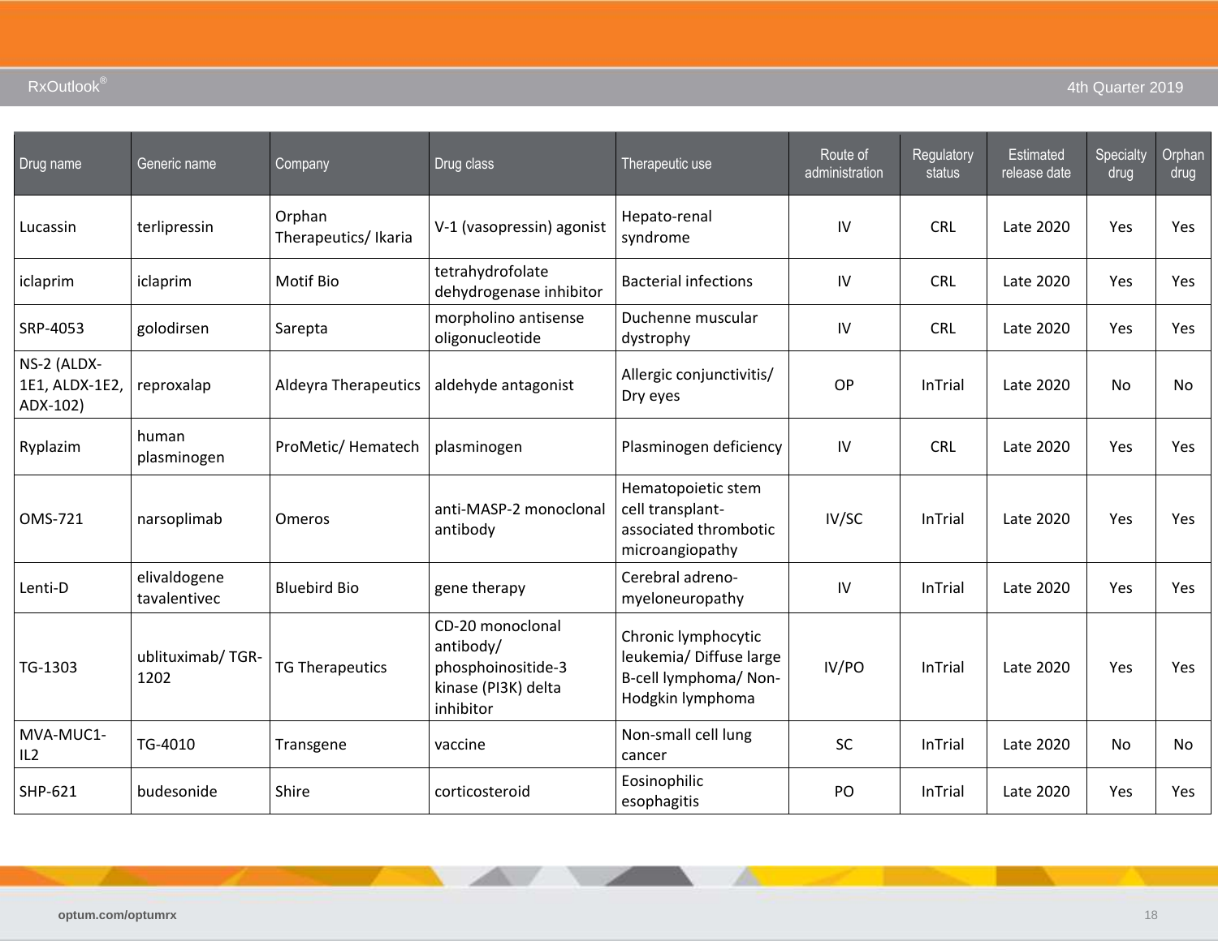| Drug name | Generic name | Company | Drug class | Therapeutic use | Route of administration | Regulatory status | Estimated release date | Specialty drug | Orphan drug |
|---|---|---|---|---|---|---|---|---|---|
| Lucassin | terlipressin | Orphan Therapeutics/ Ikaria | V-1 (vasopressin) agonist | Hepato-renal syndrome | IV | CRL | Late 2020 | Yes | Yes |
| iclaprim | iclaprim | Motif Bio | tetrahydrofolate dehydrogenase inhibitor | Bacterial infections | IV | CRL | Late 2020 | Yes | Yes |
| SRP-4053 | golodirsen | Sarepta | morpholino antisense oligonucleotide | Duchenne muscular dystrophy | IV | CRL | Late 2020 | Yes | Yes |
| NS-2 (ALDX-1E1, ALDX-1E2, ADX-102) | reproxalap | Aldeyra Therapeutics | aldehyde antagonist | Allergic conjunctivitis/ Dry eyes | OP | InTrial | Late 2020 | No | No |
| Ryplazim | human plasminogen | ProMetic/ Hematech | plasminogen | Plasminogen deficiency | IV | CRL | Late 2020 | Yes | Yes |
| OMS-721 | narsoplimab | Omeros | anti-MASP-2 monoclonal antibody | Hematopoietic stem cell transplant-associated thrombotic microangiopathy | IV/SC | InTrial | Late 2020 | Yes | Yes |
| Lenti-D | elivaldogene tavalentivec | Bluebird Bio | gene therapy | Cerebral adreno-myeloneuropathy | IV | InTrial | Late 2020 | Yes | Yes |
| TG-1303 | ublituximab/ TGR-1202 | TG Therapeutics | CD-20 monoclonal antibody/ phosphoinositide-3 kinase (PI3K) delta inhibitor | Chronic lymphocytic leukemia/ Diffuse large B-cell lymphoma/ Non-Hodgkin lymphoma | IV/PO | InTrial | Late 2020 | Yes | Yes |
| MVA-MUC1-IL2 | TG-4010 | Transgene | vaccine | Non-small cell lung cancer | SC | InTrial | Late 2020 | No | No |
| SHP-621 | budesonide | Shire | corticosteroid | Eosinophilic esophagitis | PO | InTrial | Late 2020 | Yes | Yes |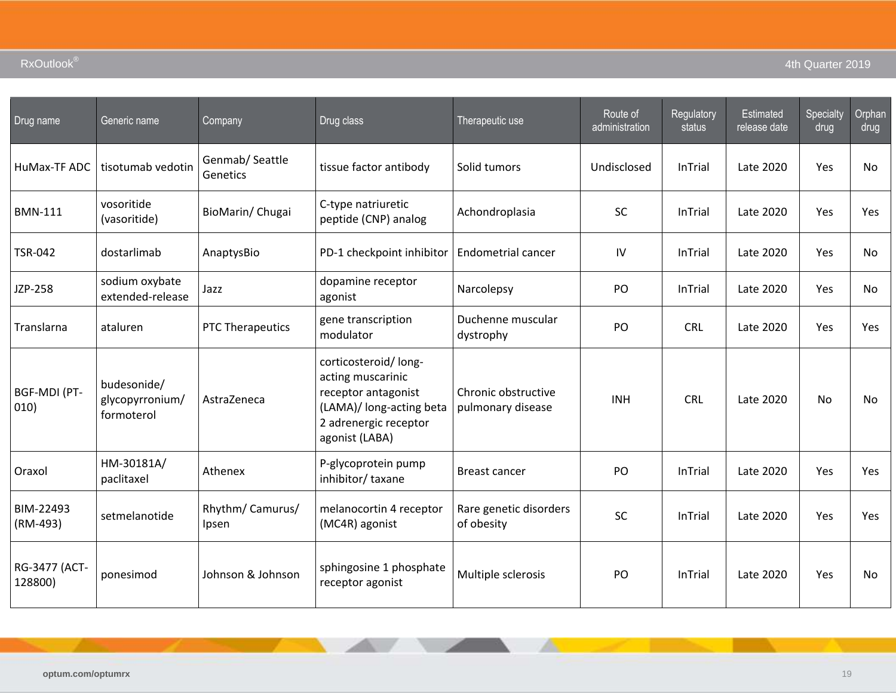| Drug name | Generic name | Company | Drug class | Therapeutic use | Route of administration | Regulatory status | Estimated release date | Specialty drug | Orphan drug |
|---|---|---|---|---|---|---|---|---|---|
| HuMax-TF ADC | tisotumab vedotin | Genmab/ Seattle Genetics | tissue factor antibody | Solid tumors | Undisclosed | InTrial | Late 2020 | Yes | No |
| BMN-111 | vosoritide (vasoritide) | BioMarin/ Chugai | C-type natriuretic peptide (CNP) analog | Achondroplasia | SC | InTrial | Late 2020 | Yes | Yes |
| TSR-042 | dostarlimab | AnaptysBio | PD-1 checkpoint inhibitor | Endometrial cancer | IV | InTrial | Late 2020 | Yes | No |
| JZP-258 | sodium oxybate extended-release | Jazz | dopamine receptor agonist | Narcolepsy | PO | InTrial | Late 2020 | Yes | No |
| Translarna | ataluren | PTC Therapeutics | gene transcription modulator | Duchenne muscular dystrophy | PO | CRL | Late 2020 | Yes | Yes |
| BGF-MDI (PT-010) | budesonide/ glycopyrronium/ formoterol | AstraZeneca | corticosteroid/ long-acting muscarinic receptor antagonist (LAMA)/ long-acting beta 2 adrenergic receptor agonist (LABA) | Chronic obstructive pulmonary disease | INH | CRL | Late 2020 | No | No |
| Oraxol | HM-30181A/ paclitaxel | Athenex | P-glycoprotein pump inhibitor/ taxane | Breast cancer | PO | InTrial | Late 2020 | Yes | Yes |
| BIM-22493 (RM-493) | setmelanotide | Rhythm/ Camurus/ Ipsen | melanocortin 4 receptor (MC4R) agonist | Rare genetic disorders of obesity | SC | InTrial | Late 2020 | Yes | Yes |
| RG-3477 (ACT-128800) | ponesimod | Johnson & Johnson | sphingosine 1 phosphate receptor agonist | Multiple sclerosis | PO | InTrial | Late 2020 | Yes | No |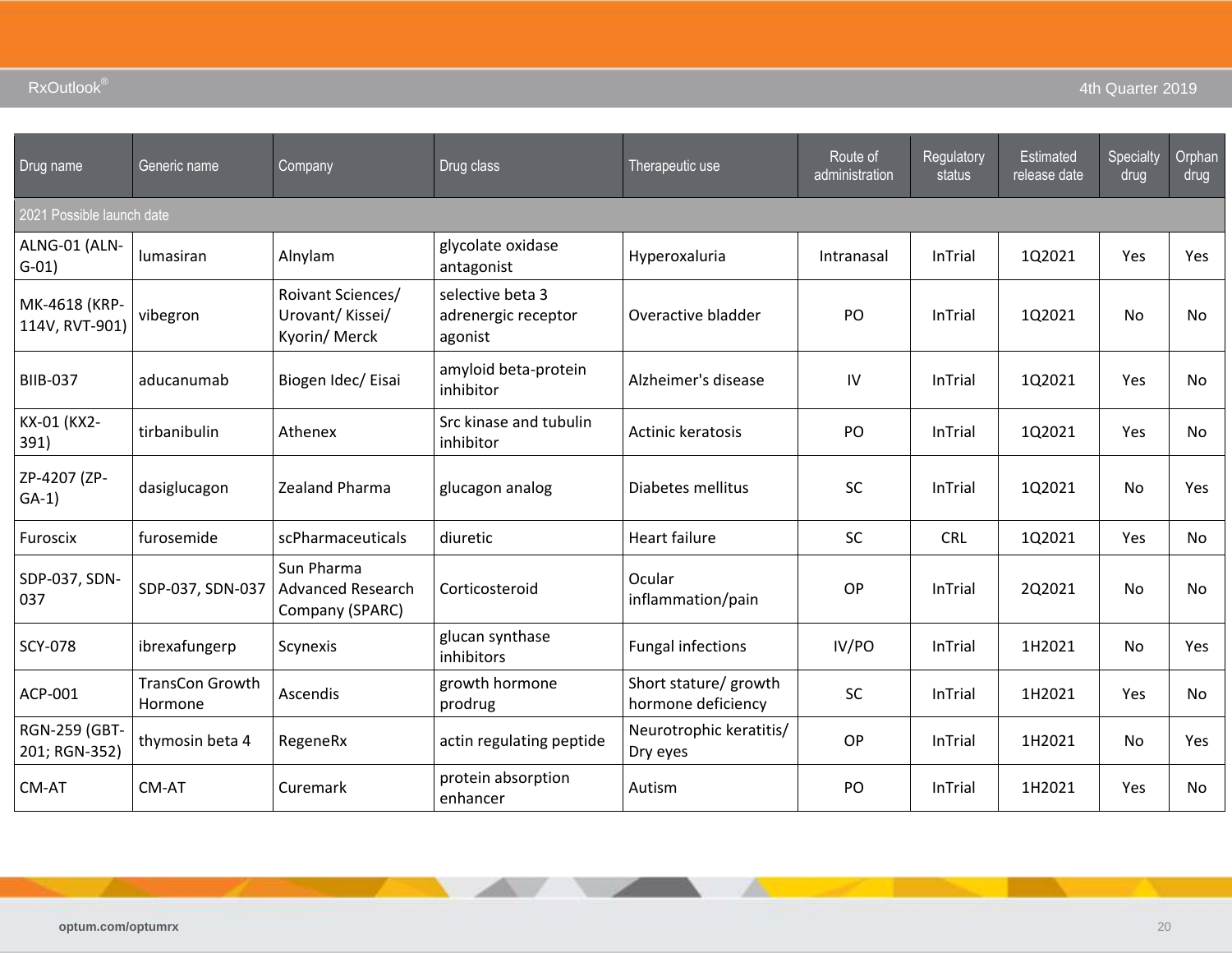| Drug name | Generic name | Company | Drug class | Therapeutic use | Route of administration | Regulatory status | Estimated release date | Specialty drug | Orphan drug |
|---|---|---|---|---|---|---|---|---|---|
| 2021 Possible launch date | | | | | | | | | |
| ALNG-01 (ALN-G-01) | lumasiran | Alnylam | glycolate oxidase antagonist | Hyperoxaluria | Intranasal | InTrial | 1Q2021 | Yes | Yes |
| MK-4618 (KRP-114V, RVT-901) | vibegron | Roivant Sciences/ Urovant/ Kissei/ Kyorin/ Merck | selective beta 3 adrenergic receptor agonist | Overactive bladder | PO | InTrial | 1Q2021 | No | No |
| BIIB-037 | aducanumab | Biogen Idec/ Eisai | amyloid beta-protein inhibitor | Alzheimer's disease | IV | InTrial | 1Q2021 | Yes | No |
| KX-01 (KX2-391) | tirbanibulin | Athenex | Src kinase and tubulin inhibitor | Actinic keratosis | PO | InTrial | 1Q2021 | Yes | No |
| ZP-4207 (ZP-GA-1) | dasiglucagon | Zealand Pharma | glucagon analog | Diabetes mellitus | SC | InTrial | 1Q2021 | No | Yes |
| Furoscix | furosemide | scPharmaceuticals | diuretic | Heart failure | SC | CRL | 1Q2021 | Yes | No |
| SDP-037, SDN-037 | SDP-037, SDN-037 | Sun Pharma Advanced Research Company (SPARC) | Corticosteroid | Ocular inflammation/pain | OP | InTrial | 2Q2021 | No | No |
| SCY-078 | ibrexafungerp | Scynexis | glucan synthase inhibitors | Fungal infections | IV/PO | InTrial | 1H2021 | No | Yes |
| ACP-001 | TransCon Growth Hormone | Ascendis | growth hormone prodrug | Short stature/ growth hormone deficiency | SC | InTrial | 1H2021 | Yes | No |
| RGN-259 (GBT-201; RGN-352) | thymosin beta 4 | RegeneRx | actin regulating peptide | Neurotrophic keratitis/ Dry eyes | OP | InTrial | 1H2021 | No | Yes |
| CM-AT | CM-AT | Curemark | protein absorption enhancer | Autism | PO | InTrial | 1H2021 | Yes | No |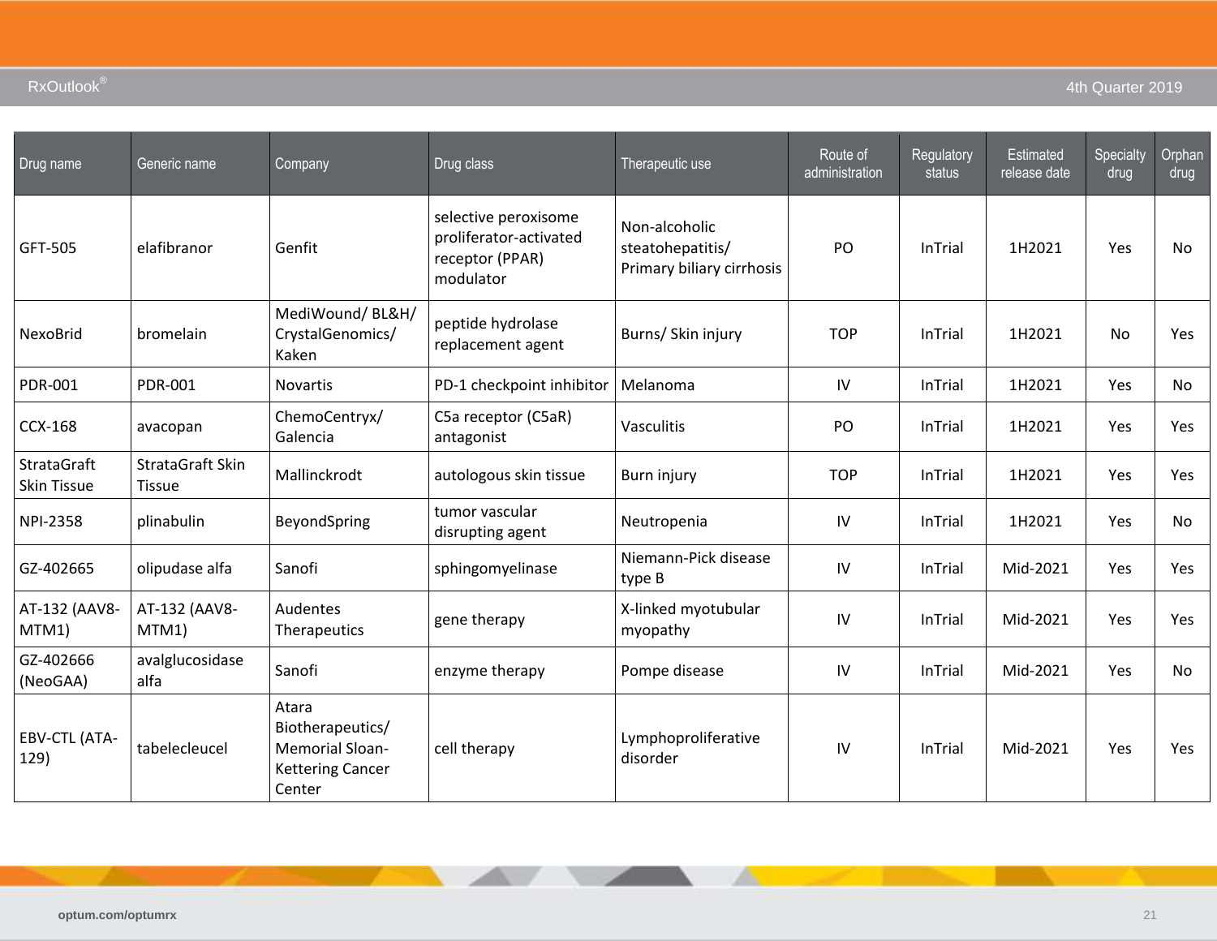| Drug name | Generic name | Company | Drug class | Therapeutic use | Route of administration | Regulatory status | Estimated release date | Specialty drug | Orphan drug |
|---|---|---|---|---|---|---|---|---|---|
| GFT-505 | elafibranor | Genfit | selective peroxisome proliferator-activated receptor (PPAR) modulator | Non-alcoholic steatohepatitis/ Primary biliary cirrhosis | PO | InTrial | 1H2021 | Yes | No |
| NexoBrid | bromelain | MediWound/ BL&H/ CrystalGenomics/ Kaken | peptide hydrolase replacement agent | Burns/ Skin injury | TOP | InTrial | 1H2021 | No | Yes |
| PDR-001 | PDR-001 | Novartis | PD-1 checkpoint inhibitor | Melanoma | IV | InTrial | 1H2021 | Yes | No |
| CCX-168 | avacopan | ChemoCentryx/ Galencia | C5a receptor (C5aR) antagonist | Vasculitis | PO | InTrial | 1H2021 | Yes | Yes |
| StrataGraft Skin Tissue | StrataGraft Skin Tissue | Mallinckrodt | autologous skin tissue | Burn injury | TOP | InTrial | 1H2021 | Yes | Yes |
| NPI-2358 | plinabulin | BeyondSpring | tumor vascular disrupting agent | Neutropenia | IV | InTrial | 1H2021 | Yes | No |
| GZ-402665 | olipudase alfa | Sanofi | sphingomyelinase | Niemann-Pick disease type B | IV | InTrial | Mid-2021 | Yes | Yes |
| AT-132 (AAV8-MTM1) | AT-132 (AAV8-MTM1) | Audentes Therapeutics | gene therapy | X-linked myotubular myopathy | IV | InTrial | Mid-2021 | Yes | Yes |
| GZ-402666 (NeoGAA) | avalglucosidase alfa | Sanofi | enzyme therapy | Pompe disease | IV | InTrial | Mid-2021 | Yes | No |
| EBV-CTL (ATA-129) | tabelecleucel | Atara Biotherapeutics/ Memorial Sloan-Kettering Cancer Center | cell therapy | Lymphoproliferative disorder | IV | InTrial | Mid-2021 | Yes | Yes |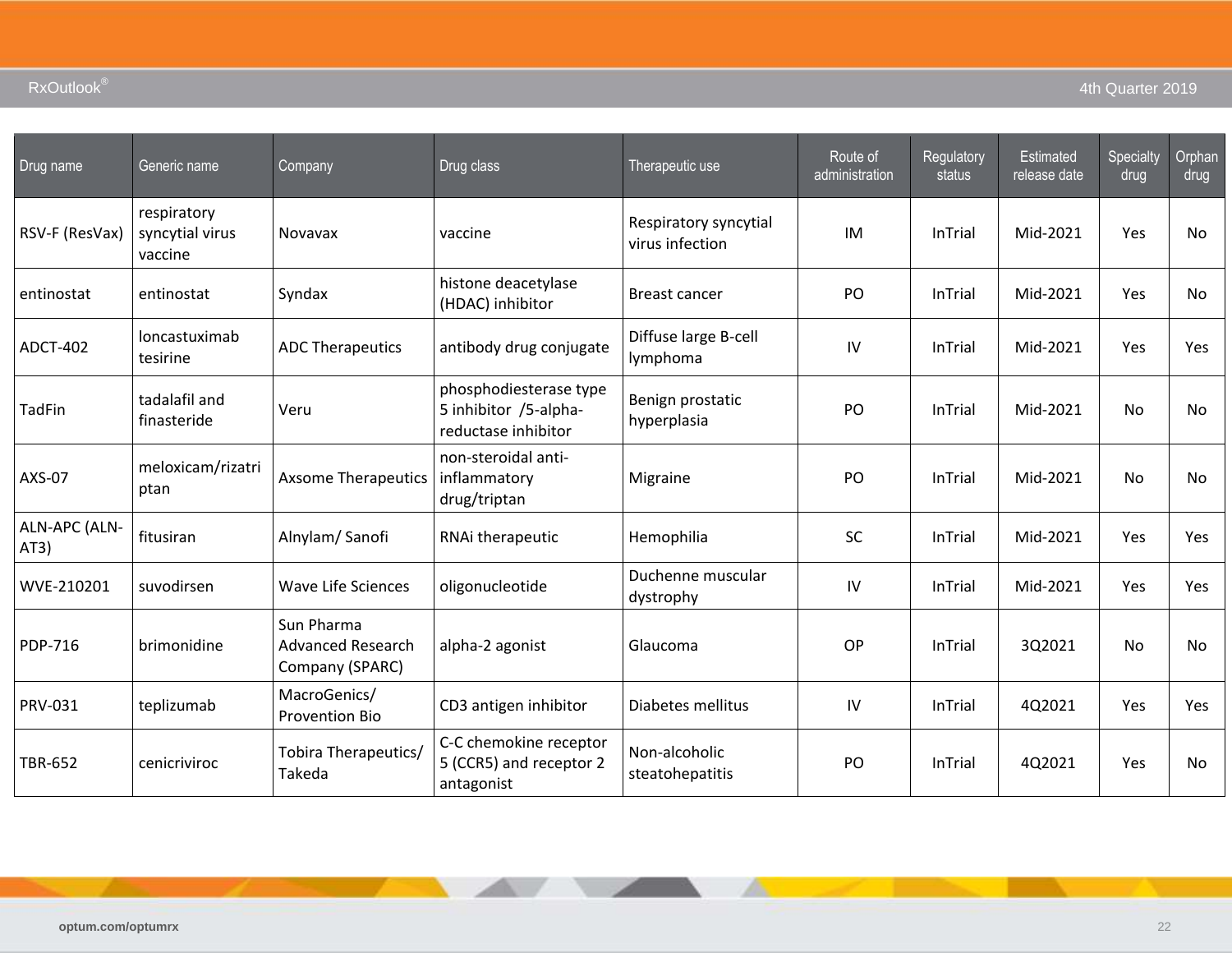| Drug name | Generic name | Company | Drug class | Therapeutic use | Route of administration | Regulatory status | Estimated release date | Specialty drug | Orphan drug |
|---|---|---|---|---|---|---|---|---|---|
| RSV-F (ResVax) | respiratory syncytial virus vaccine | Novavax | vaccine | Respiratory syncytial virus infection | IM | InTrial | Mid-2021 | Yes | No |
| entinostat | entinostat | Syndax | histone deacetylase (HDAC) inhibitor | Breast cancer | PO | InTrial | Mid-2021 | Yes | No |
| ADCT-402 | loncastuximab tesirine | ADC Therapeutics | antibody drug conjugate | Diffuse large B-cell lymphoma | IV | InTrial | Mid-2021 | Yes | Yes |
| TadFin | tadalafil and finasteride | Veru | phosphodiesterase type 5 inhibitor /5-alpha-reductase inhibitor | Benign prostatic hyperplasia | PO | InTrial | Mid-2021 | No | No |
| AXS-07 | meloxicam/rizatriptan | Axsome Therapeutics | non-steroidal anti-inflammatory drug/triptan | Migraine | PO | InTrial | Mid-2021 | No | No |
| ALN-APC (ALN-AT3) | fitusiran | Alnylam/ Sanofi | RNAi therapeutic | Hemophilia | SC | InTrial | Mid-2021 | Yes | Yes |
| WVE-210201 | suvodirsen | Wave Life Sciences | oligonucleotide | Duchenne muscular dystrophy | IV | InTrial | Mid-2021 | Yes | Yes |
| PDP-716 | brimonidine | Sun Pharma Advanced Research Company (SPARC) | alpha-2 agonist | Glaucoma | OP | InTrial | 3Q2021 | No | No |
| PRV-031 | teplizumab | MacroGenics/ Provention Bio | CD3 antigen inhibitor | Diabetes mellitus | IV | InTrial | 4Q2021 | Yes | Yes |
| TBR-652 | cenicriviroc | Tobira Therapeutics/ Takeda | C-C chemokine receptor 5 (CCR5) and receptor 2 antagonist | Non-alcoholic steatohepatitis | PO | InTrial | 4Q2021 | Yes | No |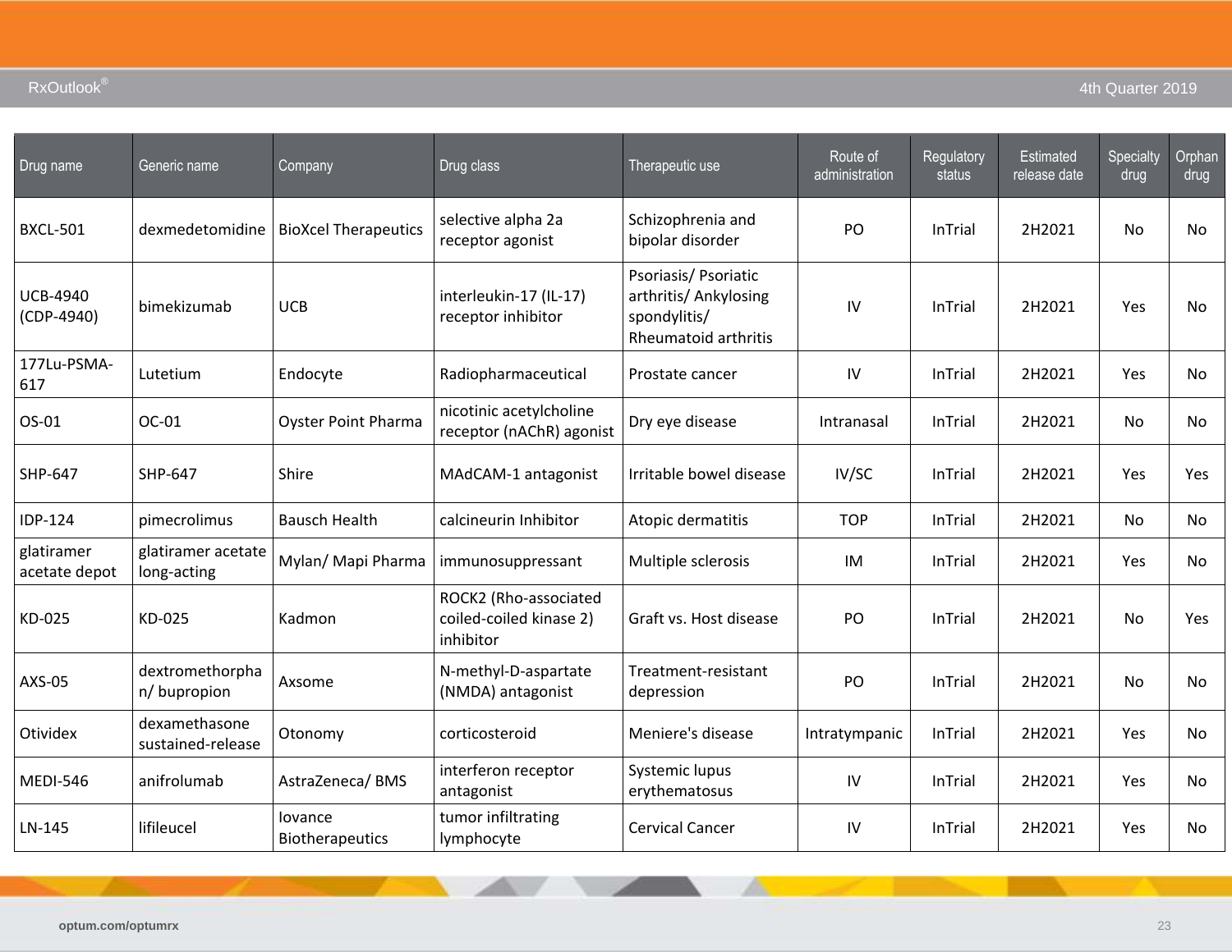| Drug name | Generic name | Company | Drug class | Therapeutic use | Route of administration | Regulatory status | Estimated release date | Specialty drug | Orphan drug |
|---|---|---|---|---|---|---|---|---|---|
| BXCL-501 | dexmedetomidine | BioXcel Therapeutics | selective alpha 2a receptor agonist | Schizophrenia and bipolar disorder | PO | InTrial | 2H2021 | No | No |
| UCB-4940 (CDP-4940) | bimekizumab | UCB | interleukin-17 (IL-17) receptor inhibitor | Psoriasis/ Psoriatic arthritis/ Ankylosing spondylitis/ Rheumatoid arthritis | IV | InTrial | 2H2021 | Yes | No |
| 177Lu-PSMA-617 | Lutetium | Endocyte | Radiopharmaceutical | Prostate cancer | IV | InTrial | 2H2021 | Yes | No |
| OS-01 | OC-01 | Oyster Point Pharma | nicotinic acetylcholine receptor (nAChR) agonist | Dry eye disease | Intranasal | InTrial | 2H2021 | No | No |
| SHP-647 | SHP-647 | Shire | MAdCAM-1 antagonist | Irritable bowel disease | IV/SC | InTrial | 2H2021 | Yes | Yes |
| IDP-124 | pimecrolimus | Bausch Health | calcineurin Inhibitor | Atopic dermatitis | TOP | InTrial | 2H2021 | No | No |
| glatiramer acetate depot | glatiramer acetate long-acting | Mylan/ Mapi Pharma | immunosuppressant | Multiple sclerosis | IM | InTrial | 2H2021 | Yes | No |
| KD-025 | KD-025 | Kadmon | ROCK2 (Rho-associated coiled-coiled kinase 2) inhibitor | Graft vs. Host disease | PO | InTrial | 2H2021 | No | Yes |
| AXS-05 | dextromethorphan/ bupropion | Axsome | N-methyl-D-aspartate (NMDA) antagonist | Treatment-resistant depression | PO | InTrial | 2H2021 | No | No |
| Otividex | dexamethasone sustained-release | Otonomy | corticosteroid | Meniere's disease | Intratympanic | InTrial | 2H2021 | Yes | No |
| MEDI-546 | anifrolumab | AstraZeneca/ BMS | interferon receptor antagonist | Systemic lupus erythematosus | IV | InTrial | 2H2021 | Yes | No |
| LN-145 | lifileucel | Iovance Biotherapeutics | tumor infiltrating lymphocyte | Cervical Cancer | IV | InTrial | 2H2021 | Yes | No |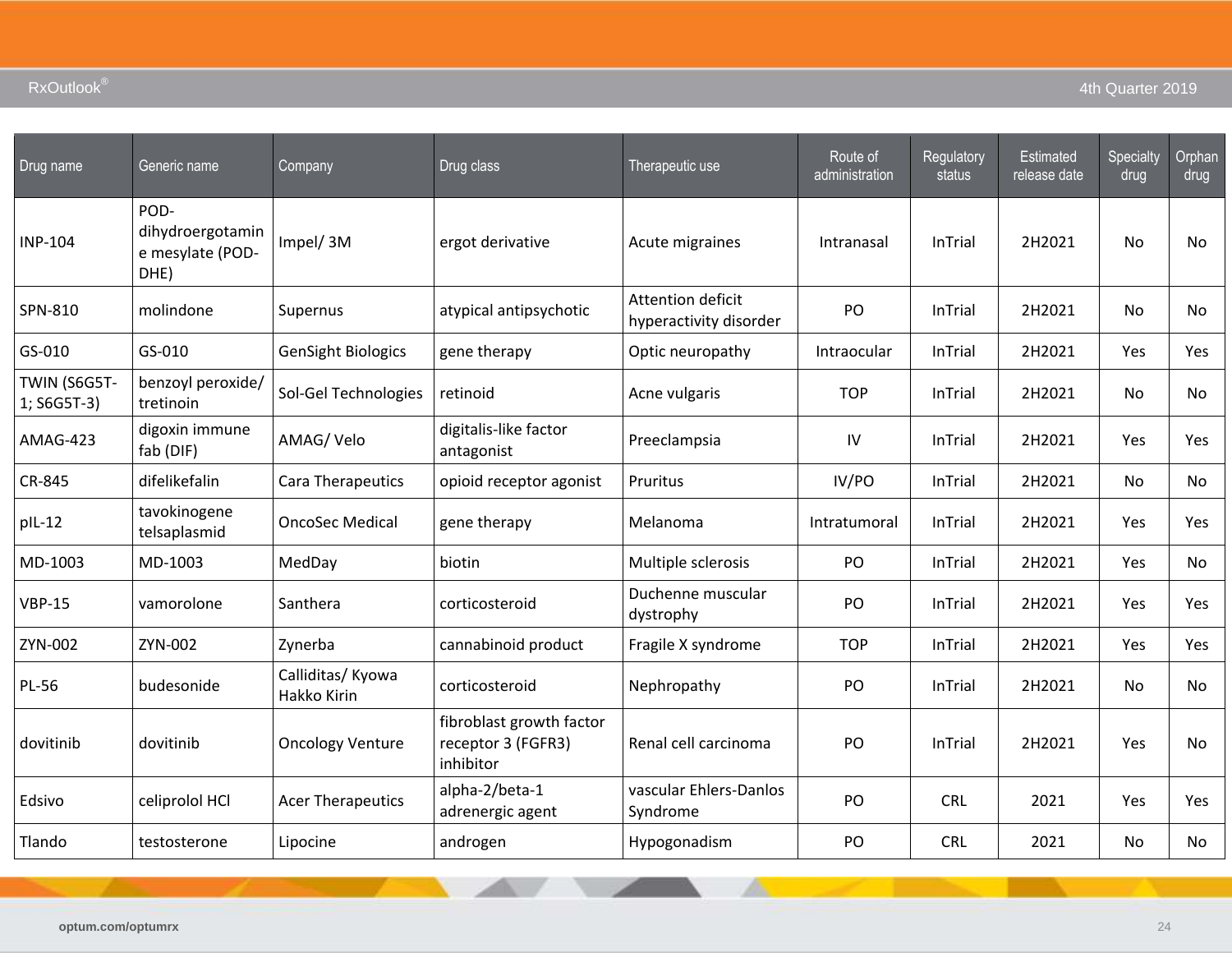| Drug name | Generic name | Company | Drug class | Therapeutic use | Route of administration | Regulatory status | Estimated release date | Specialty drug | Orphan drug |
|---|---|---|---|---|---|---|---|---|---|
| INP-104 | POD-dihydroergotamine mesylate (POD-DHE) | Impel/ 3M | ergot derivative | Acute migraines | Intranasal | InTrial | 2H2021 | No | No |
| SPN-810 | molindone | Supernus | atypical antipsychotic | Attention deficit hyperactivity disorder | PO | InTrial | 2H2021 | No | No |
| GS-010 | GS-010 | GenSight Biologics | gene therapy | Optic neuropathy | Intraocular | InTrial | 2H2021 | Yes | Yes |
| TWIN (S6G5T-1; S6G5T-3) | benzoyl peroxide/ tretinoin | Sol-Gel Technologies | retinoid | Acne vulgaris | TOP | InTrial | 2H2021 | No | No |
| AMAG-423 | digoxin immune fab (DIF) | AMAG/ Velo | digitalis-like factor antagonist | Preeclampsia | IV | InTrial | 2H2021 | Yes | Yes |
| CR-845 | difelikefalin | Cara Therapeutics | opioid receptor agonist | Pruritus | IV/PO | InTrial | 2H2021 | No | No |
| pIL-12 | tavokinogene telsaplasmid | OncoSec Medical | gene therapy | Melanoma | Intratumoral | InTrial | 2H2021 | Yes | Yes |
| MD-1003 | MD-1003 | MedDay | biotin | Multiple sclerosis | PO | InTrial | 2H2021 | Yes | No |
| VBP-15 | vamorolone | Santhera | corticosteroid | Duchenne muscular dystrophy | PO | InTrial | 2H2021 | Yes | Yes |
| ZYN-002 | ZYN-002 | Zynerba | cannabinoid product | Fragile X syndrome | TOP | InTrial | 2H2021 | Yes | Yes |
| PL-56 | budesonide | Calliditas/ Kyowa Hakko Kirin | corticosteroid | Nephropathy | PO | InTrial | 2H2021 | No | No |
| dovitinib | dovitinib | Oncology Venture | fibroblast growth factor receptor 3 (FGFR3) inhibitor | Renal cell carcinoma | PO | InTrial | 2H2021 | Yes | No |
| Edsivo | celiprolol HCl | Acer Therapeutics | alpha-2/beta-1 adrenergic agent | vascular Ehlers-Danlos Syndrome | PO | CRL | 2021 | Yes | Yes |
| Tlando | testosterone | Lipocine | androgen | Hypogonadism | PO | CRL | 2021 | No | No |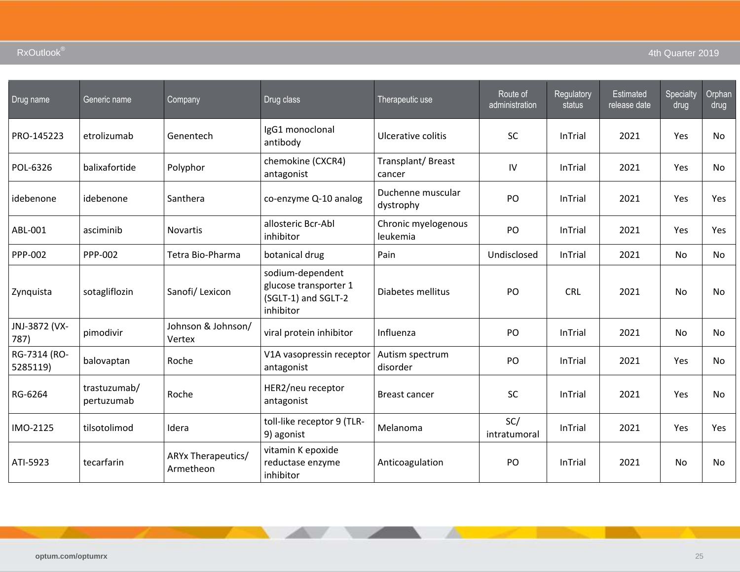| Drug name | Generic name | Company | Drug class | Therapeutic use | Route of administration | Regulatory status | Estimated release date | Specialty drug | Orphan drug |
|---|---|---|---|---|---|---|---|---|---|
| PRO-145223 | etrolizumab | Genentech | IgG1 monoclonal antibody | Ulcerative colitis | SC | InTrial | 2021 | Yes | No |
| POL-6326 | balixafortide | Polyphor | chemokine (CXCR4) antagonist | Transplant/ Breast cancer | IV | InTrial | 2021 | Yes | No |
| idebenone | idebenone | Santhera | co-enzyme Q-10 analog | Duchenne muscular dystrophy | PO | InTrial | 2021 | Yes | Yes |
| ABL-001 | asciminib | Novartis | allosteric Bcr-Abl inhibitor | Chronic myelogenous leukemia | PO | InTrial | 2021 | Yes | Yes |
| PPP-002 | PPP-002 | Tetra Bio-Pharma | botanical drug | Pain | Undisclosed | InTrial | 2021 | No | No |
| Zynquista | sotagliflozin | Sanofi/ Lexicon | sodium-dependent glucose transporter 1 (SGLT-1) and SGLT-2 inhibitor | Diabetes mellitus | PO | CRL | 2021 | No | No |
| JNJ-3872 (VX-787) | pimodivir | Johnson & Johnson/ Vertex | viral protein inhibitor | Influenza | PO | InTrial | 2021 | No | No |
| RG-7314 (RO-5285119) | balovaptan | Roche | V1A vasopressin receptor antagonist | Autism spectrum disorder | PO | InTrial | 2021 | Yes | No |
| RG-6264 | trastuzumab/ pertuzumab | Roche | HER2/neu receptor antagonist | Breast cancer | SC | InTrial | 2021 | Yes | No |
| IMO-2125 | tilsotolimod | Idera | toll-like receptor 9 (TLR-9) agonist | Melanoma | SC/ intratumoral | InTrial | 2021 | Yes | Yes |
| ATI-5923 | tecarfarin | ARYx Therapeutics/ Armetheon | vitamin K epoxide reductase enzyme inhibitor | Anticoagulation | PO | InTrial | 2021 | No | No |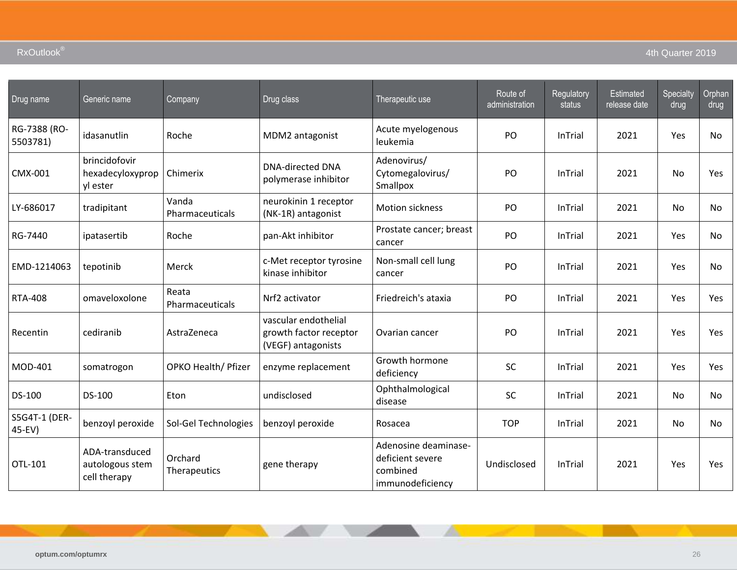| Drug name | Generic name | Company | Drug class | Therapeutic use | Route of administration | Regulatory status | Estimated release date | Specialty drug | Orphan drug |
|---|---|---|---|---|---|---|---|---|---|
| RG-7388 (RO-5503781) | idasanutlin | Roche | MDM2 antagonist | Acute myelogenous leukemia | PO | InTrial | 2021 | Yes | No |
| CMX-001 | brincidofovir hexadecyloxypropyl ester | Chimerix | DNA-directed DNA polymerase inhibitor | Adenovirus/ Cytomegalovirus/ Smallpox | PO | InTrial | 2021 | No | Yes |
| LY-686017 | tradipitant | Vanda Pharmaceuticals | neurokinin 1 receptor (NK-1R) antagonist | Motion sickness | PO | InTrial | 2021 | No | No |
| RG-7440 | ipatasertib | Roche | pan-Akt inhibitor | Prostate cancer; breast cancer | PO | InTrial | 2021 | Yes | No |
| EMD-1214063 | tepotinib | Merck | c-Met receptor tyrosine kinase inhibitor | Non-small cell lung cancer | PO | InTrial | 2021 | Yes | No |
| RTA-408 | omaveloxolone | Reata Pharmaceuticals | Nrf2 activator | Friedreich's ataxia | PO | InTrial | 2021 | Yes | Yes |
| Recentin | cediranib | AstraZeneca | vascular endothelial growth factor receptor (VEGF) antagonists | Ovarian cancer | PO | InTrial | 2021 | Yes | Yes |
| MOD-401 | somatrogon | OPKO Health/ Pfizer | enzyme replacement | Growth hormone deficiency | SC | InTrial | 2021 | Yes | Yes |
| DS-100 | DS-100 | Eton | undisclosed | Ophthalmological disease | SC | InTrial | 2021 | No | No |
| S5G4T-1 (DER-45-EV) | benzoyl peroxide | Sol-Gel Technologies | benzoyl peroxide | Rosacea | TOP | InTrial | 2021 | No | No |
| OTL-101 | ADA-transduced autologous stem cell therapy | Orchard Therapeutics | gene therapy | Adenosine deaminase-deficient severe combined immunodeficiency | Undisclosed | InTrial | 2021 | Yes | Yes |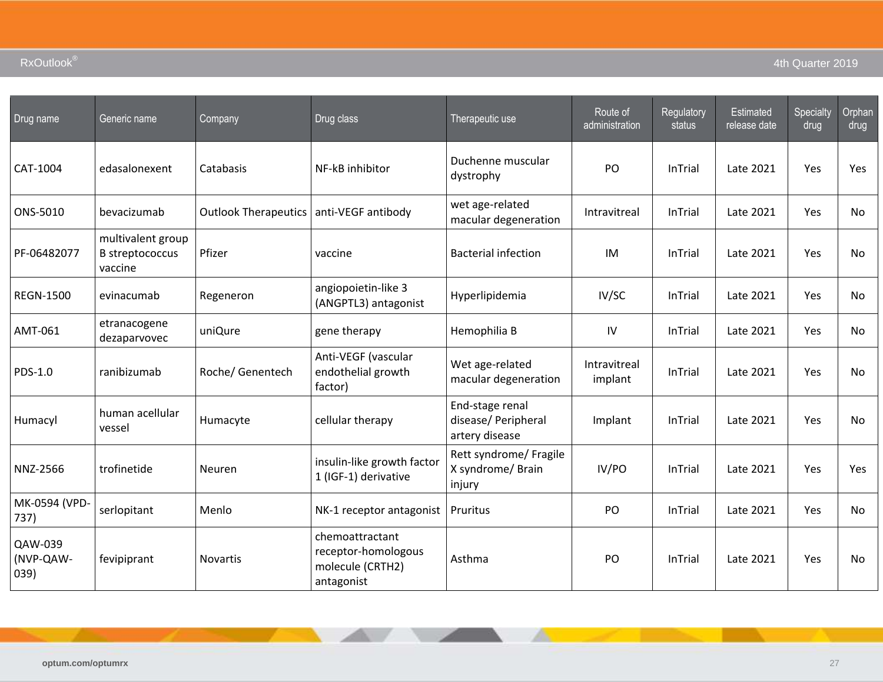| Drug name | Generic name | Company | Drug class | Therapeutic use | Route of administration | Regulatory status | Estimated release date | Specialty drug | Orphan drug |
|---|---|---|---|---|---|---|---|---|---|
| CAT-1004 | edasalonexent | Catabasis | NF-kB inhibitor | Duchenne muscular dystrophy | PO | InTrial | Late 2021 | Yes | Yes |
| ONS-5010 | bevacizumab | Outlook Therapeutics | anti-VEGF antibody | wet age-related macular degeneration | Intravitreal | InTrial | Late 2021 | Yes | No |
| PF-06482077 | multivalent group B streptococcus vaccine | Pfizer | vaccine | Bacterial infection | IM | InTrial | Late 2021 | Yes | No |
| REGN-1500 | evinacumab | Regeneron | angiopoietin-like 3 (ANGPTL3) antagonist | Hyperlipidemia | IV/SC | InTrial | Late 2021 | Yes | No |
| AMT-061 | etranacogene dezaparvovec | uniQure | gene therapy | Hemophilia B | IV | InTrial | Late 2021 | Yes | No |
| PDS-1.0 | ranibizumab | Roche/ Genentech | Anti-VEGF (vascular endothelial growth factor) | Wet age-related macular degeneration | Intravitreal implant | InTrial | Late 2021 | Yes | No |
| Humacyl | human acellular vessel | Humacyte | cellular therapy | End-stage renal disease/ Peripheral artery disease | Implant | InTrial | Late 2021 | Yes | No |
| NNZ-2566 | trofinetide | Neuren | insulin-like growth factor 1 (IGF-1) derivative | Rett syndrome/ Fragile X syndrome/ Brain injury | IV/PO | InTrial | Late 2021 | Yes | Yes |
| MK-0594 (VPD-737) | serlopitant | Menlo | NK-1 receptor antagonist | Pruritus | PO | InTrial | Late 2021 | Yes | No |
| QAW-039 (NVP-QAW-039) | fevipiprant | Novartis | chemoattractant receptor-homologous molecule (CRTH2) antagonist | Asthma | PO | InTrial | Late 2021 | Yes | No |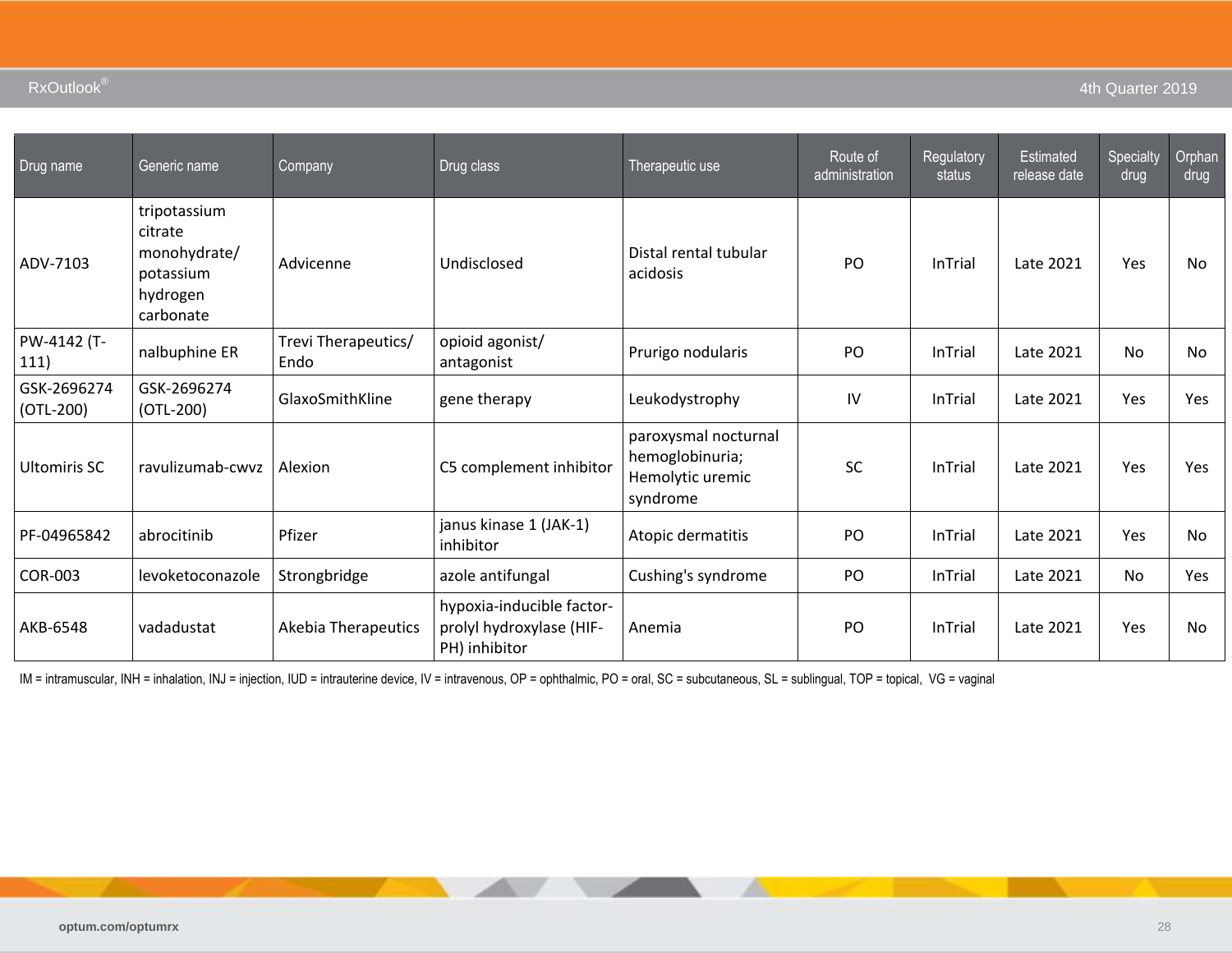| Drug name | Generic name | Company | Drug class | Therapeutic use | Route of administration | Regulatory status | Estimated release date | Specialty drug | Orphan drug |
|---|---|---|---|---|---|---|---|---|---|
| ADV-7103 | tripotassium citrate monohydrate/ potassium hydrogen carbonate | Advicenne | Undisclosed | Distal rental tubular acidosis | PO | InTrial | Late 2021 | Yes | No |
| PW-4142 (T-111) | nalbuphine ER | Trevi Therapeutics/ Endo | opioid agonist/ antagonist | Prurigo nodularis | PO | InTrial | Late 2021 | No | No |
| GSK-2696274 (OTL-200) | GSK-2696274 (OTL-200) | GlaxoSmithKline | gene therapy | Leukodystrophy | IV | InTrial | Late 2021 | Yes | Yes |
| Ultomiris SC | ravulizumab-cwvz | Alexion | C5 complement inhibitor | paroxysmal nocturnal hemoglobinuria; Hemolytic uremic syndrome | SC | InTrial | Late 2021 | Yes | Yes |
| PF-04965842 | abrocitinib | Pfizer | janus kinase 1 (JAK-1) inhibitor | Atopic dermatitis | PO | InTrial | Late 2021 | Yes | No |
| COR-003 | levoketoconazole | Strongbridge | azole antifungal | Cushing's syndrome | PO | InTrial | Late 2021 | No | Yes |
| AKB-6548 | vadadustat | Akebia Therapeutics | hypoxia-inducible factor-prolyl hydroxylase (HIF-PH) inhibitor | Anemia | PO | InTrial | Late 2021 | Yes | No |

IM = intramuscular, INH = inhalation, INJ = injection, IUD = intrauterine device, IV = intravenous, OP = ophthalmic, PO = oral, SC = subcutaneous, SL = sublingual, TOP = topical, VG = vaginal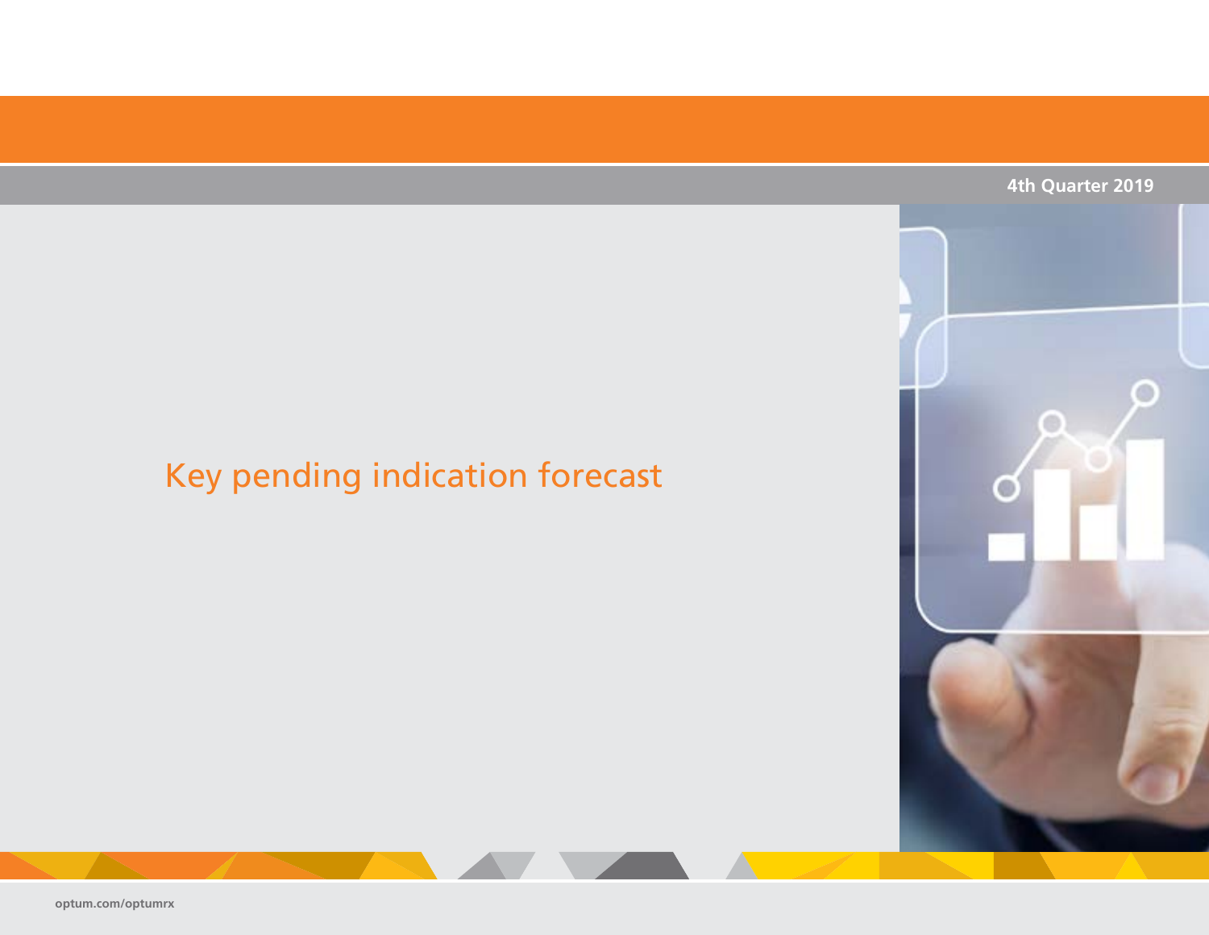# Key pending indication forecast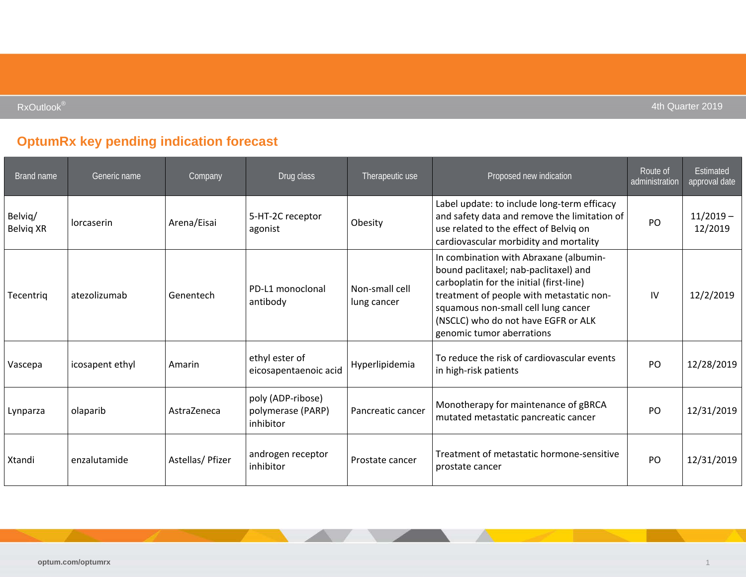## OptumRx key pending indication forecast

| Brand name | Generic name | Company | Drug class | Therapeutic use | Proposed new indication | Route of administration | Estimated approval date |
|---|---|---|---|---|---|---|---|
| Belviq/ Belviq XR | lorcaserin | Arena/Eisai | 5-HT-2C receptor agonist | Obesity | Label update: to include long-term efficacy and safety data and remove the limitation of use related to the effect of Belviq on cardiovascular morbidity and mortality | PO | 11/2019 – 12/2019 |
| Tecentriq | atezolizumab | Genentech | PD-L1 monoclonal antibody | Non-small cell lung cancer | In combination with Abraxane (albumin-bound paclitaxel; nab-paclitaxel) and carboplatin for the initial (first-line) treatment of people with metastatic non-squamous non-small cell lung cancer (NSCLC) who do not have EGFR or ALK genomic tumor aberrations | IV | 12/2/2019 |
| Vascepa | icosapent ethyl | Amarin | ethyl ester of eicosapentaenoic acid | Hyperlipidemia | To reduce the risk of cardiovascular events in high-risk patients | PO | 12/28/2019 |
| Lynparza | olaparib | AstraZeneca | poly (ADP-ribose) polymerase (PARP) inhibitor | Pancreatic cancer | Monotherapy for maintenance of gBRCA mutated metastatic pancreatic cancer | PO | 12/31/2019 |
| Xtandi | enzalutamide | Astellas/ Pfizer | androgen receptor inhibitor | Prostate cancer | Treatment of metastatic hormone-sensitive prostate cancer | PO | 12/31/2019 |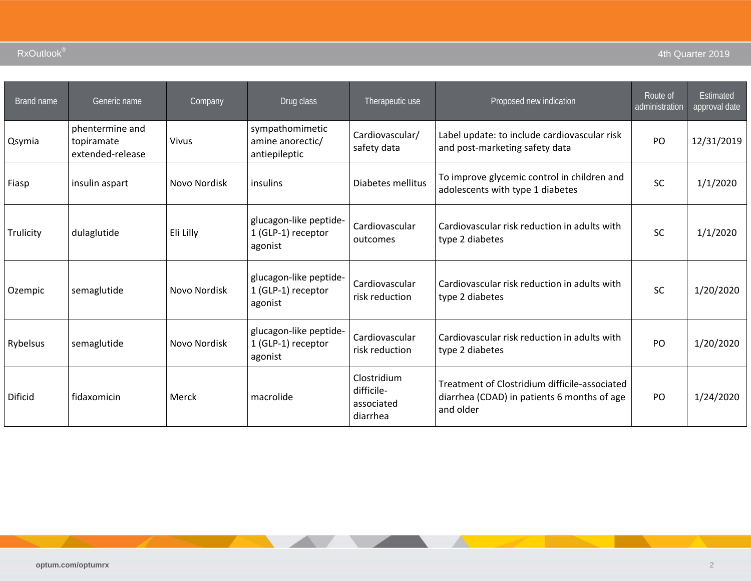| Brand name | Generic name | Company | Drug class | Therapeutic use | Proposed new indication | Route of administration | Estimated approval date |
| --- | --- | --- | --- | --- | --- | --- | --- |
| Qsymia | phentermine and topiramate extended-release | Vivus | sympathomimetic amine anorectic/ antiepileptic | Cardiovascular/ safety data | Label update: to include cardiovascular risk and post-marketing safety data | PO | 12/31/2019 |
| Fiasp | insulin aspart | Novo Nordisk | insulins | Diabetes mellitus | To improve glycemic control in children and adolescents with type 1 diabetes | SC | 1/1/2020 |
| Trulicity | dulaglutide | Eli Lilly | glucagon-like peptide-1 (GLP-1) receptor agonist | Cardiovascular outcomes | Cardiovascular risk reduction in adults with type 2 diabetes | SC | 1/1/2020 |
| Ozempic | semaglutide | Novo Nordisk | glucagon-like peptide-1 (GLP-1) receptor agonist | Cardiovascular risk reduction | Cardiovascular risk reduction in adults with type 2 diabetes | SC | 1/20/2020 |
| Rybelsus | semaglutide | Novo Nordisk | glucagon-like peptide-1 (GLP-1) receptor agonist | Cardiovascular risk reduction | Cardiovascular risk reduction in adults with type 2 diabetes | PO | 1/20/2020 |
| Dificid | fidaxomicin | Merck | macrolide | Clostridium difficile-associated diarrhea | Treatment of Clostridium difficile-associated diarrhea (CDAD) in patients 6 months of age and older | PO | 1/24/2020 |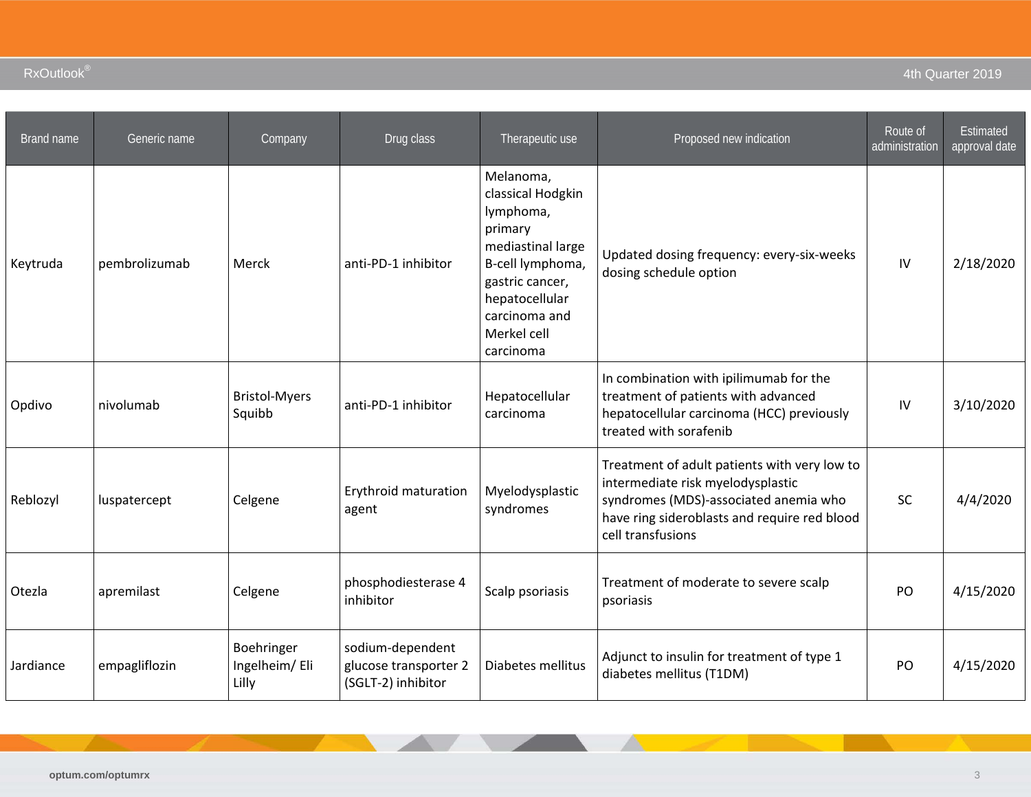| Brand name | Generic name | Company | Drug class | Therapeutic use | Proposed new indication | Route of administration | Estimated approval date |
|---|---|---|---|---|---|---|---|
| Keytruda | pembrolizumab | Merck | anti-PD-1 inhibitor | Melanoma, classical Hodgkin lymphoma, primary mediastinal large B-cell lymphoma, gastric cancer, hepatocellular carcinoma and Merkel cell carcinoma | Updated dosing frequency: every-six-weeks dosing schedule option | IV | 2/18/2020 |
| Opdivo | nivolumab | Bristol-Myers Squibb | anti-PD-1 inhibitor | Hepatocellular carcinoma | In combination with ipilimumab for the treatment of patients with advanced hepatocellular carcinoma (HCC) previously treated with sorafenib | IV | 3/10/2020 |
| Reblozyl | luspatercept | Celgene | Erythroid maturation agent | Myelodysplastic syndromes | Treatment of adult patients with very low to intermediate risk myelodysplastic syndromes (MDS)-associated anemia who have ring sideroblasts and require red blood cell transfusions | SC | 4/4/2020 |
| Otezla | apremilast | Celgene | phosphodiesterase 4 inhibitor | Scalp psoriasis | Treatment of moderate to severe scalp psoriasis | PO | 4/15/2020 |
| Jardiance | empagliflozin | Boehringer Ingelheim/ Eli Lilly | sodium-dependent glucose transporter 2 (SGLT-2) inhibitor | Diabetes mellitus | Adjunct to insulin for treatment of type 1 diabetes mellitus (T1DM) | PO | 4/15/2020 |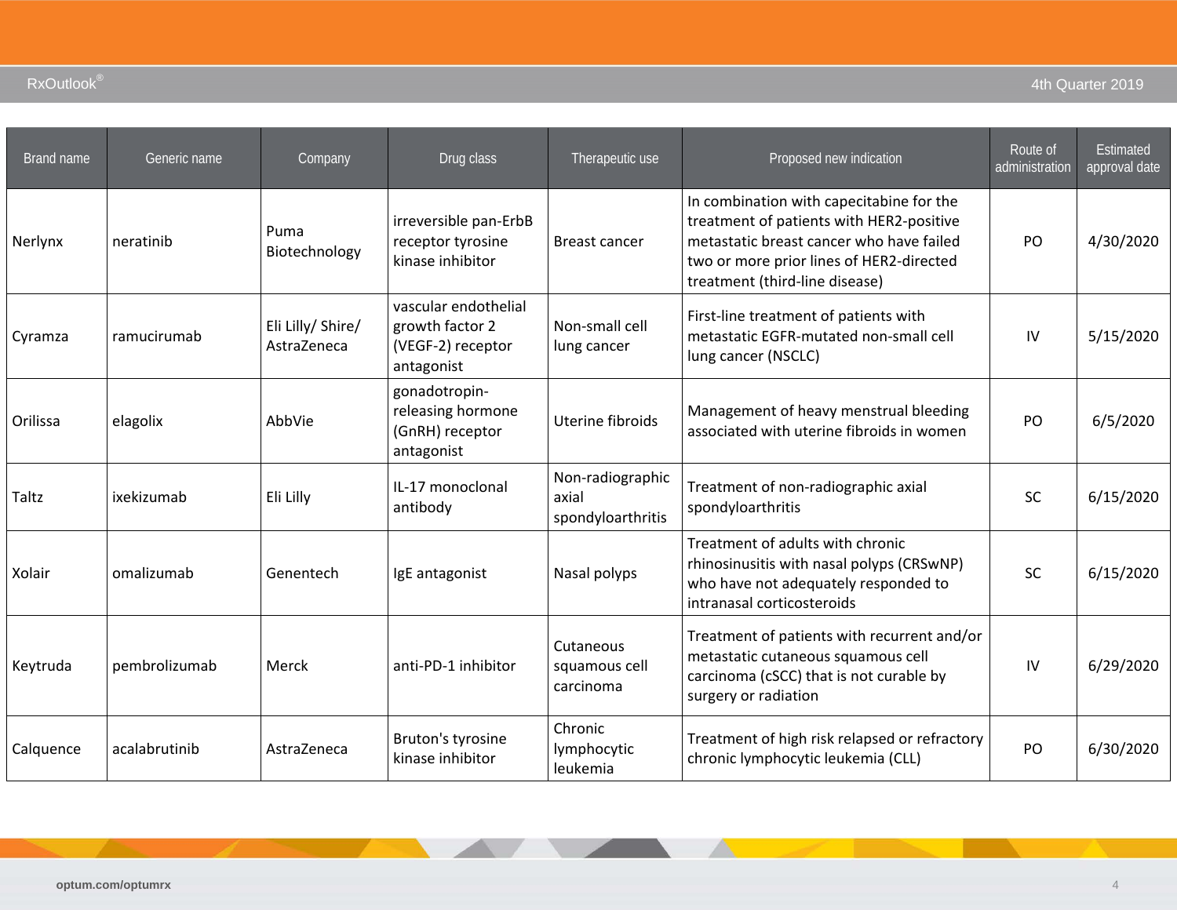| Brand name | Generic name | Company | Drug class | Therapeutic use | Proposed new indication | Route of administration | Estimated approval date |
|---|---|---|---|---|---|---|---|
| Nerlynx | neratinib | Puma Biotechnology | irreversible pan-ErbB receptor tyrosine kinase inhibitor | Breast cancer | In combination with capecitabine for the treatment of patients with HER2-positive metastatic breast cancer who have failed two or more prior lines of HER2-directed treatment (third-line disease) | PO | 4/30/2020 |
| Cyramza | ramucirumab | Eli Lilly/ Shire/ AstraZeneca | vascular endothelial growth factor 2 (VEGF-2) receptor antagonist | Non-small cell lung cancer | First-line treatment of patients with metastatic EGFR-mutated non-small cell lung cancer (NSCLC) | IV | 5/15/2020 |
| Orilissa | elagolix | AbbVie | gonadotropin-releasing hormone (GnRH) receptor antagonist | Uterine fibroids | Management of heavy menstrual bleeding associated with uterine fibroids in women | PO | 6/5/2020 |
| Taltz | ixekizumab | Eli Lilly | IL-17 monoclonal antibody | Non-radiographic axial spondyloarthritis | Treatment of non-radiographic axial spondyloarthritis | SC | 6/15/2020 |
| Xolair | omalizumab | Genentech | IgE antagonist | Nasal polyps | Treatment of adults with chronic rhinosinusitis with nasal polyps (CRSwNP) who have not adequately responded to intranasal corticosteroids | SC | 6/15/2020 |
| Keytruda | pembrolizumab | Merck | anti-PD-1 inhibitor | Cutaneous squamous cell carcinoma | Treatment of patients with recurrent and/or metastatic cutaneous squamous cell carcinoma (cSCC) that is not curable by surgery or radiation | IV | 6/29/2020 |
| Calquence | acalabrutinib | AstraZeneca | Bruton's tyrosine kinase inhibitor | Chronic lymphocytic leukemia | Treatment of high risk relapsed or refractory chronic lymphocytic leukemia (CLL) | PO | 6/30/2020 |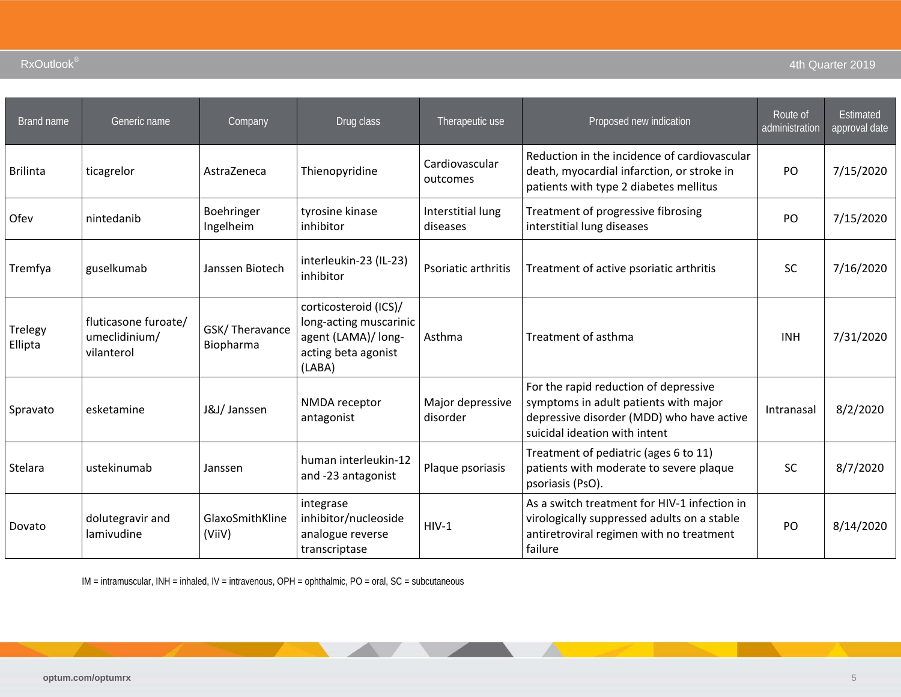| Brand name | Generic name | Company | Drug class | Therapeutic use | Proposed new indication | Route of administration | Estimated approval date |
|---|---|---|---|---|---|---|---|
| Brilinta | ticagrelor | AstraZeneca | Thienopyridine | Cardiovascular outcomes | Reduction in the incidence of cardiovascular death, myocardial infarction, or stroke in patients with type 2 diabetes mellitus | PO | 7/15/2020 |
| Ofev | nintedanib | Boehringer Ingelheim | tyrosine kinase inhibitor | Interstitial lung diseases | Treatment of progressive fibrosing interstitial lung diseases | PO | 7/15/2020 |
| Tremfya | guselkumab | Janssen Biotech | interleukin-23 (IL-23) inhibitor | Psoriatic arthritis | Treatment of active psoriatic arthritis | SC | 7/16/2020 |
| Trelegy Ellipta | fluticasone furoate/ umeclidinium/ vilanterol | GSK/ Theravance Biopharma | corticosteroid (ICS)/ long-acting muscarinic agent (LAMA)/ long-acting beta agonist (LABA) | Asthma | Treatment of asthma | INH | 7/31/2020 |
| Spravato | esketamine | J&J/ Janssen | NMDA receptor antagonist | Major depressive disorder | For the rapid reduction of depressive symptoms in adult patients with major depressive disorder (MDD) who have active suicidal ideation with intent | Intranasal | 8/2/2020 |
| Stelara | ustekinumab | Janssen | human interleukin-12 and -23 antagonist | Plaque psoriasis | Treatment of pediatric (ages 6 to 11) patients with moderate to severe plaque psoriasis (PsO). | SC | 8/7/2020 |
| Dovato | dolutegravir and lamivudine | GlaxoSmithKline (ViiV) | integrase inhibitor/nucleoside analogue reverse transcriptase | HIV-1 | As a switch treatment for HIV-1 infection in virologically suppressed adults on a stable antiretroviral regimen with no treatment failure | PO | 8/14/2020 |

IM = intramuscular, INH = inhaled, IV = intravenous, OPH = ophthalmic, PO = oral, SC = subcutaneous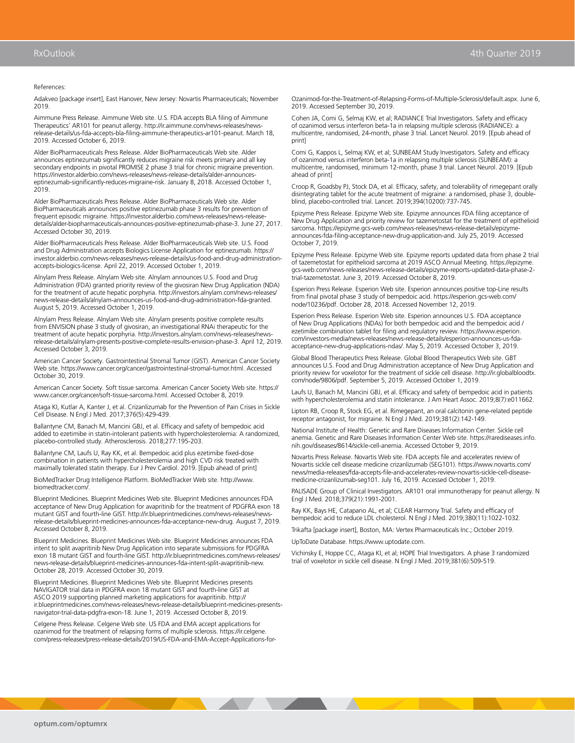References:

Adakveo [package insert], East Hanover, New Jersey: Novartis Pharmaceuticals; November 2019.

Aimmune Press Release. Aimmune Web site. U.S. FDA accepts BLA filing of Aimmune Therapeutics' AR101 for peanut allergy. http://ir.aimmune.com/news-releases/news-release-details/us-fda-accepts-bla-filing-aimmune-therapeutics-ar101-peanut. March 18, 2019. Accessed October 6, 2019.

Alder BioPharmaceuticals Press Release. Alder BioPharmaceuticals Web site. Alder announces eptinezumab significantly reduces migraine risk meets primary and all key secondary endpoints in pivotal PROMISE 2 phase 3 trial for chronic migraine prevention. https://investor.alderbio.com/news-releases/news-release-details/alder-announces-eptinezumab-significantly-reduces-migraine-risk. January 8, 2018. Accessed October 1, 2019.

Alder BioPharmaceuticals Press Release. Alder BioPharmaceuticals Web site. Alder BioPharmaceuticals announces positive eptinezumab phase 3 results for prevention of frequent episodic migraine. https://investor.alderbio.com/news-releases/news-release-details/alder-biopharmaceuticals-announces-positive-eptinezumab-phase-3. June 27, 2017. Accessed October 30, 2019.

Alder BioPharmaceuticals Press Release. Alder BioPharmaceuticals Web site. U.S. Food and Drug Administration accepts Biologics License Application for eptinezumab. https://investor.alderbio.com/news-releases/news-release-details/us-food-and-drug-administration-accepts-biologics-license. April 22, 2019. Accessed October 1, 2019.

Alnylam Press Release. Alnylam Web site. Alnylam announces U.S. Food and Drug Administration (FDA) granted priority review of the givosiran New Drug Application (NDA) for the treatment of acute hepatic porphyria. http://investors.alnylam.com/news-releases/news-release-details/alnylam-announces-us-food-and-drug-administration-fda-granted. August 5, 2019. Accessed October 1, 2019.

Alnylam Press Release. Alnylam Web site. Alnylam presents positive complete results from ENVISION phase 3 study of givosiran, an investigational RNAi therapeutic for the treatment of acute hepatic porphyria. http://investors.alnylam.com/news-releases/news-release-details/alnylam-presents-positive-complete-results-envision-phase-3. April 12, 2019. Accessed October 3, 2019.

American Cancer Society. Gastrointestinal Stromal Tumor (GIST). American Cancer Society Web site. https://www.cancer.org/cancer/gastrointestinal-stromal-tumor.html. Accessed October 30, 2019.

American Cancer Society. Soft tissue sarcoma. American Cancer Society Web site. https://www.cancer.org/cancer/soft-tissue-sarcoma.html. Accessed October 8, 2019.

Ataga KI, Kutlar A, Kanter J, et al. Crizanlizumab for the Prevention of Pain Crises in Sickle Cell Disease. N Engl J Med. 2017;376(5):429-439.

Ballantyne CM, Banach M, Mancini GBJ, et al. Efficacy and safety of bempedoic acid added to ezetimibe in statin-intolerant patients with hypercholesterolemia: A randomized, placebo-controlled study. Atherosclerosis. 2018;277:195-203.

Ballantyne CM, Laufs U, Ray KK, et al. Bempedoic acid plus ezetimibe fixed-dose combination in patients with hypercholesterolemia and high CVD risk treated with maximally tolerated statin therapy. Eur J Prev Cardiol. 2019. [Epub ahead of print]

BioMedTracker Drug Intelligence Platform. BioMedTracker Web site. http://www.biomedtracker.com/.

Blueprint Medicines. Blueprint Medicines Web site. Blueprint Medicines announces FDA acceptance of New Drug Application for avapritinib for the treatment of PDGFRA exon 18 mutant GIST and fourth-line GIST. http://ir.blueprintmedicines.com/news-releases/news-release-details/blueprint-medicines-announces-fda-acceptance-new-drug. August 7, 2019. Accessed October 8, 2019.

Blueprint Medicines. Blueprint Medicines Web site. Blueprint Medicines announces FDA intent to split avapritinib New Drug Application into separate submissions for PDGFRA exon 18 mutant GIST and fourth-line GIST. http://ir.blueprintmedicines.com/news-releases/news-release-details/blueprint-medicines-announces-fda-intent-split-avapritinib-new. October 28, 2019. Accessed October 30, 2019.

Blueprint Medicines. Blueprint Medicines Web site. Blueprint Medicines presents NAVIGATOR trial data in PDGFRA exon 18 mutant GIST and fourth-line GIST at ASCO 2019 supporting planned marketing applications for avapritinib. http://ir.blueprintmedicines.com/news-releases/news-release-details/blueprint-medicines-presents-navigator-trial-data-pdgfra-exon-18. June 1, 2019. Accessed October 8, 2019.

Celgene Press Release. Celgene Web site. US FDA and EMA accept applications for ozanimod for the treatment of relapsing forms of multiple sclerosis. https://ir.celgene.com/press-releases/press-release-details/2019/US-FDA-and-EMA-Accept-Applications-for-Ozanimod-for-the-Treatment-of-Relapsing-Forms-of-Multiple-Sclerosis/default.aspx. June 6, 2019. Accessed September 30, 2019.

Cohen JA, Comi G, Selmaj KW, et al; RADIANCE Trial Investigators. Safety and efficacy of ozanimod versus interferon beta-1a in relapsing multiple sclerosis (RADIANCE): a multicentre, randomised, 24-month, phase 3 trial. Lancet Neurol. 2019. [Epub ahead of print]

Comi G, Kappos L, Selmaj KW, et al; SUNBEAM Study Investigators. Safety and efficacy of ozanimod versus interferon beta-1a in relapsing multiple sclerosis (SUNBEAM): a multicentre, randomised, minimum 12-month, phase 3 trial. Lancet Neurol. 2019. [Epub ahead of print]

Croop R, Goadsby PJ, Stock DA, et al. Efficacy, safety, and tolerability of rimegepant orally disintegrating tablet for the acute treatment of migraine: a randomised, phase 3, double-blind, placebo-controlled trial. Lancet. 2019;394(10200):737-745.

Epizyme Press Release. Epizyme Web site. Epizyme announces FDA filing acceptance of New Drug Application and priority review for tazemetostat for the treatment of epithelioid sarcoma. https://epizyme.gcs-web.com/news-releases/news-release-details/epizyme-announces-fda-filing-acceptance-new-drug-application-and. July 25, 2019. Accessed October 7, 2019.

Epizyme Press Release. Epizyme Web site. Epizyme reports updated data from phase 2 trial of tazemetostat for epithelioid sarcoma at 2019 ASCO Annual Meeting. https://epizyme.gcs-web.com/news-releases/news-release-details/epizyme-reports-updated-data-phase-2-trial-tazemetostat. June 3, 2019. Accessed October 8, 2019.

Esperion Press Release. Esperion Web site. Esperion announces positive top-Line results from final pivotal phase 3 study of bempedoic acid. https://esperion.gcs-web.com/node/10236/pdf. October 28, 2018. Accessed November 12, 2019.

Esperion Press Release. Esperion Web site. Esperion announces U.S. FDA acceptance of New Drug Applications (NDAs) for both bempedoic acid and the bempedoic acid / ezetimibe combination tablet for filing and regulatory review. https://www.esperion.com/investors-media/news-releases/news-release-details/esperion-announces-us-fda-acceptance-new-drug-applications-ndas/. May 5, 2019. Accessed October 3, 2019.

Global Blood Therapeutics Press Release. Global Blood Therapeutics Web site. GBT announces U.S. Food and Drug Administration acceptance of New Drug Application and priority review for voxelotor for the treatment of sickle cell disease. http://ir.globalbloodtx.com/node/9806/pdf. September 5, 2019. Accessed October 1, 2019.

Laufs U, Banach M, Mancini GBJ, et al. Efficacy and safety of bempedoic acid in patients with hypercholesterolemia and statin intolerance. J Am Heart Assoc. 2019;8(7):e011662.

Lipton RB, Croop R, Stock EG, et al. Rimegepant, an oral calcitonin gene-related peptide receptor antagonist, for migraine. N Engl J Med. 2019;381(2):142-149.

National Institute of Health: Genetic and Rare Diseases Information Center. Sickle cell anemia. Genetic and Rare Diseases Information Center Web site. https://rarediseases.info.nih.gov/diseases/8614/sickle-cell-anemia. Accessed October 9, 2019.

Novartis Press Release. Novartis Web site. FDA accepts file and accelerates review of Novartis sickle cell disease medicine crizanlizumab (SEG101). https://www.novartis.com/news/media-releases/fda-accepts-file-and-accelerates-review-novartis-sickle-cell-disease-medicine-crizanlizumab-seg101. July 16, 2019. Accessed October 1, 2019.

PALISADE Group of Clinical Investigators. AR101 oral immunotherapy for peanut allergy. N Engl J Med. 2018;379(21):1991-2001.

Ray KK, Bays HE, Catapano AL, et al; CLEAR Harmony Trial. Safety and efficacy of bempedoic acid to reduce LDL cholesterol. N Engl J Med. 2019;380(11):1022-1032.

Trikafta [package insert], Boston, MA: Vertex Pharmaceuticals Inc.; October 2019.

UpToDate Database. https://www.uptodate.com.

Vichinsky E, Hoppe CC, Ataga KI, et al; HOPE Trial Investigators. A phase 3 randomized trial of voxelotor in sickle cell disease. N Engl J Med. 2019;381(6):509-519.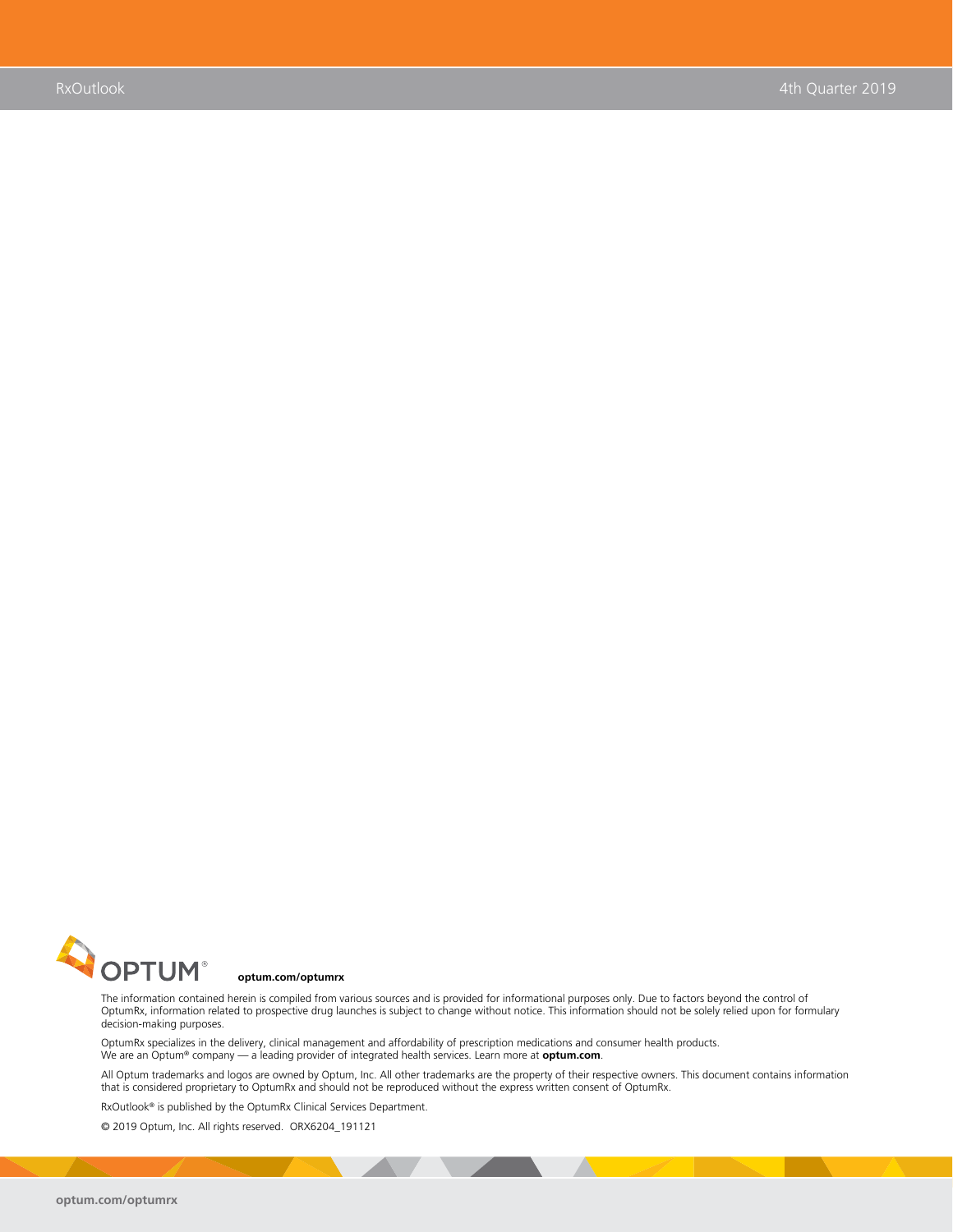OPTUM®

**optum.com/optumrx**

The information contained herein is compiled from various sources and is provided for informational purposes only. Due to factors beyond the control of OptumRx, information related to prospective drug launches is subject to change without notice. This information should not be solely relied upon for formulary decision-making purposes.

OptumRx specializes in the delivery, clinical management and affordability of prescription medications and consumer health products. We are an Optum® company — a leading provider of integrated health services. Learn more at **optum.com**.

All Optum trademarks and logos are owned by Optum, Inc. All other trademarks are the property of their respective owners. This document contains information that is considered proprietary to OptumRx and should not be reproduced without the express written consent of OptumRx.

RxOutlook® is published by the OptumRx Clinical Services Department.

© 2019 Optum, Inc. All rights reserved. ORX6204_191121